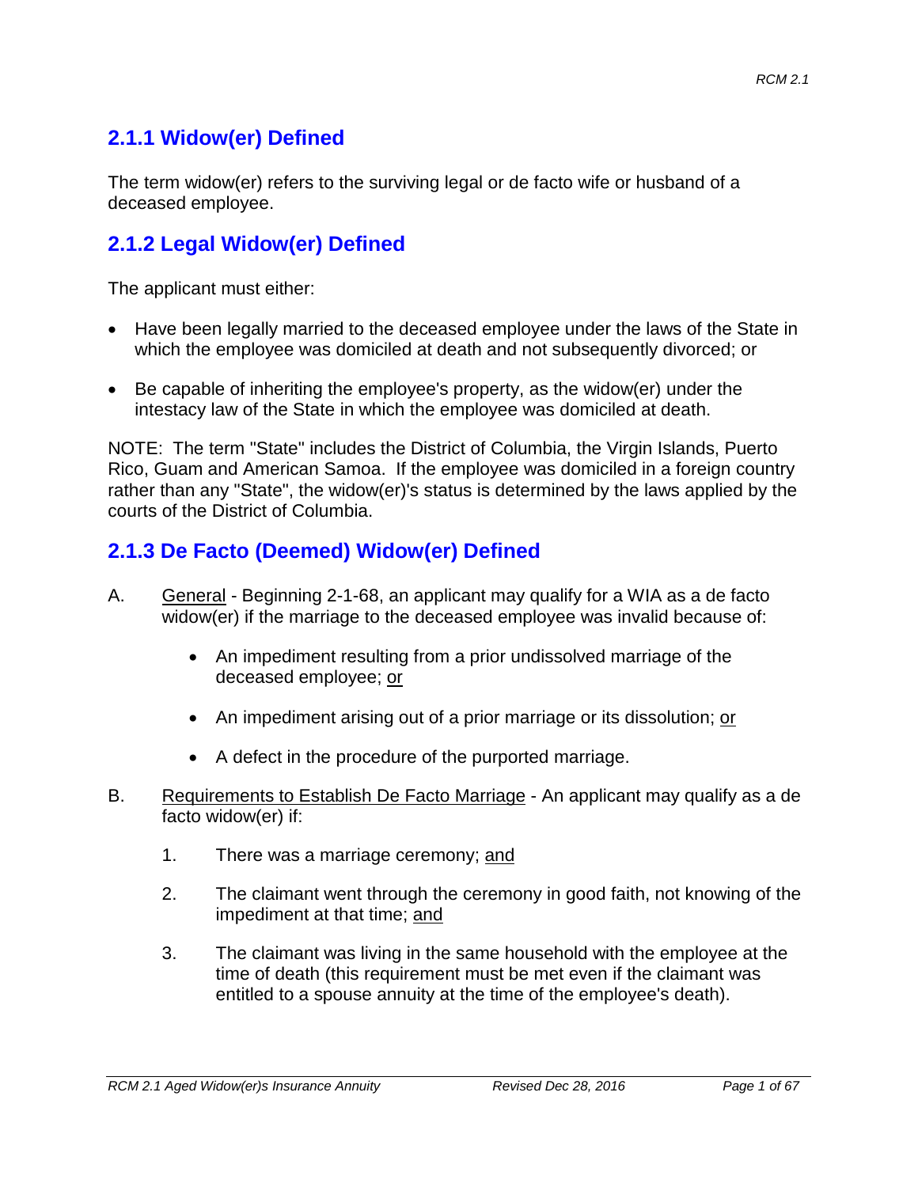## 2.1.1 Widow(er) Defined

The term widow(er) refers to the surviving legal or de facto wife or husband of a deceased employee.

## 2.1.2 Legal Widow(er) Defined

The applicant must either:

- Have been legally married to the deceased employee under the laws of the State in which the employee was domiciled at death and not subsequently divorced; or
- Be capable of inheriting the employee's property, as the widow(er) under the intestacy law of the State in which the employee was domiciled at death.

NOTE: The term "State" includes the District of Columbia, the Virgin Islands, Puerto Rico, Guam and American Samoa. If the employee was domiciled in a foreign country rather than any "State", the widow(er)'s status is determined by the laws applied by the courts of the District of Columbia.

## 2.1.3 De Facto (Deemed) Widow(er) Defined

A. General - Beginning 2-1-68, an applicant may qualify for a WIA as a de facto widow(er) if the marriage to the deceased employee was invalid because of:

- An impediment resulting from a prior undissolved marriage of the deceased employee; or
- An impediment arising out of a prior marriage or its dissolution; or
- A defect in the procedure of the purported marriage.

B. Requirements to Establish De Facto Marriage - An applicant may qualify as a de facto widow(er) if:

1. There was a marriage ceremony; and
2. The claimant went through the ceremony in good faith, not knowing of the impediment at that time; and
3. The claimant was living in the same household with the employee at the time of death (this requirement must be met even if the claimant was entitled to a spouse annuity at the time of the employee's death).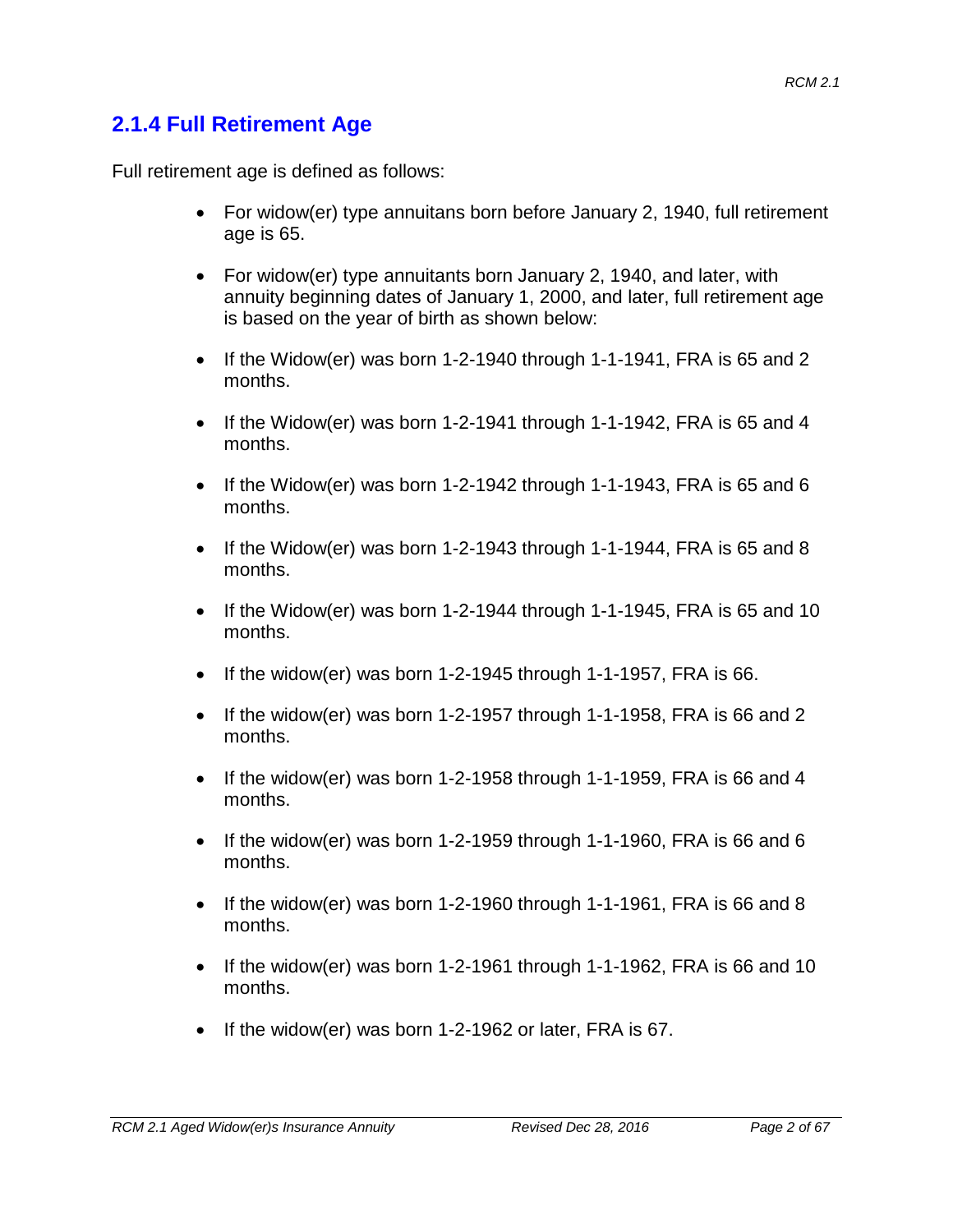## 2.1.4 Full Retirement Age

Full retirement age is defined as follows:

- For widow(er) type annuitans born before January 2, 1940, full retirement age is 65.
- For widow(er) type annuitants born January 2, 1940, and later, with annuity beginning dates of January 1, 2000, and later, full retirement age is based on the year of birth as shown below:
- If the Widow(er) was born 1-2-1940 through 1-1-1941, FRA is 65 and 2 months.
- If the Widow(er) was born 1-2-1941 through 1-1-1942, FRA is 65 and 4 months.
- If the Widow(er) was born 1-2-1942 through 1-1-1943, FRA is 65 and 6 months.
- If the Widow(er) was born 1-2-1943 through 1-1-1944, FRA is 65 and 8 months.
- If the Widow(er) was born 1-2-1944 through 1-1-1945, FRA is 65 and 10 months.
- If the widow(er) was born 1-2-1945 through 1-1-1957, FRA is 66.
- If the widow(er) was born 1-2-1957 through 1-1-1958, FRA is 66 and 2 months.
- If the widow(er) was born 1-2-1958 through 1-1-1959, FRA is 66 and 4 months.
- If the widow(er) was born 1-2-1959 through 1-1-1960, FRA is 66 and 6 months.
- If the widow(er) was born 1-2-1960 through 1-1-1961, FRA is 66 and 8 months.
- If the widow(er) was born 1-2-1961 through 1-1-1962, FRA is 66 and 10 months.
- If the widow(er) was born 1-2-1962 or later, FRA is 67.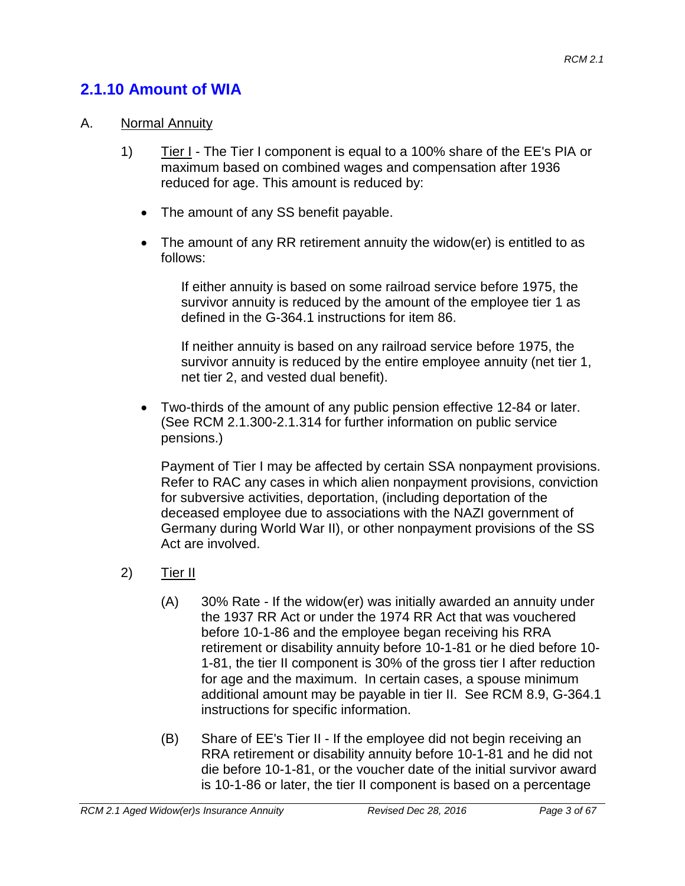## 2.1.10 Amount of WIA

A. Normal Annuity

1) Tier I - The Tier I component is equal to a 100% share of the EE's PIA or maximum based on combined wages and compensation after 1936 reduced for age. This amount is reduced by:

- The amount of any SS benefit payable.
- The amount of any RR retirement annuity the widow(er) is entitled to as follows:

  If either annuity is based on some railroad service before 1975, the survivor annuity is reduced by the amount of the employee tier 1 as defined in the G-364.1 instructions for item 86.

  If neither annuity is based on any railroad service before 1975, the survivor annuity is reduced by the entire employee annuity (net tier 1, net tier 2, and vested dual benefit).

- Two-thirds of the amount of any public pension effective 12-84 or later. (See RCM 2.1.300-2.1.314 for further information on public service pensions.)

  Payment of Tier I may be affected by certain SSA nonpayment provisions. Refer to RAC any cases in which alien nonpayment provisions, conviction for subversive activities, deportation, (including deportation of the deceased employee due to associations with the NAZI government of Germany during World War II), or other nonpayment provisions of the SS Act are involved.

2) Tier II

(A) 30% Rate - If the widow(er) was initially awarded an annuity under the 1937 RR Act or under the 1974 RR Act that was vouchered before 10-1-86 and the employee began receiving his RRA retirement or disability annuity before 10-1-81 or he died before 10-1-81, the tier II component is 30% of the gross tier I after reduction for age and the maximum. In certain cases, a spouse minimum additional amount may be payable in tier II. See RCM 8.9, G-364.1 instructions for specific information.

(B) Share of EE's Tier II - If the employee did not begin receiving an RRA retirement or disability annuity before 10-1-81 and he did not die before 10-1-81, or the voucher date of the initial survivor award is 10-1-86 or later, the tier II component is based on a percentage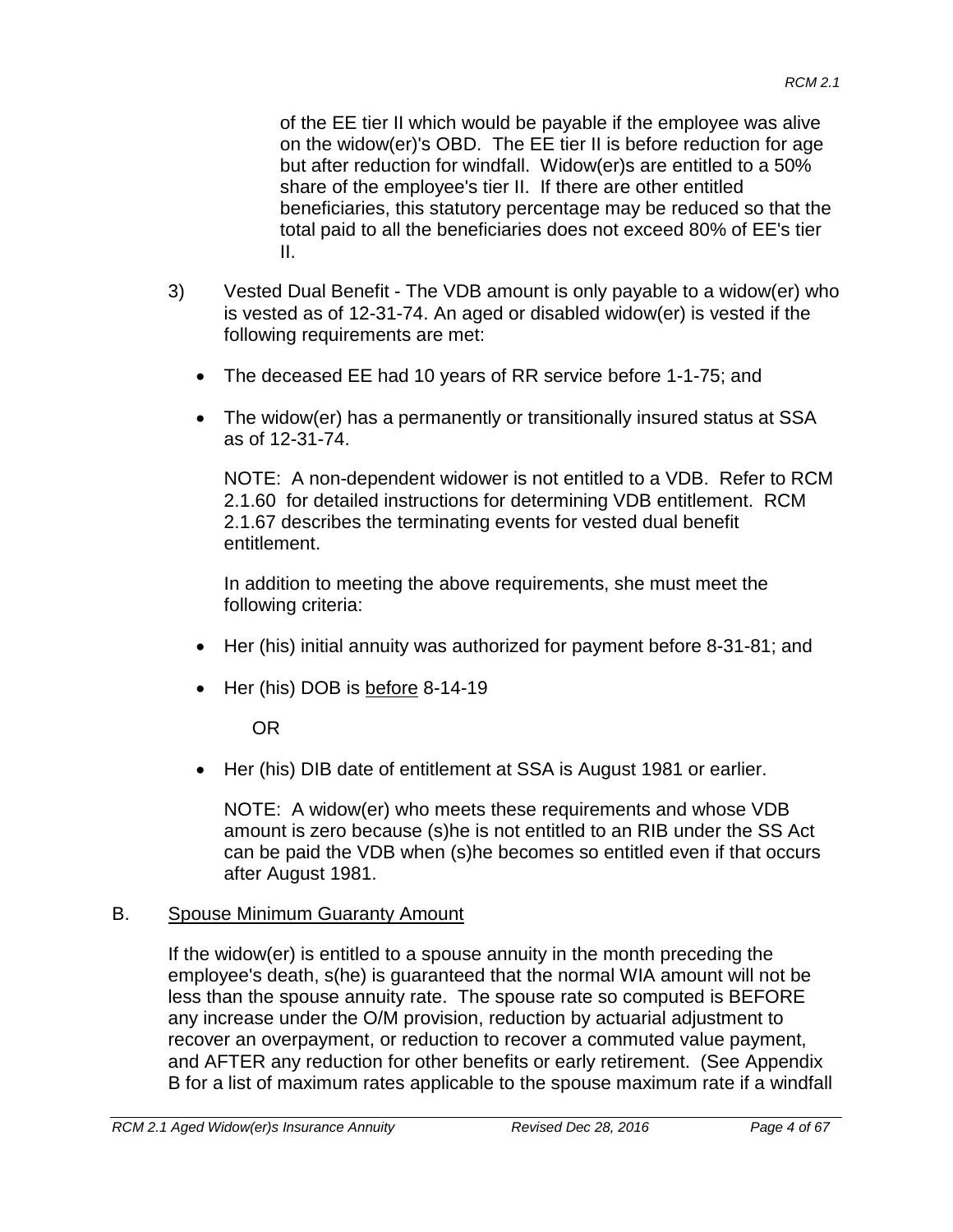of the EE tier II which would be payable if the employee was alive on the widow(er)'s OBD. The EE tier II is before reduction for age but after reduction for windfall. Widow(er)s are entitled to a 50% share of the employee's tier II. If there are other entitled beneficiaries, this statutory percentage may be reduced so that the total paid to all the beneficiaries does not exceed 80% of EE's tier II.

3) Vested Dual Benefit - The VDB amount is only payable to a widow(er) who is vested as of 12-31-74. An aged or disabled widow(er) is vested if the following requirements are met:

   - The deceased EE had 10 years of RR service before 1-1-75; and
   - The widow(er) has a permanently or transitionally insured status at SSA as of 12-31-74.

   NOTE: A non-dependent widower is not entitled to a VDB. Refer to RCM 2.1.60 for detailed instructions for determining VDB entitlement. RCM 2.1.67 describes the terminating events for vested dual benefit entitlement.

   In addition to meeting the above requirements, she must meet the following criteria:

   - Her (his) initial annuity was authorized for payment before 8-31-81; and
   - Her (his) DOB is <u>before</u> 8-14-19

     OR

   - Her (his) DIB date of entitlement at SSA is August 1981 or earlier.

   NOTE: A widow(er) who meets these requirements and whose VDB amount is zero because (s)he is not entitled to an RIB under the SS Act can be paid the VDB when (s)he becomes so entitled even if that occurs after August 1981.

B. <u>Spouse Minimum Guaranty Amount</u>

If the widow(er) is entitled to a spouse annuity in the month preceding the employee's death, s(he) is guaranteed that the normal WIA amount will not be less than the spouse annuity rate. The spouse rate so computed is BEFORE any increase under the O/M provision, reduction by actuarial adjustment to recover an overpayment, or reduction to recover a commuted value payment, and AFTER any reduction for other benefits or early retirement. (See Appendix B for a list of maximum rates applicable to the spouse maximum rate if a windfall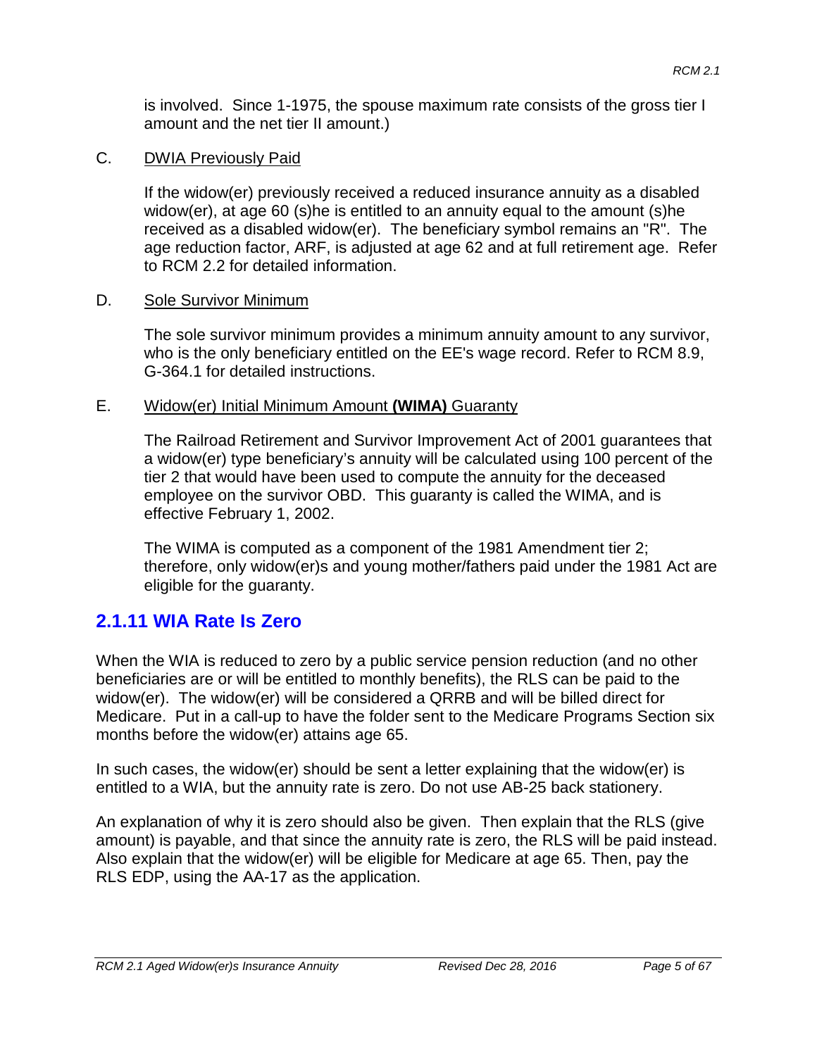is involved. Since 1-1975, the spouse maximum rate consists of the gross tier I amount and the net tier II amount.)

C. DWIA Previously Paid

If the widow(er) previously received a reduced insurance annuity as a disabled widow(er), at age 60 (s)he is entitled to an annuity equal to the amount (s)he received as a disabled widow(er). The beneficiary symbol remains an "R". The age reduction factor, ARF, is adjusted at age 62 and at full retirement age. Refer to RCM 2.2 for detailed information.

D. Sole Survivor Minimum

The sole survivor minimum provides a minimum annuity amount to any survivor, who is the only beneficiary entitled on the EE's wage record. Refer to RCM 8.9, G-364.1 for detailed instructions.

E. Widow(er) Initial Minimum Amount **(WIMA)** Guaranty

The Railroad Retirement and Survivor Improvement Act of 2001 guarantees that a widow(er) type beneficiary's annuity will be calculated using 100 percent of the tier 2 that would have been used to compute the annuity for the deceased employee on the survivor OBD. This guaranty is called the WIMA, and is effective February 1, 2002.

The WIMA is computed as a component of the 1981 Amendment tier 2; therefore, only widow(er)s and young mother/fathers paid under the 1981 Act are eligible for the guaranty.

## 2.1.11 WIA Rate Is Zero

When the WIA is reduced to zero by a public service pension reduction (and no other beneficiaries are or will be entitled to monthly benefits), the RLS can be paid to the widow(er). The widow(er) will be considered a QRRB and will be billed direct for Medicare. Put in a call-up to have the folder sent to the Medicare Programs Section six months before the widow(er) attains age 65.

In such cases, the widow(er) should be sent a letter explaining that the widow(er) is entitled to a WIA, but the annuity rate is zero. Do not use AB-25 back stationery.

An explanation of why it is zero should also be given. Then explain that the RLS (give amount) is payable, and that since the annuity rate is zero, the RLS will be paid instead. Also explain that the widow(er) will be eligible for Medicare at age 65. Then, pay the RLS EDP, using the AA-17 as the application.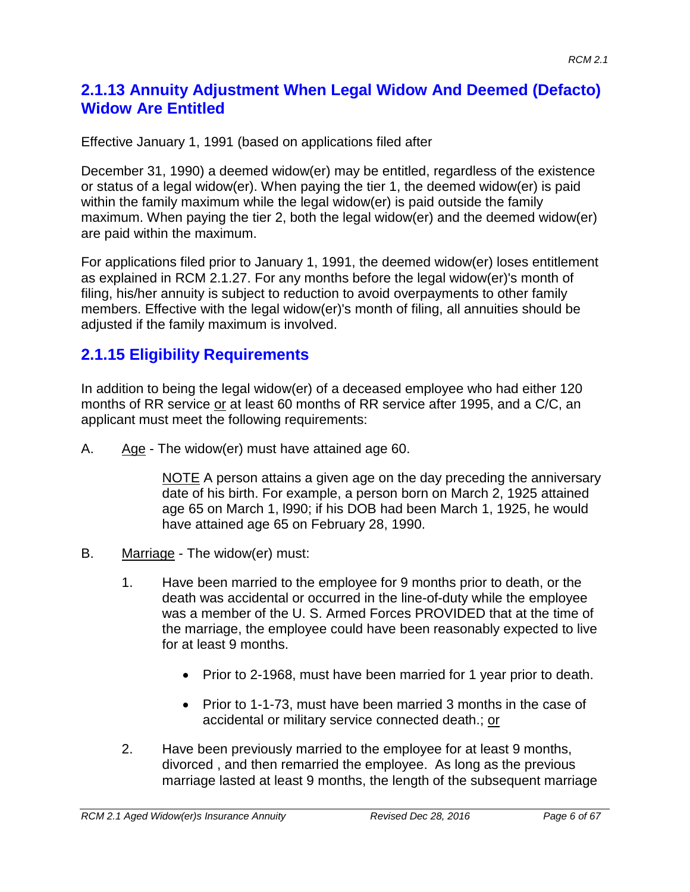## 2.1.13 Annuity Adjustment When Legal Widow And Deemed (Defacto) Widow Are Entitled

Effective January 1, 1991 (based on applications filed after

December 31, 1990) a deemed widow(er) may be entitled, regardless of the existence or status of a legal widow(er). When paying the tier 1, the deemed widow(er) is paid within the family maximum while the legal widow(er) is paid outside the family maximum. When paying the tier 2, both the legal widow(er) and the deemed widow(er) are paid within the maximum.

For applications filed prior to January 1, 1991, the deemed widow(er) loses entitlement as explained in RCM 2.1.27. For any months before the legal widow(er)'s month of filing, his/her annuity is subject to reduction to avoid overpayments to other family members. Effective with the legal widow(er)'s month of filing, all annuities should be adjusted if the family maximum is involved.

## 2.1.15 Eligibility Requirements

In addition to being the legal widow(er) of a deceased employee who had either 120 months of RR service <u>or</u> at least 60 months of RR service after 1995, and a C/C, an applicant must meet the following requirements:

A. <u>Age</u> - The widow(er) must have attained age 60.

> <u>NOTE</u> A person attains a given age on the day preceding the anniversary date of his birth. For example, a person born on March 2, 1925 attained age 65 on March 1, l990; if his DOB had been March 1, 1925, he would have attained age 65 on February 28, 1990.

B. <u>Marriage</u> - The widow(er) must:

1. Have been married to the employee for 9 months prior to death, or the death was accidental or occurred in the line-of-duty while the employee was a member of the U. S. Armed Forces PROVIDED that at the time of the marriage, the employee could have been reasonably expected to live for at least 9 months.
    - Prior to 2-1968, must have been married for 1 year prior to death.
    - Prior to 1-1-73, must have been married 3 months in the case of accidental or military service connected death.; <u>or</u>
2. Have been previously married to the employee for at least 9 months, divorced , and then remarried the employee. As long as the previous marriage lasted at least 9 months, the length of the subsequent marriage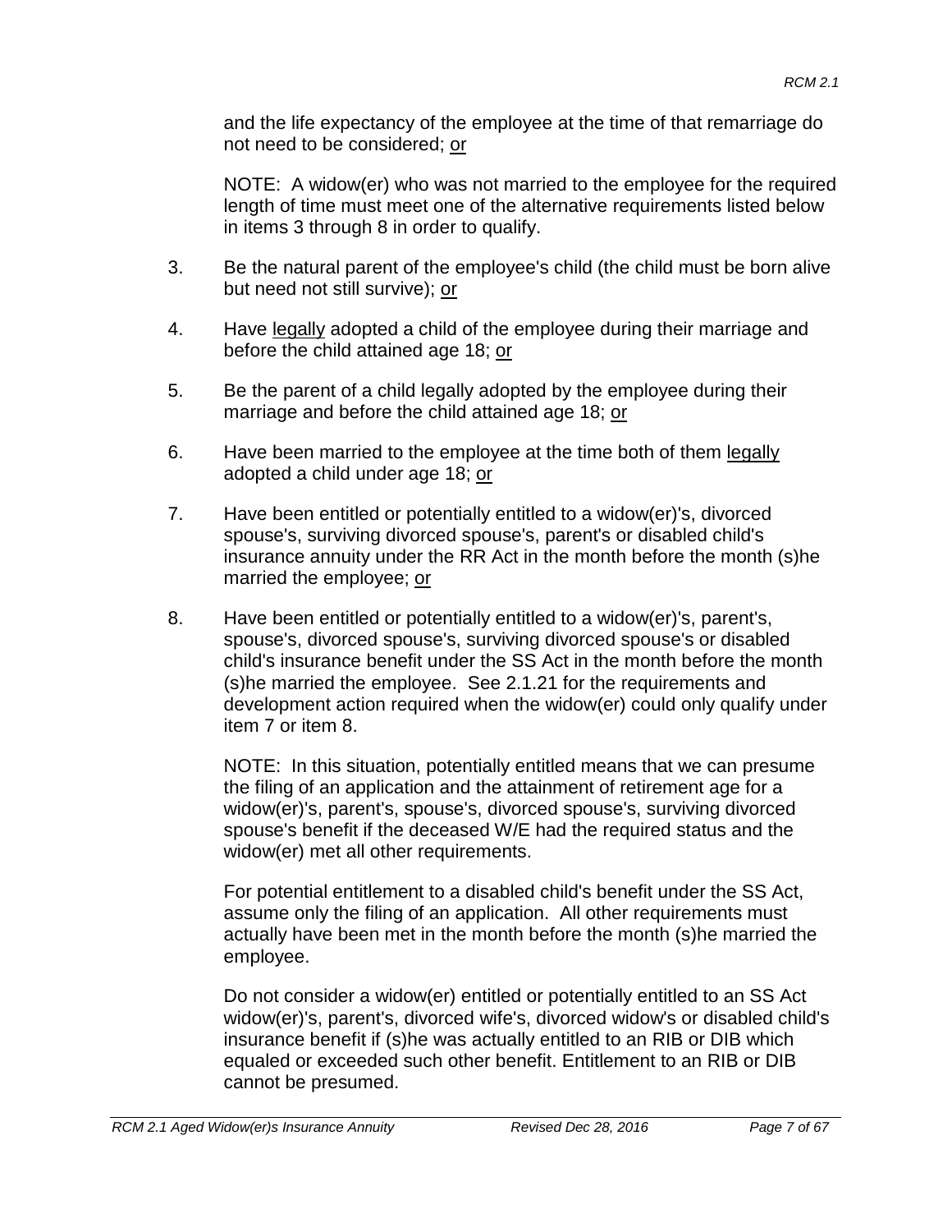and the life expectancy of the employee at the time of that remarriage do not need to be considered; <u>or</u>

NOTE: A widow(er) who was not married to the employee for the required length of time must meet one of the alternative requirements listed below in items 3 through 8 in order to qualify.

3. Be the natural parent of the employee's child (the child must be born alive but need not still survive); <u>or</u>

4. Have <u>legally</u> adopted a child of the employee during their marriage and before the child attained age 18; <u>or</u>

5. Be the parent of a child legally adopted by the employee during their marriage and before the child attained age 18; <u>or</u>

6. Have been married to the employee at the time both of them <u>legally</u> adopted a child under age 18; <u>or</u>

7. Have been entitled or potentially entitled to a widow(er)'s, divorced spouse's, surviving divorced spouse's, parent's or disabled child's insurance annuity under the RR Act in the month before the month (s)he married the employee; <u>or</u>

8. Have been entitled or potentially entitled to a widow(er)'s, parent's, spouse's, divorced spouse's, surviving divorced spouse's or disabled child's insurance benefit under the SS Act in the month before the month (s)he married the employee. See 2.1.21 for the requirements and development action required when the widow(er) could only qualify under item 7 or item 8.

   NOTE: In this situation, potentially entitled means that we can presume the filing of an application and the attainment of retirement age for a widow(er)'s, parent's, spouse's, divorced spouse's, surviving divorced spouse's benefit if the deceased W/E had the required status and the widow(er) met all other requirements.

   For potential entitlement to a disabled child's benefit under the SS Act, assume only the filing of an application. All other requirements must actually have been met in the month before the month (s)he married the employee.

   Do not consider a widow(er) entitled or potentially entitled to an SS Act widow(er)'s, parent's, divorced wife's, divorced widow's or disabled child's insurance benefit if (s)he was actually entitled to an RIB or DIB which equaled or exceeded such other benefit. Entitlement to an RIB or DIB cannot be presumed.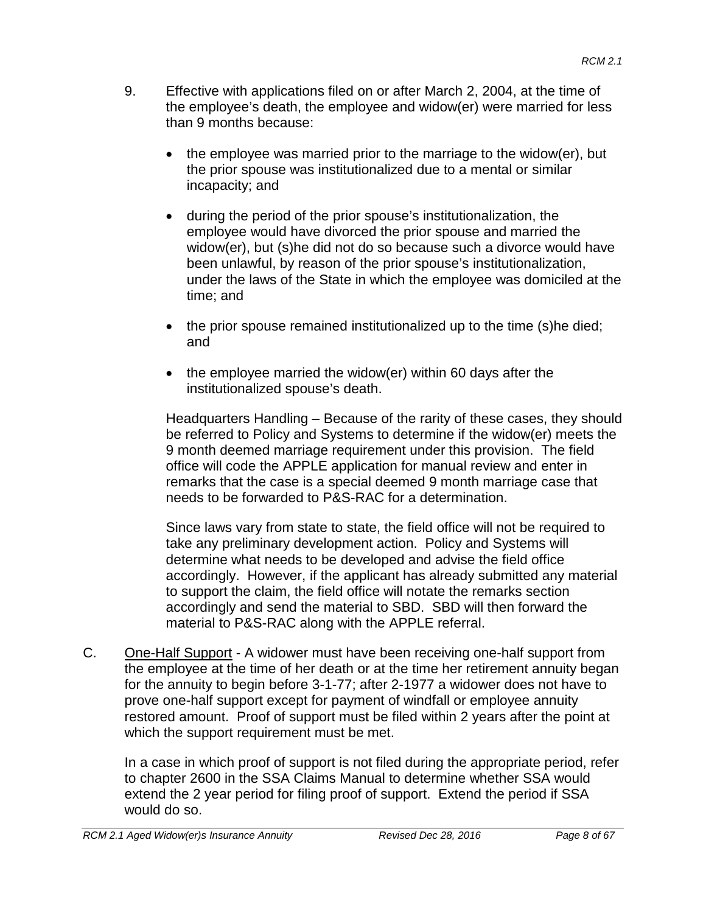9. Effective with applications filed on or after March 2, 2004, at the time of the employee's death, the employee and widow(er) were married for less than 9 months because:

   - the employee was married prior to the marriage to the widow(er), but the prior spouse was institutionalized due to a mental or similar incapacity; and

   - during the period of the prior spouse's institutionalization, the employee would have divorced the prior spouse and married the widow(er), but (s)he did not do so because such a divorce would have been unlawful, by reason of the prior spouse's institutionalization, under the laws of the State in which the employee was domiciled at the time; and

   - the prior spouse remained institutionalized up to the time (s)he died; and

   - the employee married the widow(er) within 60 days after the institutionalized spouse's death.

   Headquarters Handling – Because of the rarity of these cases, they should be referred to Policy and Systems to determine if the widow(er) meets the 9 month deemed marriage requirement under this provision. The field office will code the APPLE application for manual review and enter in remarks that the case is a special deemed 9 month marriage case that needs to be forwarded to P&S-RAC for a determination.

   Since laws vary from state to state, the field office will not be required to take any preliminary development action. Policy and Systems will determine what needs to be developed and advise the field office accordingly. However, if the applicant has already submitted any material to support the claim, the field office will notate the remarks section accordingly and send the material to SBD. SBD will then forward the material to P&S-RAC along with the APPLE referral.

C. <u>One-Half Support</u> - A widower must have been receiving one-half support from the employee at the time of her death or at the time her retirement annuity began for the annuity to begin before 3-1-77; after 2-1977 a widower does not have to prove one-half support except for payment of windfall or employee annuity restored amount. Proof of support must be filed within 2 years after the point at which the support requirement must be met.

   In a case in which proof of support is not filed during the appropriate period, refer to chapter 2600 in the SSA Claims Manual to determine whether SSA would extend the 2 year period for filing proof of support. Extend the period if SSA would do so.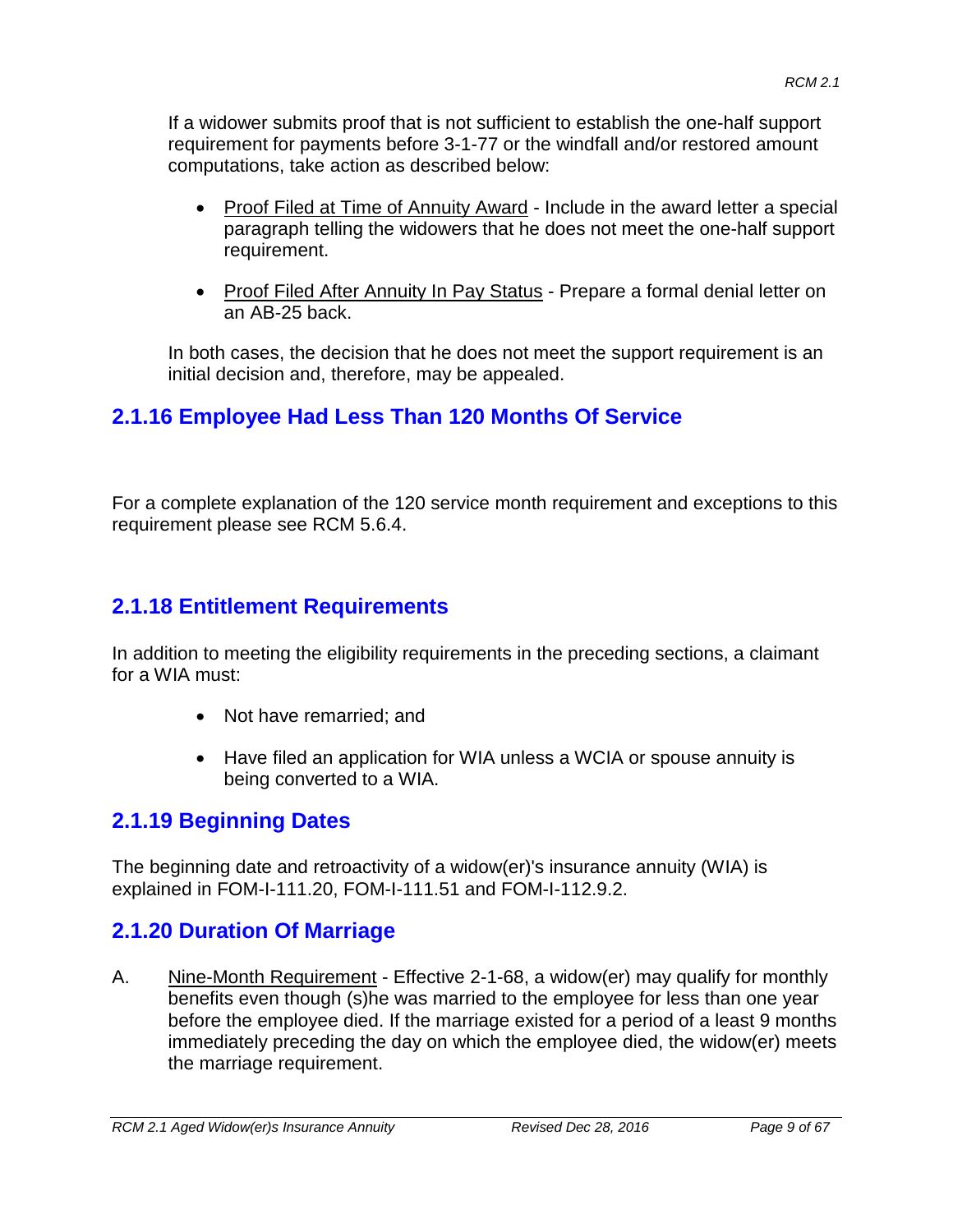If a widower submits proof that is not sufficient to establish the one-half support requirement for payments before 3-1-77 or the windfall and/or restored amount computations, take action as described below:

- Proof Filed at Time of Annuity Award - Include in the award letter a special paragraph telling the widowers that he does not meet the one-half support requirement.
- Proof Filed After Annuity In Pay Status - Prepare a formal denial letter on an AB-25 back.

In both cases, the decision that he does not meet the support requirement is an initial decision and, therefore, may be appealed.

## 2.1.16 Employee Had Less Than 120 Months Of Service

For a complete explanation of the 120 service month requirement and exceptions to this requirement please see RCM 5.6.4.

## 2.1.18 Entitlement Requirements

In addition to meeting the eligibility requirements in the preceding sections, a claimant for a WIA must:

- Not have remarried; and
- Have filed an application for WIA unless a WCIA or spouse annuity is being converted to a WIA.

## 2.1.19 Beginning Dates

The beginning date and retroactivity of a widow(er)'s insurance annuity (WIA) is explained in FOM-I-111.20, FOM-I-111.51 and FOM-I-112.9.2.

## 2.1.20 Duration Of Marriage

A. Nine-Month Requirement - Effective 2-1-68, a widow(er) may qualify for monthly benefits even though (s)he was married to the employee for less than one year before the employee died. If the marriage existed for a period of a least 9 months immediately preceding the day on which the employee died, the widow(er) meets the marriage requirement.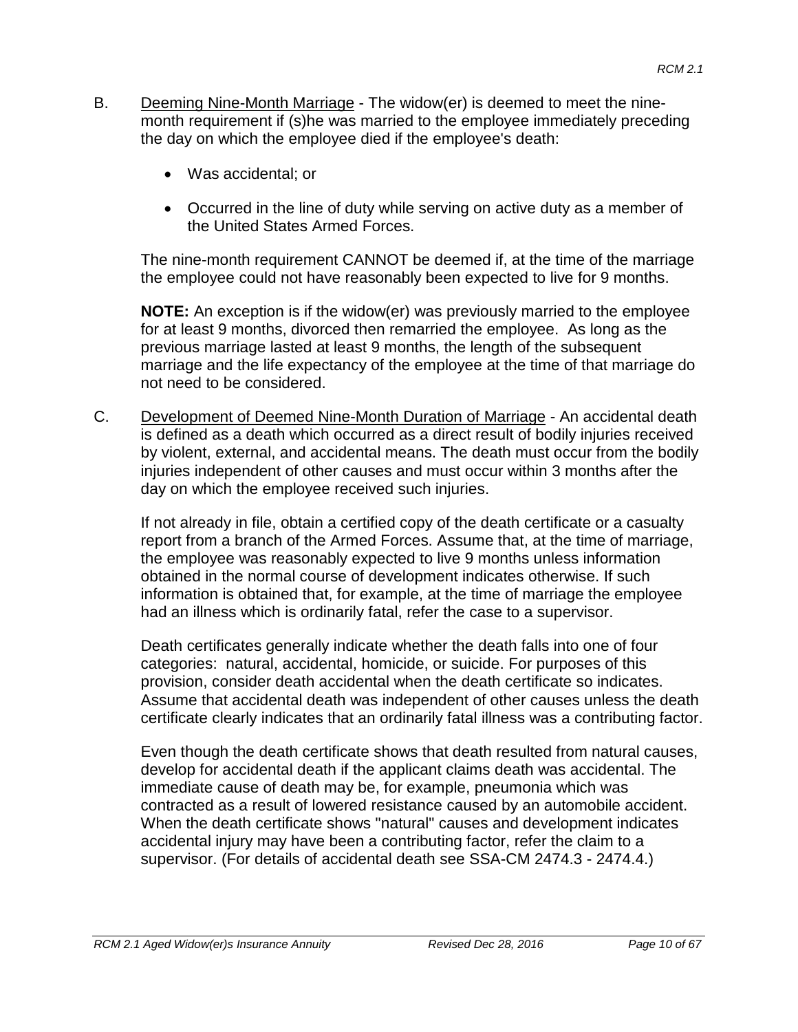B. Deeming Nine-Month Marriage - The widow(er) is deemed to meet the nine-month requirement if (s)he was married to the employee immediately preceding the day on which the employee died if the employee's death:

- Was accidental; or
- Occurred in the line of duty while serving on active duty as a member of the United States Armed Forces.

The nine-month requirement CANNOT be deemed if, at the time of the marriage the employee could not have reasonably been expected to live for 9 months.

**NOTE:** An exception is if the widow(er) was previously married to the employee for at least 9 months, divorced then remarried the employee. As long as the previous marriage lasted at least 9 months, the length of the subsequent marriage and the life expectancy of the employee at the time of that marriage do not need to be considered.

C. Development of Deemed Nine-Month Duration of Marriage - An accidental death is defined as a death which occurred as a direct result of bodily injuries received by violent, external, and accidental means. The death must occur from the bodily injuries independent of other causes and must occur within 3 months after the day on which the employee received such injuries.

If not already in file, obtain a certified copy of the death certificate or a casualty report from a branch of the Armed Forces. Assume that, at the time of marriage, the employee was reasonably expected to live 9 months unless information obtained in the normal course of development indicates otherwise. If such information is obtained that, for example, at the time of marriage the employee had an illness which is ordinarily fatal, refer the case to a supervisor.

Death certificates generally indicate whether the death falls into one of four categories: natural, accidental, homicide, or suicide. For purposes of this provision, consider death accidental when the death certificate so indicates. Assume that accidental death was independent of other causes unless the death certificate clearly indicates that an ordinarily fatal illness was a contributing factor.

Even though the death certificate shows that death resulted from natural causes, develop for accidental death if the applicant claims death was accidental. The immediate cause of death may be, for example, pneumonia which was contracted as a result of lowered resistance caused by an automobile accident. When the death certificate shows "natural" causes and development indicates accidental injury may have been a contributing factor, refer the claim to a supervisor. (For details of accidental death see SSA-CM 2474.3 - 2474.4.)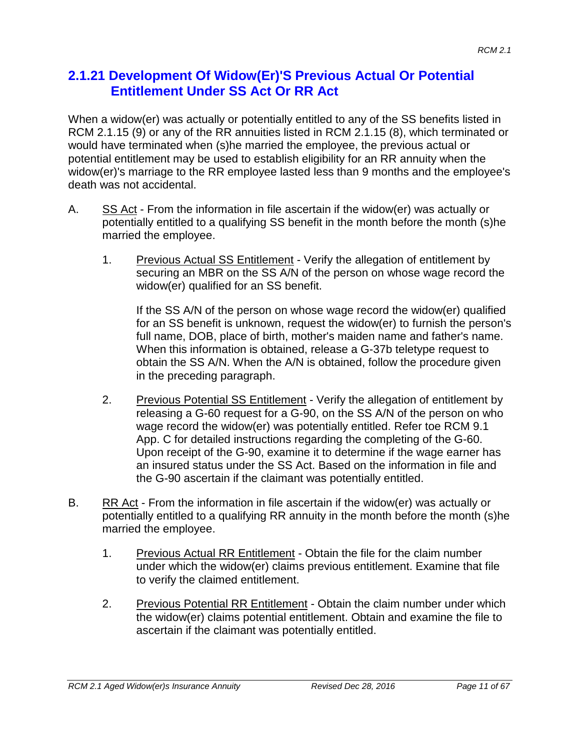## 2.1.21 Development Of Widow(Er)'S Previous Actual Or Potential Entitlement Under SS Act Or RR Act

When a widow(er) was actually or potentially entitled to any of the SS benefits listed in RCM 2.1.15 (9) or any of the RR annuities listed in RCM 2.1.15 (8), which terminated or would have terminated when (s)he married the employee, the previous actual or potential entitlement may be used to establish eligibility for an RR annuity when the widow(er)'s marriage to the RR employee lasted less than 9 months and the employee's death was not accidental.

A. SS Act - From the information in file ascertain if the widow(er) was actually or potentially entitled to a qualifying SS benefit in the month before the month (s)he married the employee.

   1. Previous Actual SS Entitlement - Verify the allegation of entitlement by securing an MBR on the SS A/N of the person on whose wage record the widow(er) qualified for an SS benefit.

      If the SS A/N of the person on whose wage record the widow(er) qualified for an SS benefit is unknown, request the widow(er) to furnish the person's full name, DOB, place of birth, mother's maiden name and father's name. When this information is obtained, release a G-37b teletype request to obtain the SS A/N. When the A/N is obtained, follow the procedure given in the preceding paragraph.

   2. Previous Potential SS Entitlement - Verify the allegation of entitlement by releasing a G-60 request for a G-90, on the SS A/N of the person on who wage record the widow(er) was potentially entitled. Refer toe RCM 9.1 App. C for detailed instructions regarding the completing of the G-60. Upon receipt of the G-90, examine it to determine if the wage earner has an insured status under the SS Act. Based on the information in file and the G-90 ascertain if the claimant was potentially entitled.

B. RR Act - From the information in file ascertain if the widow(er) was actually or potentially entitled to a qualifying RR annuity in the month before the month (s)he married the employee.

   1. Previous Actual RR Entitlement - Obtain the file for the claim number under which the widow(er) claims previous entitlement. Examine that file to verify the claimed entitlement.

   2. Previous Potential RR Entitlement - Obtain the claim number under which the widow(er) claims potential entitlement. Obtain and examine the file to ascertain if the claimant was potentially entitled.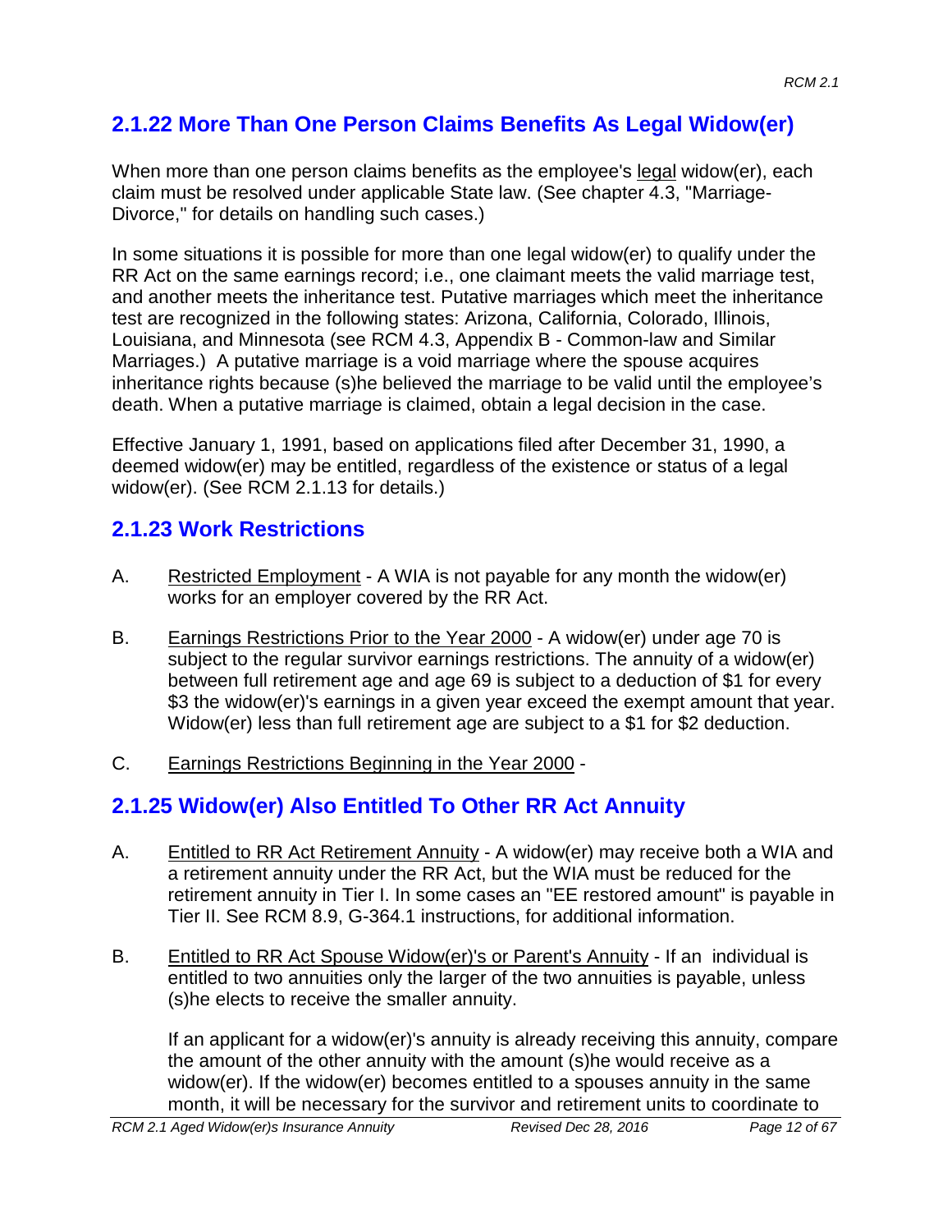## 2.1.22 More Than One Person Claims Benefits As Legal Widow(er)

When more than one person claims benefits as the employee's legal widow(er), each claim must be resolved under applicable State law. (See chapter 4.3, "Marriage-Divorce," for details on handling such cases.)

In some situations it is possible for more than one legal widow(er) to qualify under the RR Act on the same earnings record; i.e., one claimant meets the valid marriage test, and another meets the inheritance test. Putative marriages which meet the inheritance test are recognized in the following states: Arizona, California, Colorado, Illinois, Louisiana, and Minnesota (see RCM 4.3, Appendix B - Common-law and Similar Marriages.) A putative marriage is a void marriage where the spouse acquires inheritance rights because (s)he believed the marriage to be valid until the employee's death. When a putative marriage is claimed, obtain a legal decision in the case.

Effective January 1, 1991, based on applications filed after December 31, 1990, a deemed widow(er) may be entitled, regardless of the existence or status of a legal widow(er). (See RCM 2.1.13 for details.)

## 2.1.23 Work Restrictions

A. Restricted Employment - A WIA is not payable for any month the widow(er) works for an employer covered by the RR Act.

B. Earnings Restrictions Prior to the Year 2000 - A widow(er) under age 70 is subject to the regular survivor earnings restrictions. The annuity of a widow(er) between full retirement age and age 69 is subject to a deduction of $1 for every $3 the widow(er)'s earnings in a given year exceed the exempt amount that year. Widow(er) less than full retirement age are subject to a $1 for $2 deduction.

C. Earnings Restrictions Beginning in the Year 2000 -

## 2.1.25 Widow(er) Also Entitled To Other RR Act Annuity

A. Entitled to RR Act Retirement Annuity - A widow(er) may receive both a WIA and a retirement annuity under the RR Act, but the WIA must be reduced for the retirement annuity in Tier I. In some cases an "EE restored amount" is payable in Tier II. See RCM 8.9, G-364.1 instructions, for additional information.

B. Entitled to RR Act Spouse Widow(er)'s or Parent's Annuity - If an individual is entitled to two annuities only the larger of the two annuities is payable, unless (s)he elects to receive the smaller annuity.

   If an applicant for a widow(er)'s annuity is already receiving this annuity, compare the amount of the other annuity with the amount (s)he would receive as a widow(er). If the widow(er) becomes entitled to a spouses annuity in the same month, it will be necessary for the survivor and retirement units to coordinate to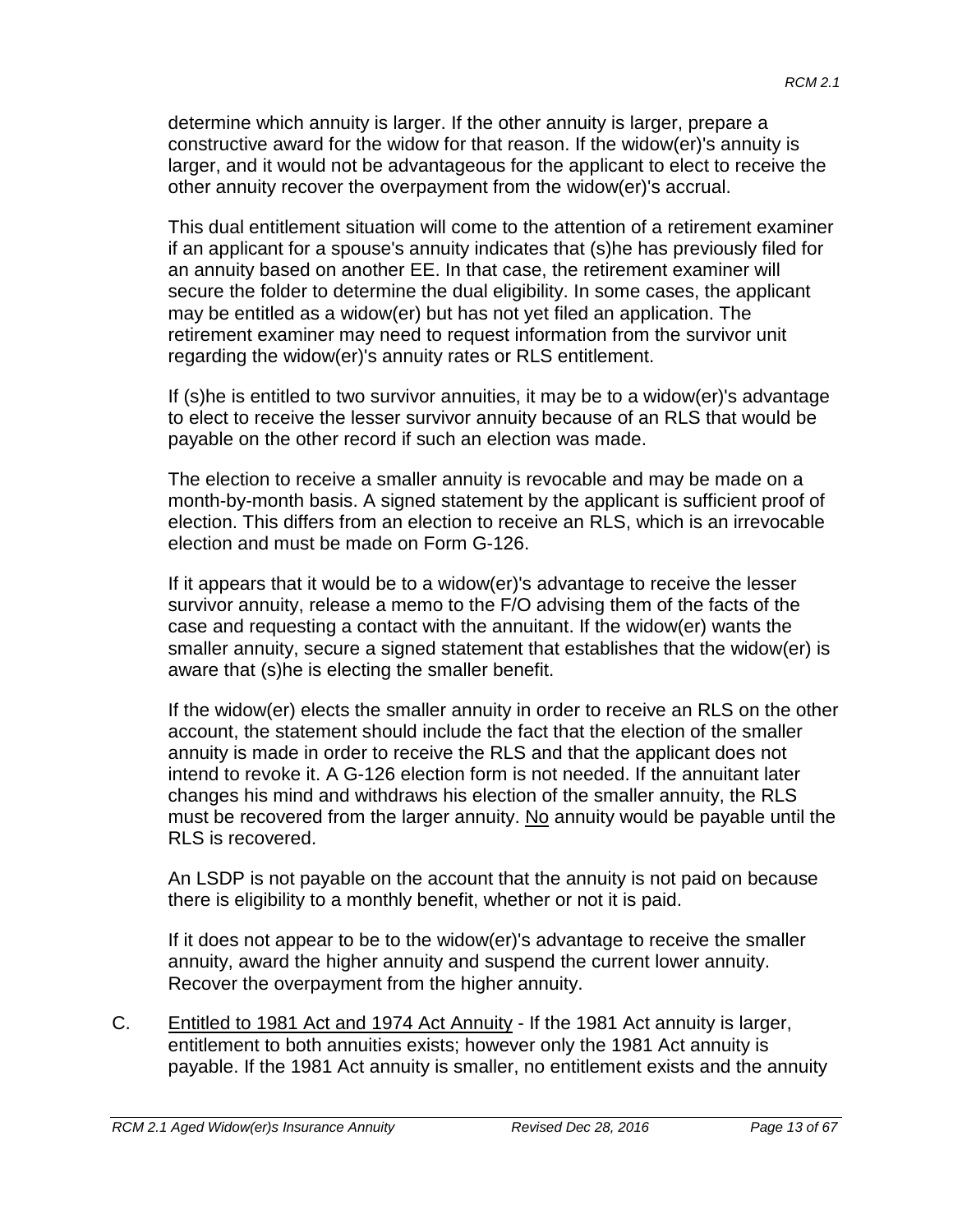determine which annuity is larger. If the other annuity is larger, prepare a constructive award for the widow for that reason. If the widow(er)'s annuity is larger, and it would not be advantageous for the applicant to elect to receive the other annuity recover the overpayment from the widow(er)'s accrual.

This dual entitlement situation will come to the attention of a retirement examiner if an applicant for a spouse's annuity indicates that (s)he has previously filed for an annuity based on another EE. In that case, the retirement examiner will secure the folder to determine the dual eligibility. In some cases, the applicant may be entitled as a widow(er) but has not yet filed an application. The retirement examiner may need to request information from the survivor unit regarding the widow(er)'s annuity rates or RLS entitlement.

If (s)he is entitled to two survivor annuities, it may be to a widow(er)'s advantage to elect to receive the lesser survivor annuity because of an RLS that would be payable on the other record if such an election was made.

The election to receive a smaller annuity is revocable and may be made on a month-by-month basis. A signed statement by the applicant is sufficient proof of election. This differs from an election to receive an RLS, which is an irrevocable election and must be made on Form G-126.

If it appears that it would be to a widow(er)'s advantage to receive the lesser survivor annuity, release a memo to the F/O advising them of the facts of the case and requesting a contact with the annuitant. If the widow(er) wants the smaller annuity, secure a signed statement that establishes that the widow(er) is aware that (s)he is electing the smaller benefit.

If the widow(er) elects the smaller annuity in order to receive an RLS on the other account, the statement should include the fact that the election of the smaller annuity is made in order to receive the RLS and that the applicant does not intend to revoke it. A G-126 election form is not needed. If the annuitant later changes his mind and withdraws his election of the smaller annuity, the RLS must be recovered from the larger annuity. No annuity would be payable until the RLS is recovered.

An LSDP is not payable on the account that the annuity is not paid on because there is eligibility to a monthly benefit, whether or not it is paid.

If it does not appear to be to the widow(er)'s advantage to receive the smaller annuity, award the higher annuity and suspend the current lower annuity. Recover the overpayment from the higher annuity.

C. Entitled to 1981 Act and 1974 Act Annuity - If the 1981 Act annuity is larger, entitlement to both annuities exists; however only the 1981 Act annuity is payable. If the 1981 Act annuity is smaller, no entitlement exists and the annuity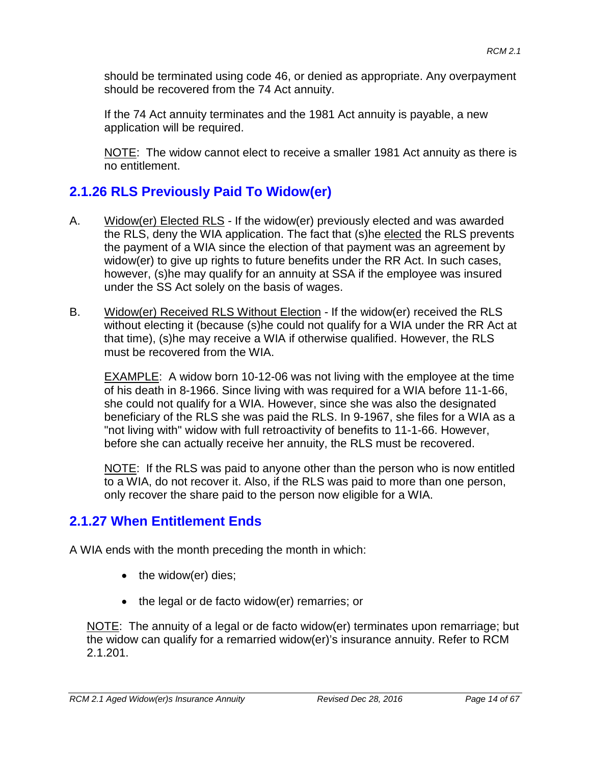should be terminated using code 46, or denied as appropriate. Any overpayment should be recovered from the 74 Act annuity.

If the 74 Act annuity terminates and the 1981 Act annuity is payable, a new application will be required.

NOTE: The widow cannot elect to receive a smaller 1981 Act annuity as there is no entitlement.

## 2.1.26 RLS Previously Paid To Widow(er)

A. Widow(er) Elected RLS - If the widow(er) previously elected and was awarded the RLS, deny the WIA application. The fact that (s)he elected the RLS prevents the payment of a WIA since the election of that payment was an agreement by widow(er) to give up rights to future benefits under the RR Act. In such cases, however, (s)he may qualify for an annuity at SSA if the employee was insured under the SS Act solely on the basis of wages.

B. Widow(er) Received RLS Without Election - If the widow(er) received the RLS without electing it (because (s)he could not qualify for a WIA under the RR Act at that time), (s)he may receive a WIA if otherwise qualified. However, the RLS must be recovered from the WIA.

   EXAMPLE: A widow born 10-12-06 was not living with the employee at the time of his death in 8-1966. Since living with was required for a WIA before 11-1-66, she could not qualify for a WIA. However, since she was also the designated beneficiary of the RLS she was paid the RLS. In 9-1967, she files for a WIA as a "not living with" widow with full retroactivity of benefits to 11-1-66. However, before she can actually receive her annuity, the RLS must be recovered.

   NOTE: If the RLS was paid to anyone other than the person who is now entitled to a WIA, do not recover it. Also, if the RLS was paid to more than one person, only recover the share paid to the person now eligible for a WIA.

## 2.1.27 When Entitlement Ends

A WIA ends with the month preceding the month in which:

- the widow(er) dies;
- the legal or de facto widow(er) remarries; or

NOTE: The annuity of a legal or de facto widow(er) terminates upon remarriage; but the widow can qualify for a remarried widow(er)'s insurance annuity. Refer to RCM 2.1.201.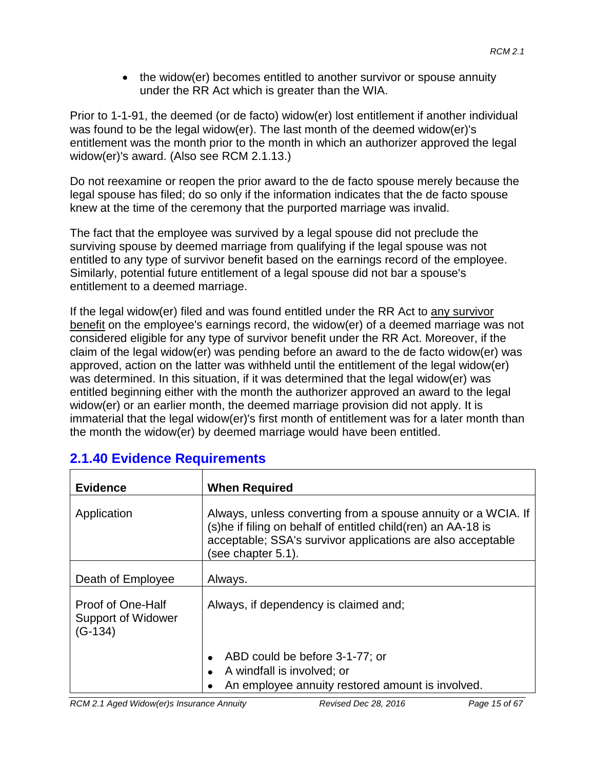- the widow(er) becomes entitled to another survivor or spouse annuity under the RR Act which is greater than the WIA.

Prior to 1-1-91, the deemed (or de facto) widow(er) lost entitlement if another individual was found to be the legal widow(er). The last month of the deemed widow(er)'s entitlement was the month prior to the month in which an authorizer approved the legal widow(er)'s award. (Also see RCM 2.1.13.)

Do not reexamine or reopen the prior award to the de facto spouse merely because the legal spouse has filed; do so only if the information indicates that the de facto spouse knew at the time of the ceremony that the purported marriage was invalid.

The fact that the employee was survived by a legal spouse did not preclude the surviving spouse by deemed marriage from qualifying if the legal spouse was not entitled to any type of survivor benefit based on the earnings record of the employee. Similarly, potential future entitlement of a legal spouse did not bar a spouse's entitlement to a deemed marriage.

If the legal widow(er) filed and was found entitled under the RR Act to any survivor benefit on the employee's earnings record, the widow(er) of a deemed marriage was not considered eligible for any type of survivor benefit under the RR Act. Moreover, if the claim of the legal widow(er) was pending before an award to the de facto widow(er) was approved, action on the latter was withheld until the entitlement of the legal widow(er) was determined. In this situation, if it was determined that the legal widow(er) was entitled beginning either with the month the authorizer approved an award to the legal widow(er) or an earlier month, the deemed marriage provision did not apply. It is immaterial that the legal widow(er)'s first month of entitlement was for a later month than the month the widow(er) by deemed marriage would have been entitled.

## 2.1.40 Evidence Requirements

| Evidence | When Required |
|---|---|
| Application | Always, unless converting from a spouse annuity or a WCIA. If (s)he if filing on behalf of entitled child(ren) an AA-18 is acceptable; SSA's survivor applications are also acceptable (see chapter 5.1). |
| Death of Employee | Always. |
| Proof of One-Half Support of Widower (G-134) | Always, if dependency is claimed and;<br>• ABD could be before 3-1-77; or<br>• A windfall is involved; or<br>• An employee annuity restored amount is involved. |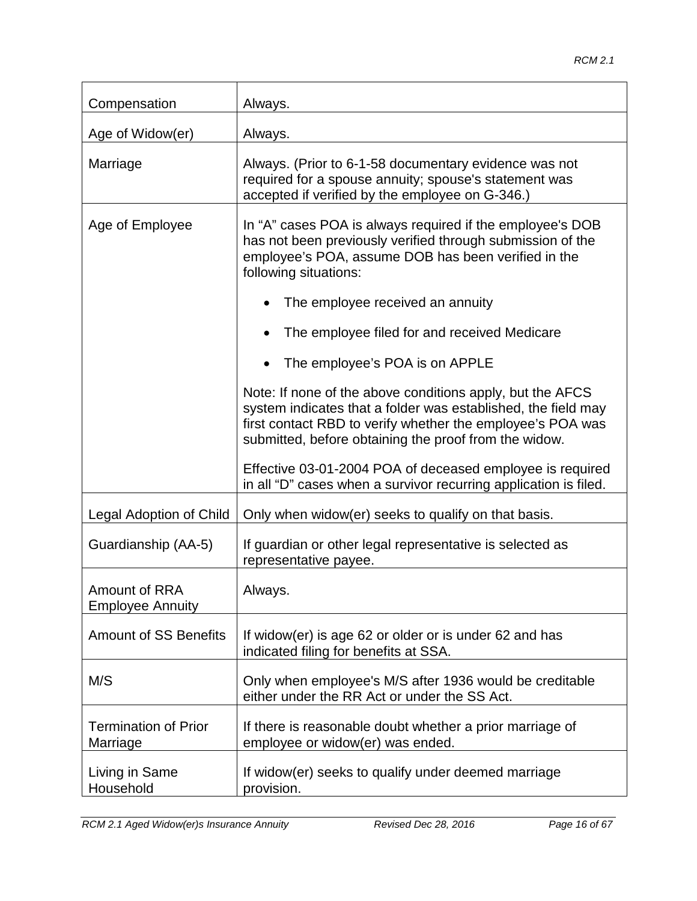| | |
|---|---|
| Compensation | Always. |
| Age of Widow(er) | Always. |
| Marriage | Always. (Prior to 6-1-58 documentary evidence was not required for a spouse annuity; spouse's statement was accepted if verified by the employee on G-346.) |
| Age of Employee | In “A” cases POA is always required if the employee's DOB has not been previously verified through submission of the employee’s POA, assume DOB has been verified in the following situations:<br><br>• The employee received an annuity<br><br>• The employee filed for and received Medicare<br><br>• The employee’s POA is on APPLE<br><br>Note: If none of the above conditions apply, but the AFCS system indicates that a folder was established, the field may first contact RBD to verify whether the employee’s POA was submitted, before obtaining the proof from the widow.<br><br>Effective 03-01-2004 POA of deceased employee is required in all “D” cases when a survivor recurring application is filed. |
| Legal Adoption of Child | Only when widow(er) seeks to qualify on that basis. |
| Guardianship (AA-5) | If guardian or other legal representative is selected as representative payee. |
| Amount of RRA Employee Annuity | Always. |
| Amount of SS Benefits | If widow(er) is age 62 or older or is under 62 and has indicated filing for benefits at SSA. |
| M/S | Only when employee's M/S after 1936 would be creditable either under the RR Act or under the SS Act. |
| Termination of Prior Marriage | If there is reasonable doubt whether a prior marriage of employee or widow(er) was ended. |
| Living in Same Household | If widow(er) seeks to qualify under deemed marriage provision. |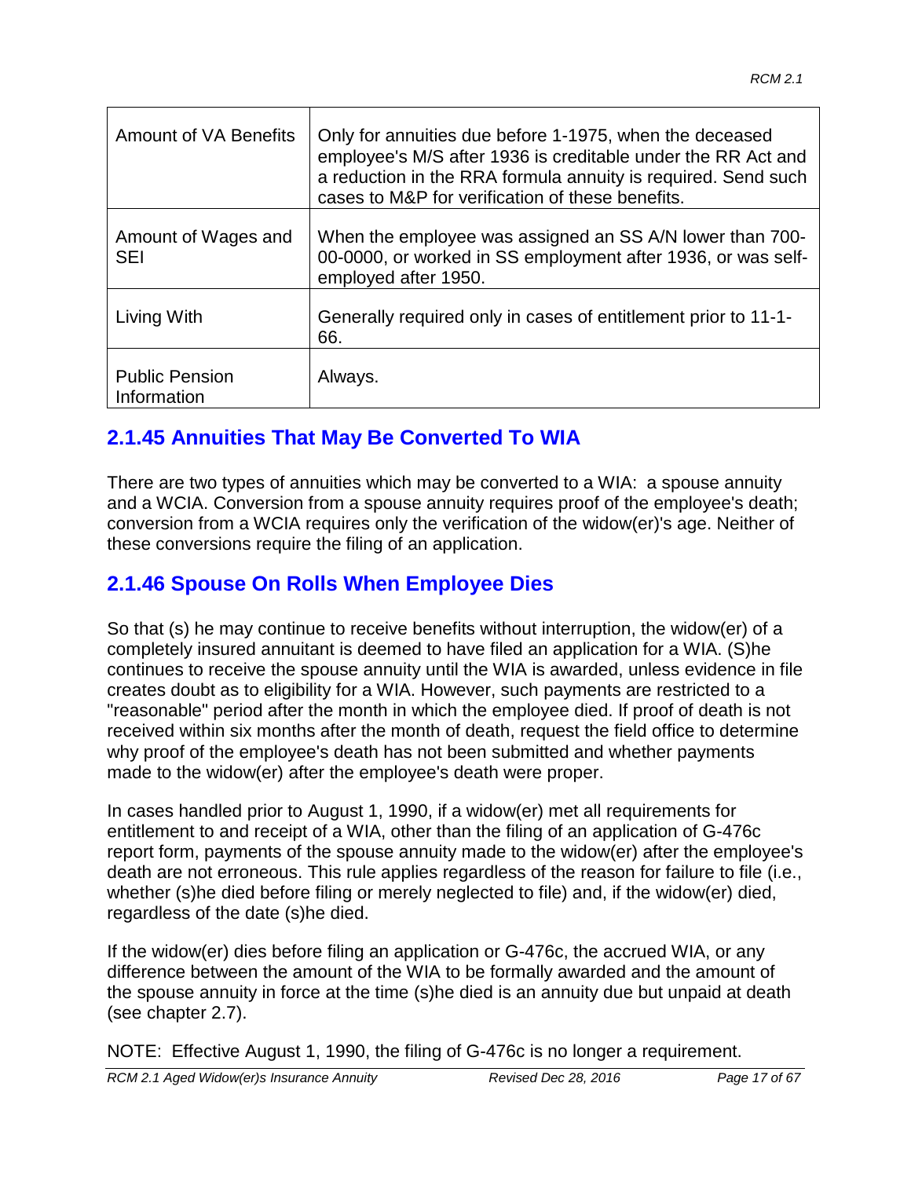| Amount of VA Benefits | Only for annuities due before 1-1975, when the deceased employee's M/S after 1936 is creditable under the RR Act and a reduction in the RRA formula annuity is required. Send such cases to M&P for verification of these benefits. |
|---|---|
| Amount of Wages and SEI | When the employee was assigned an SS A/N lower than 700-00-0000, or worked in SS employment after 1936, or was self-employed after 1950. |
| Living With | Generally required only in cases of entitlement prior to 11-1-66. |
| Public Pension Information | Always. |

## 2.1.45 Annuities That May Be Converted To WIA

There are two types of annuities which may be converted to a WIA: a spouse annuity and a WCIA. Conversion from a spouse annuity requires proof of the employee's death; conversion from a WCIA requires only the verification of the widow(er)'s age. Neither of these conversions require the filing of an application.

## 2.1.46 Spouse On Rolls When Employee Dies

So that (s) he may continue to receive benefits without interruption, the widow(er) of a completely insured annuitant is deemed to have filed an application for a WIA. (S)he continues to receive the spouse annuity until the WIA is awarded, unless evidence in file creates doubt as to eligibility for a WIA. However, such payments are restricted to a "reasonable" period after the month in which the employee died. If proof of death is not received within six months after the month of death, request the field office to determine why proof of the employee's death has not been submitted and whether payments made to the widow(er) after the employee's death were proper.

In cases handled prior to August 1, 1990, if a widow(er) met all requirements for entitlement to and receipt of a WIA, other than the filing of an application of G-476c report form, payments of the spouse annuity made to the widow(er) after the employee's death are not erroneous. This rule applies regardless of the reason for failure to file (i.e., whether (s)he died before filing or merely neglected to file) and, if the widow(er) died, regardless of the date (s)he died.

If the widow(er) dies before filing an application or G-476c, the accrued WIA, or any difference between the amount of the WIA to be formally awarded and the amount of the spouse annuity in force at the time (s)he died is an annuity due but unpaid at death (see chapter 2.7).

NOTE: Effective August 1, 1990, the filing of G-476c is no longer a requirement.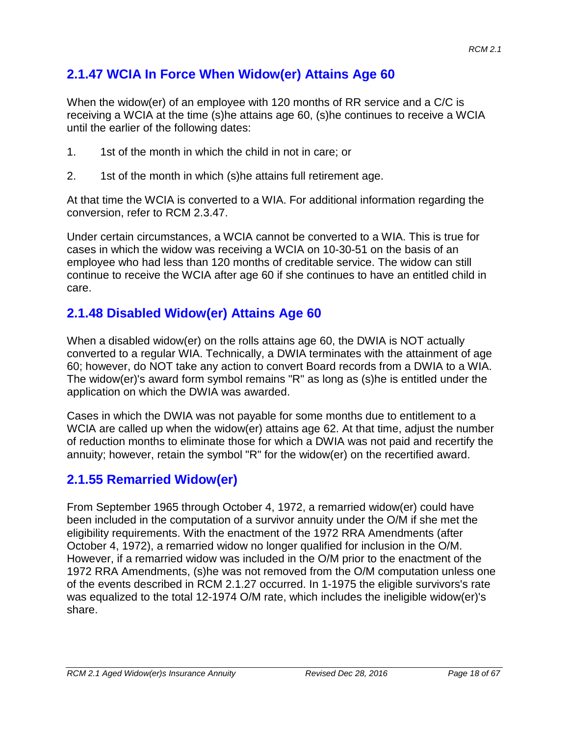## 2.1.47 WCIA In Force When Widow(er) Attains Age 60

When the widow(er) of an employee with 120 months of RR service and a C/C is receiving a WCIA at the time (s)he attains age 60, (s)he continues to receive a WCIA until the earlier of the following dates:

1. 1st of the month in which the child in not in care; or
2. 1st of the month in which (s)he attains full retirement age.

At that time the WCIA is converted to a WIA. For additional information regarding the conversion, refer to RCM 2.3.47.

Under certain circumstances, a WCIA cannot be converted to a WIA. This is true for cases in which the widow was receiving a WCIA on 10-30-51 on the basis of an employee who had less than 120 months of creditable service. The widow can still continue to receive the WCIA after age 60 if she continues to have an entitled child in care.

## 2.1.48 Disabled Widow(er) Attains Age 60

When a disabled widow(er) on the rolls attains age 60, the DWIA is NOT actually converted to a regular WIA. Technically, a DWIA terminates with the attainment of age 60; however, do NOT take any action to convert Board records from a DWIA to a WIA. The widow(er)'s award form symbol remains "R" as long as (s)he is entitled under the application on which the DWIA was awarded.

Cases in which the DWIA was not payable for some months due to entitlement to a WCIA are called up when the widow(er) attains age 62. At that time, adjust the number of reduction months to eliminate those for which a DWIA was not paid and recertify the annuity; however, retain the symbol "R" for the widow(er) on the recertified award.

## 2.1.55 Remarried Widow(er)

From September 1965 through October 4, 1972, a remarried widow(er) could have been included in the computation of a survivor annuity under the O/M if she met the eligibility requirements. With the enactment of the 1972 RRA Amendments (after October 4, 1972), a remarried widow no longer qualified for inclusion in the O/M. However, if a remarried widow was included in the O/M prior to the enactment of the 1972 RRA Amendments, (s)he was not removed from the O/M computation unless one of the events described in RCM 2.1.27 occurred. In 1-1975 the eligible survivors's rate was equalized to the total 12-1974 O/M rate, which includes the ineligible widow(er)'s share.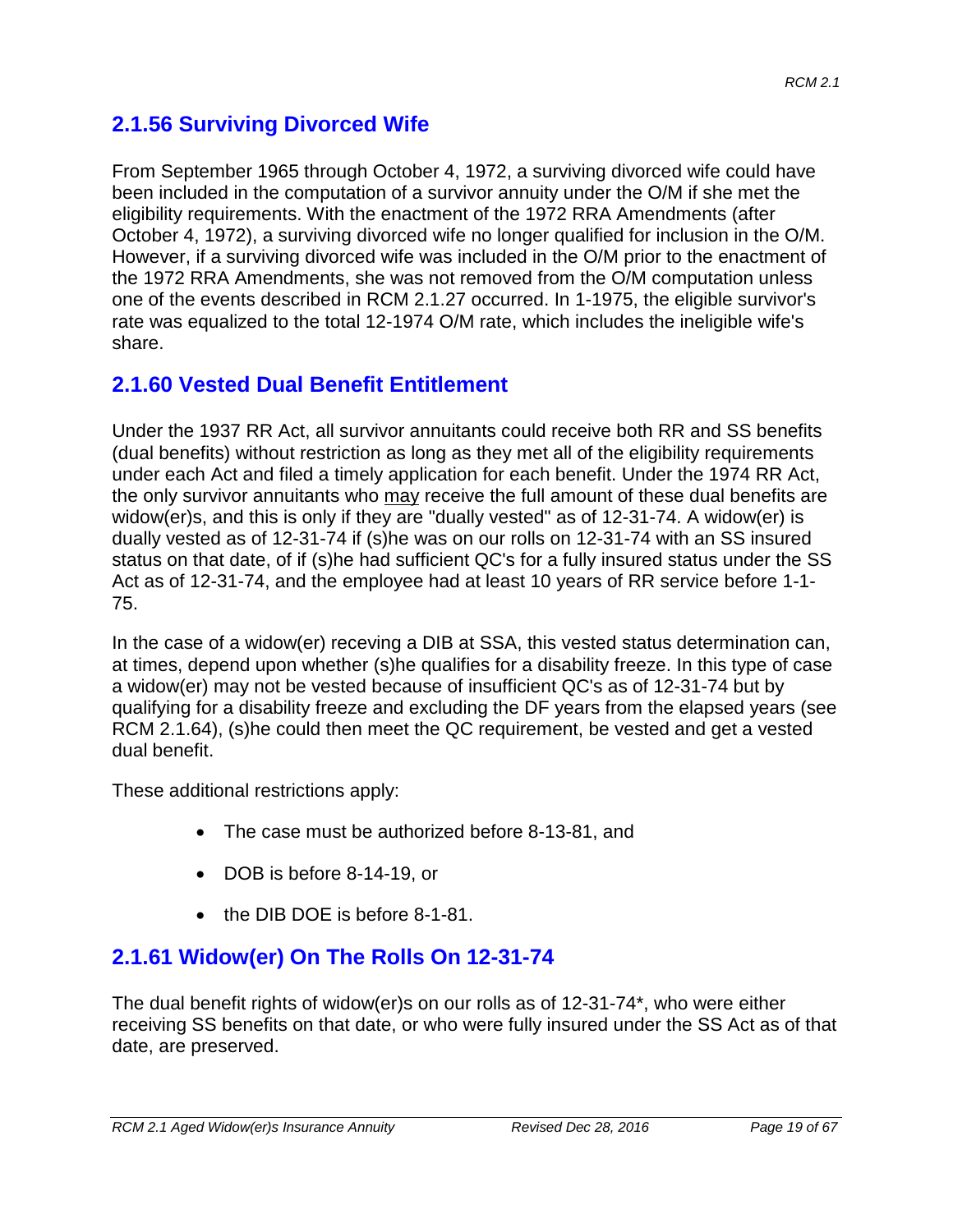## 2.1.56 Surviving Divorced Wife

From September 1965 through October 4, 1972, a surviving divorced wife could have been included in the computation of a survivor annuity under the O/M if she met the eligibility requirements. With the enactment of the 1972 RRA Amendments (after October 4, 1972), a surviving divorced wife no longer qualified for inclusion in the O/M. However, if a surviving divorced wife was included in the O/M prior to the enactment of the 1972 RRA Amendments, she was not removed from the O/M computation unless one of the events described in RCM 2.1.27 occurred. In 1-1975, the eligible survivor's rate was equalized to the total 12-1974 O/M rate, which includes the ineligible wife's share.

## 2.1.60 Vested Dual Benefit Entitlement

Under the 1937 RR Act, all survivor annuitants could receive both RR and SS benefits (dual benefits) without restriction as long as they met all of the eligibility requirements under each Act and filed a timely application for each benefit. Under the 1974 RR Act, the only survivor annuitants who <u>may</u> receive the full amount of these dual benefits are widow(er)s, and this is only if they are "dually vested" as of 12-31-74. A widow(er) is dually vested as of 12-31-74 if (s)he was on our rolls on 12-31-74 with an SS insured status on that date, of if (s)he had sufficient QC's for a fully insured status under the SS Act as of 12-31-74, and the employee had at least 10 years of RR service before 1-1-75.

In the case of a widow(er) receving a DIB at SSA, this vested status determination can, at times, depend upon whether (s)he qualifies for a disability freeze. In this type of case a widow(er) may not be vested because of insufficient QC's as of 12-31-74 but by qualifying for a disability freeze and excluding the DF years from the elapsed years (see RCM 2.1.64), (s)he could then meet the QC requirement, be vested and get a vested dual benefit.

These additional restrictions apply:

- The case must be authorized before 8-13-81, and
- DOB is before 8-14-19, or
- the DIB DOE is before 8-1-81.

## 2.1.61 Widow(er) On The Rolls On 12-31-74

The dual benefit rights of widow(er)s on our rolls as of 12-31-74*, who were either receiving SS benefits on that date, or who were fully insured under the SS Act as of that date, are preserved.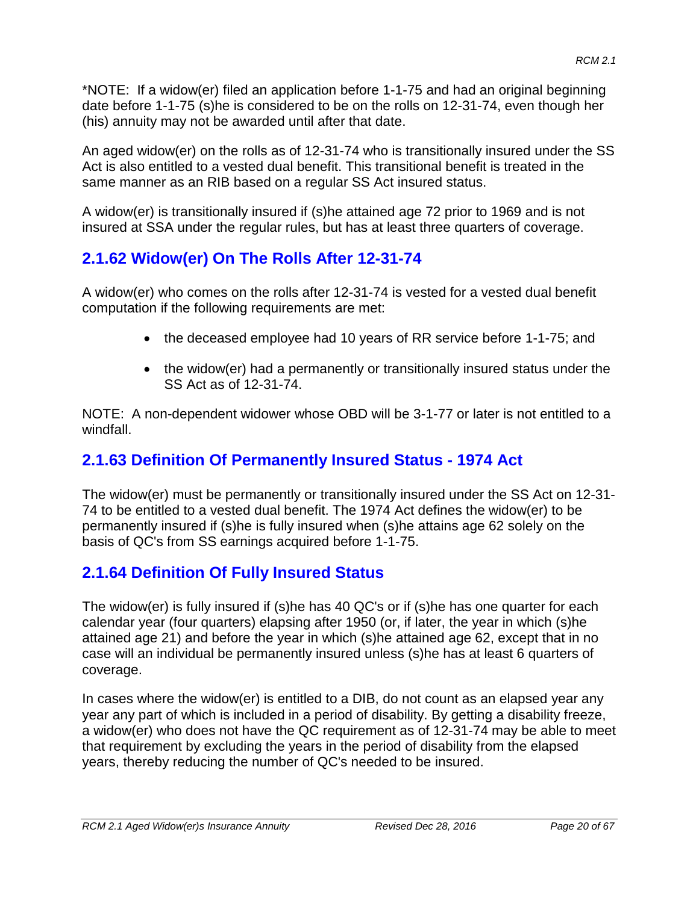*NOTE: If a widow(er) filed an application before 1-1-75 and had an original beginning date before 1-1-75 (s)he is considered to be on the rolls on 12-31-74, even though her (his) annuity may not be awarded until after that date.

An aged widow(er) on the rolls as of 12-31-74 who is transitionally insured under the SS Act is also entitled to a vested dual benefit. This transitional benefit is treated in the same manner as an RIB based on a regular SS Act insured status.

A widow(er) is transitionally insured if (s)he attained age 72 prior to 1969 and is not insured at SSA under the regular rules, but has at least three quarters of coverage.

## 2.1.62 Widow(er) On The Rolls After 12-31-74

A widow(er) who comes on the rolls after 12-31-74 is vested for a vested dual benefit computation if the following requirements are met:

- the deceased employee had 10 years of RR service before 1-1-75; and
- the widow(er) had a permanently or transitionally insured status under the SS Act as of 12-31-74.

NOTE: A non-dependent widower whose OBD will be 3-1-77 or later is not entitled to a windfall.

## 2.1.63 Definition Of Permanently Insured Status - 1974 Act

The widow(er) must be permanently or transitionally insured under the SS Act on 12-31-74 to be entitled to a vested dual benefit. The 1974 Act defines the widow(er) to be permanently insured if (s)he is fully insured when (s)he attains age 62 solely on the basis of QC's from SS earnings acquired before 1-1-75.

## 2.1.64 Definition Of Fully Insured Status

The widow(er) is fully insured if (s)he has 40 QC's or if (s)he has one quarter for each calendar year (four quarters) elapsing after 1950 (or, if later, the year in which (s)he attained age 21) and before the year in which (s)he attained age 62, except that in no case will an individual be permanently insured unless (s)he has at least 6 quarters of coverage.

In cases where the widow(er) is entitled to a DIB, do not count as an elapsed year any year any part of which is included in a period of disability. By getting a disability freeze, a widow(er) who does not have the QC requirement as of 12-31-74 may be able to meet that requirement by excluding the years in the period of disability from the elapsed years, thereby reducing the number of QC's needed to be insured.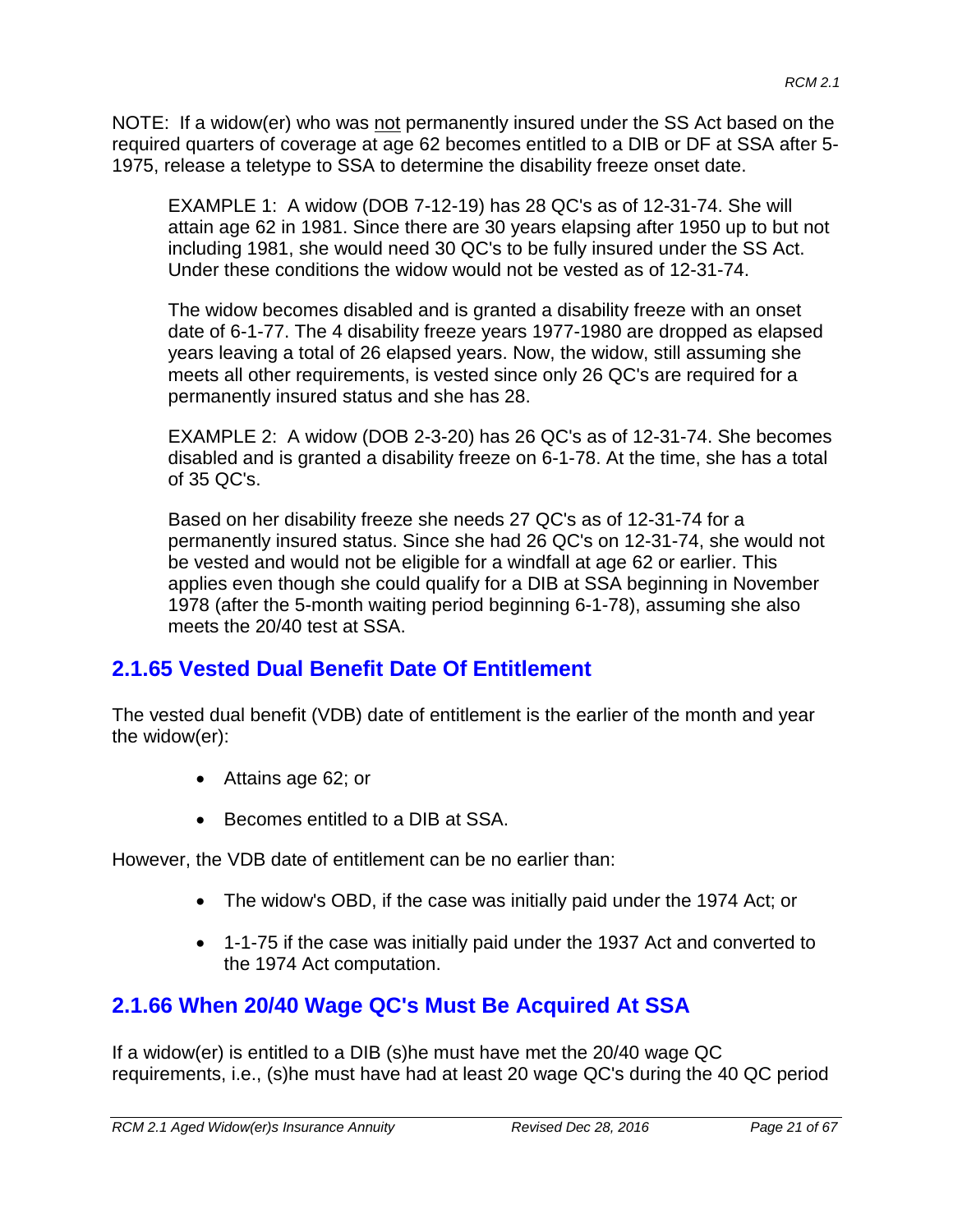NOTE: If a widow(er) who was not permanently insured under the SS Act based on the required quarters of coverage at age 62 becomes entitled to a DIB or DF at SSA after 5-1975, release a teletype to SSA to determine the disability freeze onset date.

> EXAMPLE 1: A widow (DOB 7-12-19) has 28 QC's as of 12-31-74. She will attain age 62 in 1981. Since there are 30 years elapsing after 1950 up to but not including 1981, she would need 30 QC's to be fully insured under the SS Act. Under these conditions the widow would not be vested as of 12-31-74.
>
> The widow becomes disabled and is granted a disability freeze with an onset date of 6-1-77. The 4 disability freeze years 1977-1980 are dropped as elapsed years leaving a total of 26 elapsed years. Now, the widow, still assuming she meets all other requirements, is vested since only 26 QC's are required for a permanently insured status and she has 28.
>
> EXAMPLE 2: A widow (DOB 2-3-20) has 26 QC's as of 12-31-74. She becomes disabled and is granted a disability freeze on 6-1-78. At the time, she has a total of 35 QC's.
>
> Based on her disability freeze she needs 27 QC's as of 12-31-74 for a permanently insured status. Since she had 26 QC's on 12-31-74, she would not be vested and would not be eligible for a windfall at age 62 or earlier. This applies even though she could qualify for a DIB at SSA beginning in November 1978 (after the 5-month waiting period beginning 6-1-78), assuming she also meets the 20/40 test at SSA.

## 2.1.65 Vested Dual Benefit Date Of Entitlement

The vested dual benefit (VDB) date of entitlement is the earlier of the month and year the widow(er):

- Attains age 62; or
- Becomes entitled to a DIB at SSA.

However, the VDB date of entitlement can be no earlier than:

- The widow's OBD, if the case was initially paid under the 1974 Act; or
- 1-1-75 if the case was initially paid under the 1937 Act and converted to the 1974 Act computation.

## 2.1.66 When 20/40 Wage QC's Must Be Acquired At SSA

If a widow(er) is entitled to a DIB (s)he must have met the 20/40 wage QC requirements, i.e., (s)he must have had at least 20 wage QC's during the 40 QC period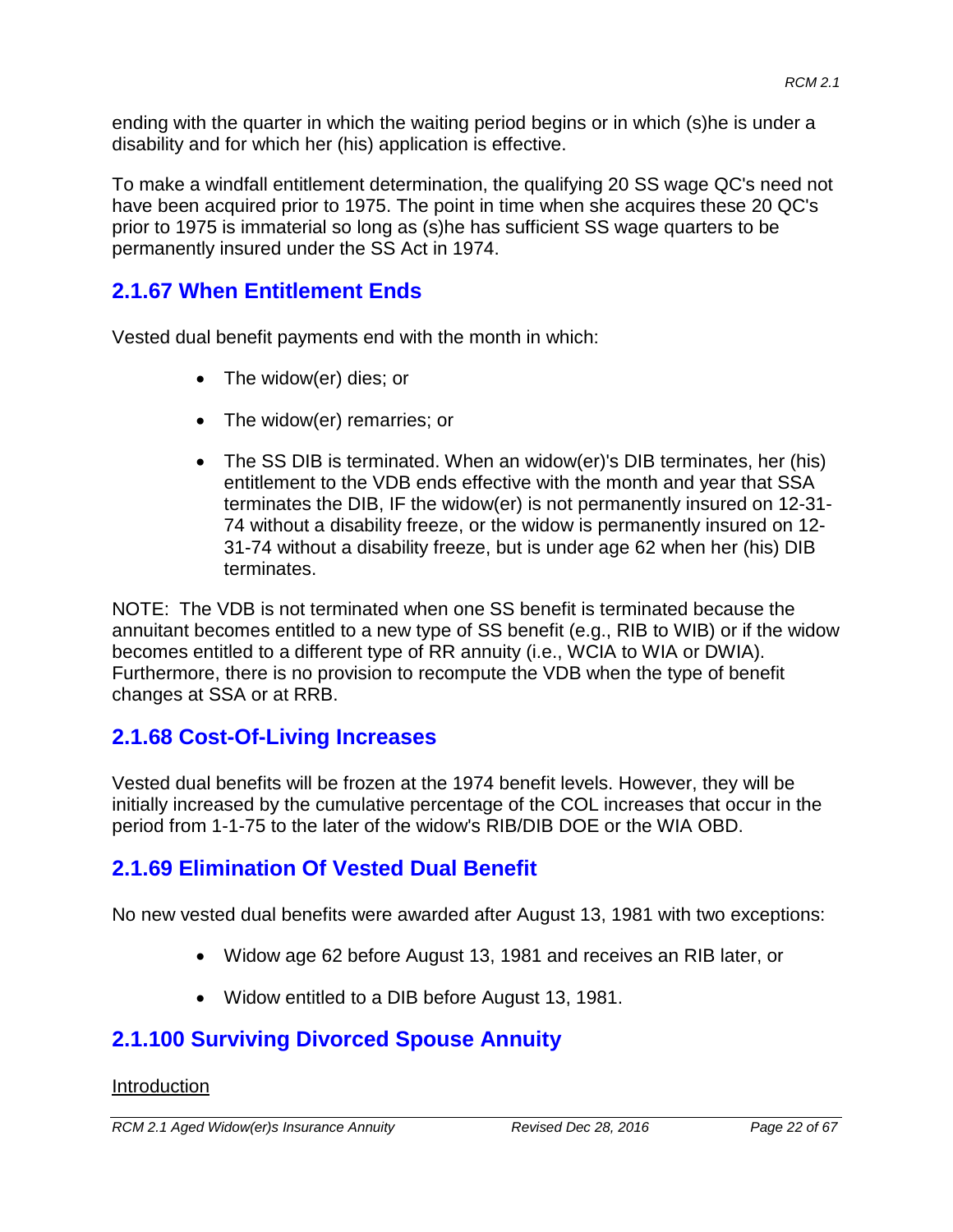ending with the quarter in which the waiting period begins or in which (s)he is under a disability and for which her (his) application is effective.

To make a windfall entitlement determination, the qualifying 20 SS wage QC's need not have been acquired prior to 1975. The point in time when she acquires these 20 QC's prior to 1975 is immaterial so long as (s)he has sufficient SS wage quarters to be permanently insured under the SS Act in 1974.

## 2.1.67 When Entitlement Ends

Vested dual benefit payments end with the month in which:

- The widow(er) dies; or
- The widow(er) remarries; or
- The SS DIB is terminated. When an widow(er)'s DIB terminates, her (his) entitlement to the VDB ends effective with the month and year that SSA terminates the DIB, IF the widow(er) is not permanently insured on 12-31-74 without a disability freeze, or the widow is permanently insured on 12-31-74 without a disability freeze, but is under age 62 when her (his) DIB terminates.

NOTE: The VDB is not terminated when one SS benefit is terminated because the annuitant becomes entitled to a new type of SS benefit (e.g., RIB to WIB) or if the widow becomes entitled to a different type of RR annuity (i.e., WCIA to WIA or DWIA). Furthermore, there is no provision to recompute the VDB when the type of benefit changes at SSA or at RRB.

## 2.1.68 Cost-Of-Living Increases

Vested dual benefits will be frozen at the 1974 benefit levels. However, they will be initially increased by the cumulative percentage of the COL increases that occur in the period from 1-1-75 to the later of the widow's RIB/DIB DOE or the WIA OBD.

## 2.1.69 Elimination Of Vested Dual Benefit

No new vested dual benefits were awarded after August 13, 1981 with two exceptions:

- Widow age 62 before August 13, 1981 and receives an RIB later, or
- Widow entitled to a DIB before August 13, 1981.

## 2.1.100 Surviving Divorced Spouse Annuity

Introduction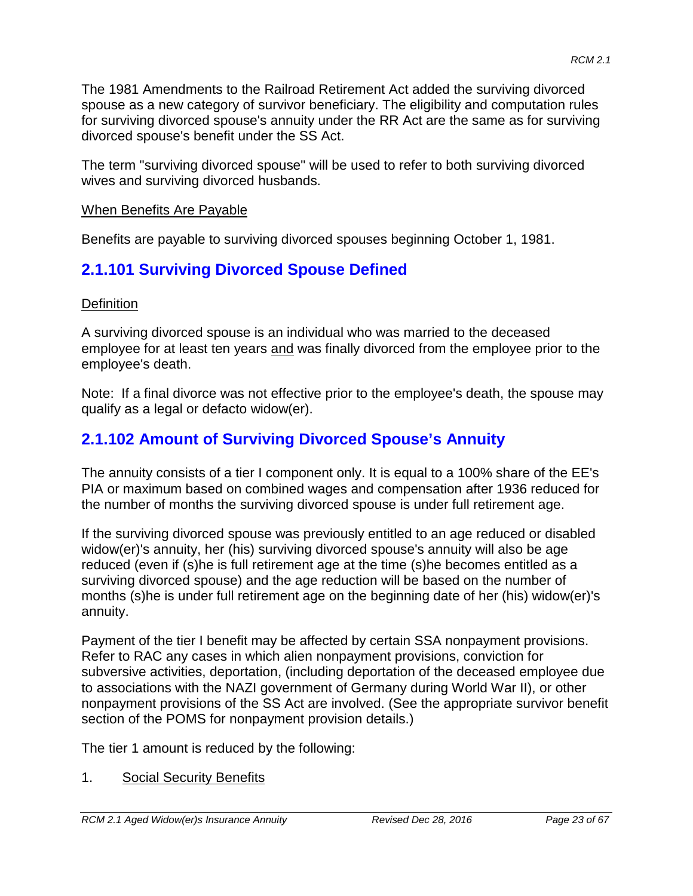The 1981 Amendments to the Railroad Retirement Act added the surviving divorced spouse as a new category of survivor beneficiary. The eligibility and computation rules for surviving divorced spouse's annuity under the RR Act are the same as for surviving divorced spouse's benefit under the SS Act.

The term "surviving divorced spouse" will be used to refer to both surviving divorced wives and surviving divorced husbands.

<u>When Benefits Are Payable</u>

Benefits are payable to surviving divorced spouses beginning October 1, 1981.

## 2.1.101 Surviving Divorced Spouse Defined

<u>Definition</u>

A surviving divorced spouse is an individual who was married to the deceased employee for at least ten years <u>and</u> was finally divorced from the employee prior to the employee's death.

Note: If a final divorce was not effective prior to the employee's death, the spouse may qualify as a legal or defacto widow(er).

## 2.1.102 Amount of Surviving Divorced Spouse's Annuity

The annuity consists of a tier I component only. It is equal to a 100% share of the EE's PIA or maximum based on combined wages and compensation after 1936 reduced for the number of months the surviving divorced spouse is under full retirement age.

If the surviving divorced spouse was previously entitled to an age reduced or disabled widow(er)'s annuity, her (his) surviving divorced spouse's annuity will also be age reduced (even if (s)he is full retirement age at the time (s)he becomes entitled as a surviving divorced spouse) and the age reduction will be based on the number of months (s)he is under full retirement age on the beginning date of her (his) widow(er)'s annuity.

Payment of the tier I benefit may be affected by certain SSA nonpayment provisions. Refer to RAC any cases in which alien nonpayment provisions, conviction for subversive activities, deportation, (including deportation of the deceased employee due to associations with the NAZI government of Germany during World War II), or other nonpayment provisions of the SS Act are involved. (See the appropriate survivor benefit section of the POMS for nonpayment provision details.)

The tier 1 amount is reduced by the following:

1. <u>Social Security Benefits</u>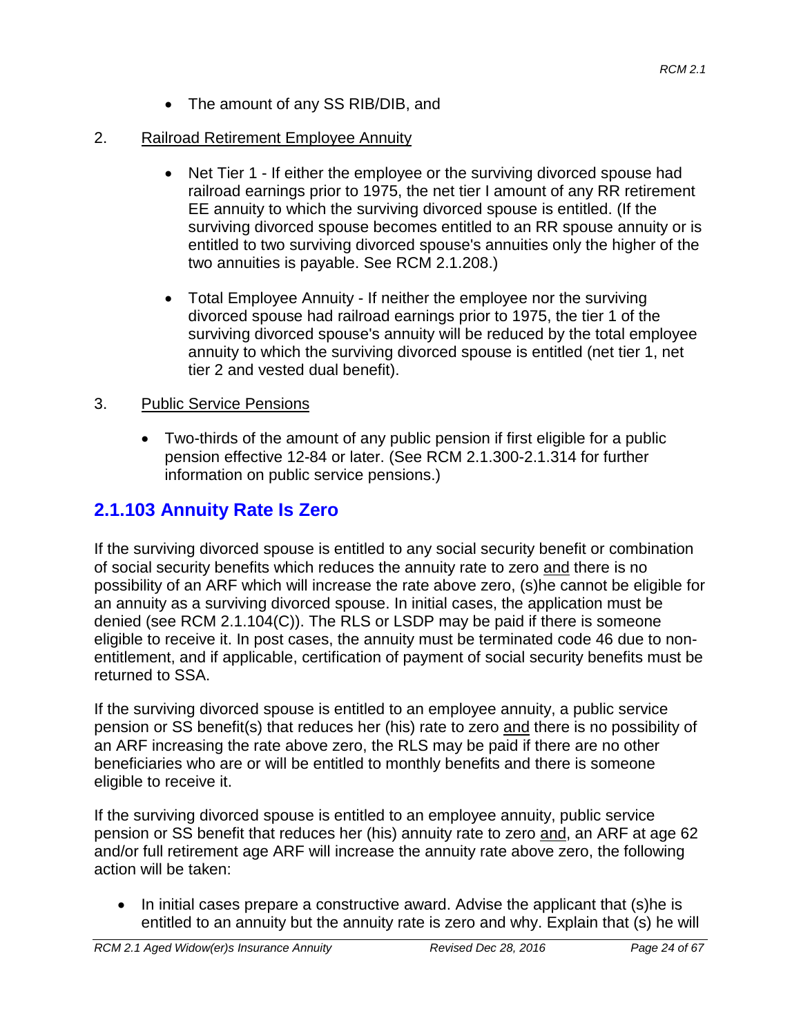- The amount of any SS RIB/DIB, and

2. Railroad Retirement Employee Annuity

   - Net Tier 1 - If either the employee or the surviving divorced spouse had railroad earnings prior to 1975, the net tier I amount of any RR retirement EE annuity to which the surviving divorced spouse is entitled. (If the surviving divorced spouse becomes entitled to an RR spouse annuity or is entitled to two surviving divorced spouse's annuities only the higher of the two annuities is payable. See RCM 2.1.208.)

   - Total Employee Annuity - If neither the employee nor the surviving divorced spouse had railroad earnings prior to 1975, the tier 1 of the surviving divorced spouse's annuity will be reduced by the total employee annuity to which the surviving divorced spouse is entitled (net tier 1, net tier 2 and vested dual benefit).

3. Public Service Pensions

   - Two-thirds of the amount of any public pension if first eligible for a public pension effective 12-84 or later. (See RCM 2.1.300-2.1.314 for further information on public service pensions.)

## 2.1.103 Annuity Rate Is Zero

If the surviving divorced spouse is entitled to any social security benefit or combination of social security benefits which reduces the annuity rate to zero and there is no possibility of an ARF which will increase the rate above zero, (s)he cannot be eligible for an annuity as a surviving divorced spouse. In initial cases, the application must be denied (see RCM 2.1.104(C)). The RLS or LSDP may be paid if there is someone eligible to receive it. In post cases, the annuity must be terminated code 46 due to non-entitlement, and if applicable, certification of payment of social security benefits must be returned to SSA.

If the surviving divorced spouse is entitled to an employee annuity, a public service pension or SS benefit(s) that reduces her (his) rate to zero and there is no possibility of an ARF increasing the rate above zero, the RLS may be paid if there are no other beneficiaries who are or will be entitled to monthly benefits and there is someone eligible to receive it.

If the surviving divorced spouse is entitled to an employee annuity, public service pension or SS benefit that reduces her (his) annuity rate to zero and, an ARF at age 62 and/or full retirement age ARF will increase the annuity rate above zero, the following action will be taken:

- In initial cases prepare a constructive award. Advise the applicant that (s)he is entitled to an annuity but the annuity rate is zero and why. Explain that (s) he will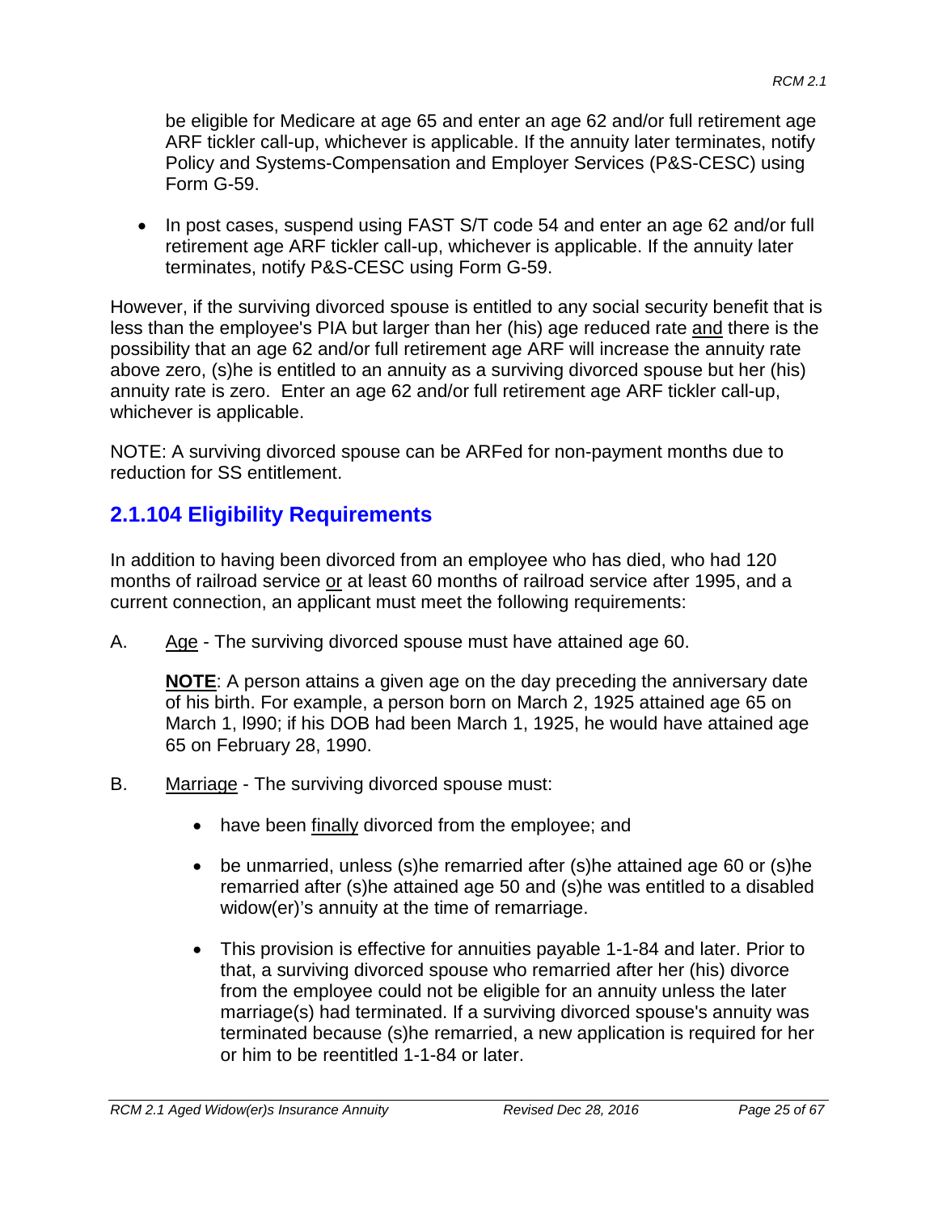be eligible for Medicare at age 65 and enter an age 62 and/or full retirement age ARF tickler call-up, whichever is applicable. If the annuity later terminates, notify Policy and Systems-Compensation and Employer Services (P&S-CESC) using Form G-59.

- In post cases, suspend using FAST S/T code 54 and enter an age 62 and/or full retirement age ARF tickler call-up, whichever is applicable. If the annuity later terminates, notify P&S-CESC using Form G-59.

However, if the surviving divorced spouse is entitled to any social security benefit that is less than the employee's PIA but larger than her (his) age reduced rate and there is the possibility that an age 62 and/or full retirement age ARF will increase the annuity rate above zero, (s)he is entitled to an annuity as a surviving divorced spouse but her (his) annuity rate is zero. Enter an age 62 and/or full retirement age ARF tickler call-up, whichever is applicable.

NOTE: A surviving divorced spouse can be ARFed for non-payment months due to reduction for SS entitlement.

## 2.1.104 Eligibility Requirements

In addition to having been divorced from an employee who has died, who had 120 months of railroad service or at least 60 months of railroad service after 1995, and a current connection, an applicant must meet the following requirements:

A. Age - The surviving divorced spouse must have attained age 60.

   **NOTE**: A person attains a given age on the day preceding the anniversary date of his birth. For example, a person born on March 2, 1925 attained age 65 on March 1, l990; if his DOB had been March 1, 1925, he would have attained age 65 on February 28, 1990.

B. Marriage - The surviving divorced spouse must:

   - have been finally divorced from the employee; and
   - be unmarried, unless (s)he remarried after (s)he attained age 60 or (s)he remarried after (s)he attained age 50 and (s)he was entitled to a disabled widow(er)'s annuity at the time of remarriage.
   - This provision is effective for annuities payable 1-1-84 and later. Prior to that, a surviving divorced spouse who remarried after her (his) divorce from the employee could not be eligible for an annuity unless the later marriage(s) had terminated. If a surviving divorced spouse's annuity was terminated because (s)he remarried, a new application is required for her or him to be reentitled 1-1-84 or later.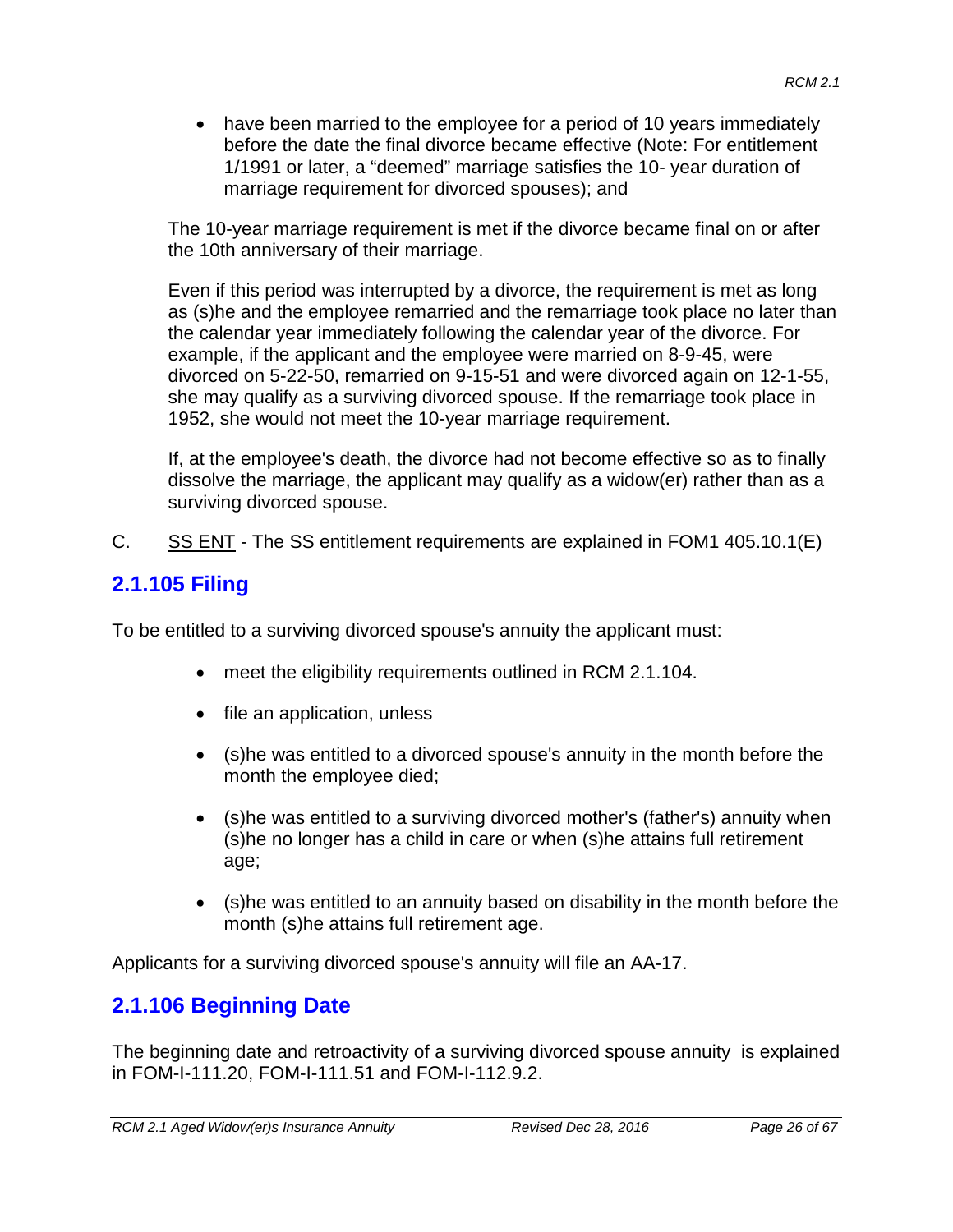- have been married to the employee for a period of 10 years immediately before the date the final divorce became effective (Note: For entitlement 1/1991 or later, a “deemed” marriage satisfies the 10- year duration of marriage requirement for divorced spouses); and

The 10-year marriage requirement is met if the divorce became final on or after the 10th anniversary of their marriage.

Even if this period was interrupted by a divorce, the requirement is met as long as (s)he and the employee remarried and the remarriage took place no later than the calendar year immediately following the calendar year of the divorce. For example, if the applicant and the employee were married on 8-9-45, were divorced on 5-22-50, remarried on 9-15-51 and were divorced again on 12-1-55, she may qualify as a surviving divorced spouse. If the remarriage took place in 1952, she would not meet the 10-year marriage requirement.

If, at the employee's death, the divorce had not become effective so as to finally dissolve the marriage, the applicant may qualify as a widow(er) rather than as a surviving divorced spouse.

C. SS ENT - The SS entitlement requirements are explained in FOM1 405.10.1(E)

## 2.1.105 Filing

To be entitled to a surviving divorced spouse's annuity the applicant must:

- meet the eligibility requirements outlined in RCM 2.1.104.
- file an application, unless
- (s)he was entitled to a divorced spouse's annuity in the month before the month the employee died;
- (s)he was entitled to a surviving divorced mother's (father's) annuity when (s)he no longer has a child in care or when (s)he attains full retirement age;
- (s)he was entitled to an annuity based on disability in the month before the month (s)he attains full retirement age.

Applicants for a surviving divorced spouse's annuity will file an AA-17.

## 2.1.106 Beginning Date

The beginning date and retroactivity of a surviving divorced spouse annuity is explained in FOM-I-111.20, FOM-I-111.51 and FOM-I-112.9.2.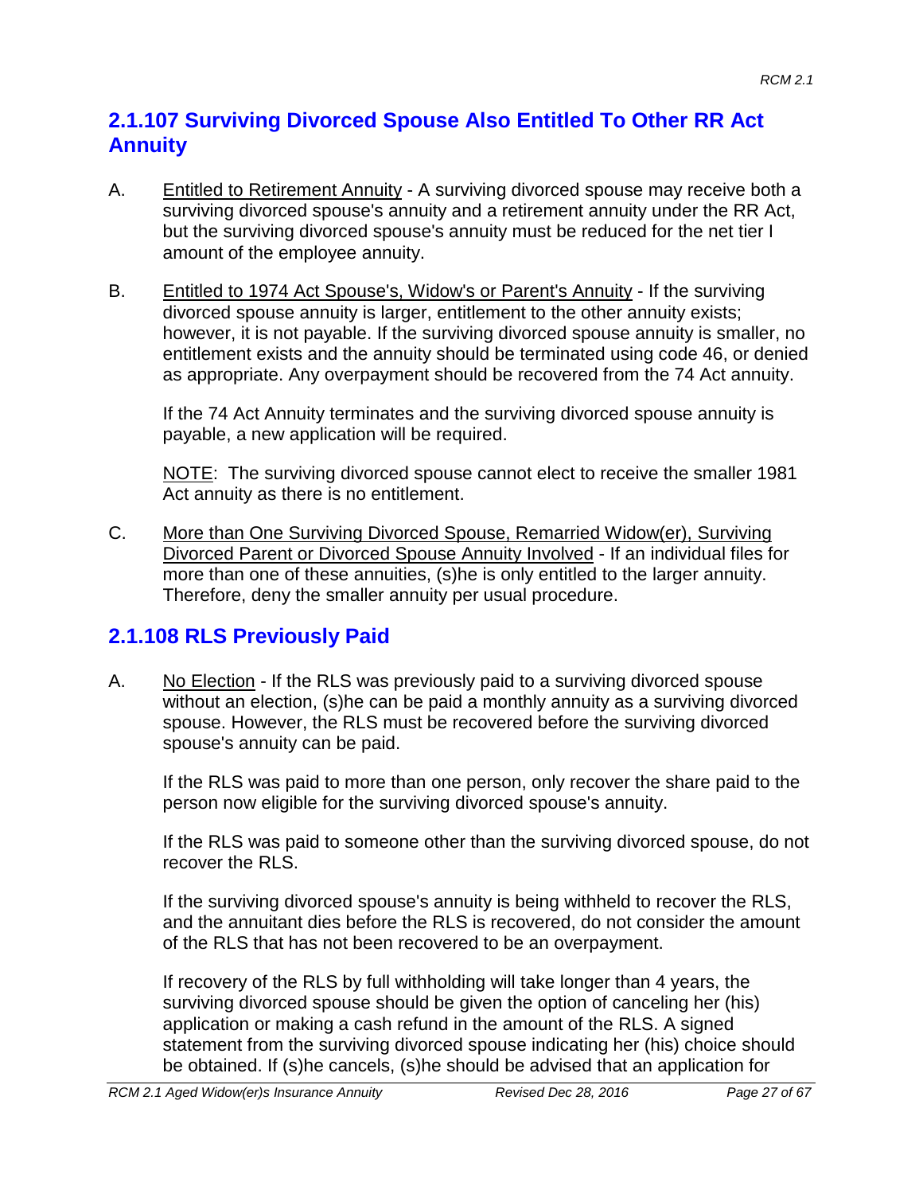## 2.1.107 Surviving Divorced Spouse Also Entitled To Other RR Act Annuity

A. Entitled to Retirement Annuity - A surviving divorced spouse may receive both a surviving divorced spouse's annuity and a retirement annuity under the RR Act, but the surviving divorced spouse's annuity must be reduced for the net tier I amount of the employee annuity.

B. Entitled to 1974 Act Spouse's, Widow's or Parent's Annuity - If the surviving divorced spouse annuity is larger, entitlement to the other annuity exists; however, it is not payable. If the surviving divorced spouse annuity is smaller, no entitlement exists and the annuity should be terminated using code 46, or denied as appropriate. Any overpayment should be recovered from the 74 Act annuity.

   If the 74 Act Annuity terminates and the surviving divorced spouse annuity is payable, a new application will be required.

   NOTE: The surviving divorced spouse cannot elect to receive the smaller 1981 Act annuity as there is no entitlement.

C. More than One Surviving Divorced Spouse, Remarried Widow(er), Surviving Divorced Parent or Divorced Spouse Annuity Involved - If an individual files for more than one of these annuities, (s)he is only entitled to the larger annuity. Therefore, deny the smaller annuity per usual procedure.

## 2.1.108 RLS Previously Paid

A. No Election - If the RLS was previously paid to a surviving divorced spouse without an election, (s)he can be paid a monthly annuity as a surviving divorced spouse. However, the RLS must be recovered before the surviving divorced spouse's annuity can be paid.

   If the RLS was paid to more than one person, only recover the share paid to the person now eligible for the surviving divorced spouse's annuity.

   If the RLS was paid to someone other than the surviving divorced spouse, do not recover the RLS.

   If the surviving divorced spouse's annuity is being withheld to recover the RLS, and the annuitant dies before the RLS is recovered, do not consider the amount of the RLS that has not been recovered to be an overpayment.

   If recovery of the RLS by full withholding will take longer than 4 years, the surviving divorced spouse should be given the option of canceling her (his) application or making a cash refund in the amount of the RLS. A signed statement from the surviving divorced spouse indicating her (his) choice should be obtained. If (s)he cancels, (s)he should be advised that an application for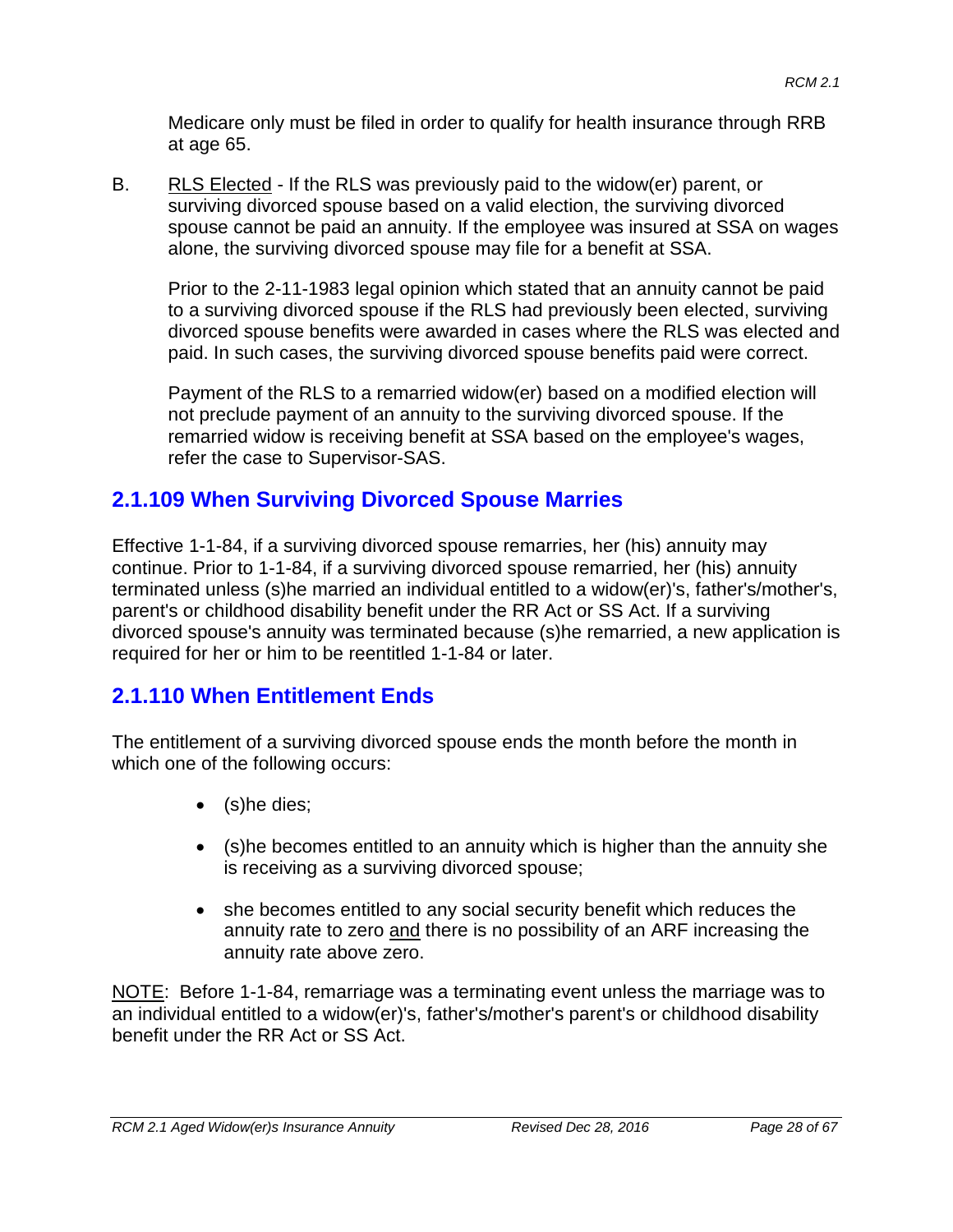Medicare only must be filed in order to qualify for health insurance through RRB at age 65.

B. RLS Elected - If the RLS was previously paid to the widow(er) parent, or surviving divorced spouse based on a valid election, the surviving divorced spouse cannot be paid an annuity. If the employee was insured at SSA on wages alone, the surviving divorced spouse may file for a benefit at SSA.

Prior to the 2-11-1983 legal opinion which stated that an annuity cannot be paid to a surviving divorced spouse if the RLS had previously been elected, surviving divorced spouse benefits were awarded in cases where the RLS was elected and paid. In such cases, the surviving divorced spouse benefits paid were correct.

Payment of the RLS to a remarried widow(er) based on a modified election will not preclude payment of an annuity to the surviving divorced spouse. If the remarried widow is receiving benefit at SSA based on the employee's wages, refer the case to Supervisor-SAS.

## 2.1.109 When Surviving Divorced Spouse Marries

Effective 1-1-84, if a surviving divorced spouse remarries, her (his) annuity may continue. Prior to 1-1-84, if a surviving divorced spouse remarried, her (his) annuity terminated unless (s)he married an individual entitled to a widow(er)'s, father's/mother's, parent's or childhood disability benefit under the RR Act or SS Act. If a surviving divorced spouse's annuity was terminated because (s)he remarried, a new application is required for her or him to be reentitled 1-1-84 or later.

## 2.1.110 When Entitlement Ends

The entitlement of a surviving divorced spouse ends the month before the month in which one of the following occurs:

- (s)he dies;
- (s)he becomes entitled to an annuity which is higher than the annuity she is receiving as a surviving divorced spouse;
- she becomes entitled to any social security benefit which reduces the annuity rate to zero and there is no possibility of an ARF increasing the annuity rate above zero.

NOTE: Before 1-1-84, remarriage was a terminating event unless the marriage was to an individual entitled to a widow(er)'s, father's/mother's parent's or childhood disability benefit under the RR Act or SS Act.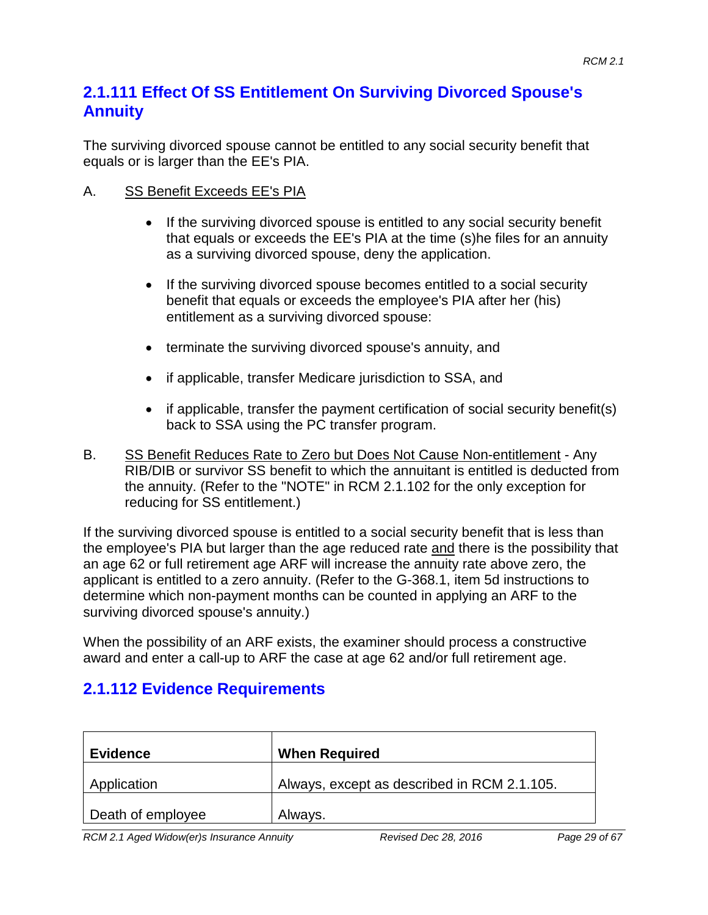## 2.1.111 Effect Of SS Entitlement On Surviving Divorced Spouse's Annuity

The surviving divorced spouse cannot be entitled to any social security benefit that equals or is larger than the EE's PIA.

A. SS Benefit Exceeds EE's PIA

- If the surviving divorced spouse is entitled to any social security benefit that equals or exceeds the EE's PIA at the time (s)he files for an annuity as a surviving divorced spouse, deny the application.
- If the surviving divorced spouse becomes entitled to a social security benefit that equals or exceeds the employee's PIA after her (his) entitlement as a surviving divorced spouse:
- terminate the surviving divorced spouse's annuity, and
- if applicable, transfer Medicare jurisdiction to SSA, and
- if applicable, transfer the payment certification of social security benefit(s) back to SSA using the PC transfer program.

B. SS Benefit Reduces Rate to Zero but Does Not Cause Non-entitlement - Any RIB/DIB or survivor SS benefit to which the annuitant is entitled is deducted from the annuity. (Refer to the "NOTE" in RCM 2.1.102 for the only exception for reducing for SS entitlement.)

If the surviving divorced spouse is entitled to a social security benefit that is less than the employee's PIA but larger than the age reduced rate and there is the possibility that an age 62 or full retirement age ARF will increase the annuity rate above zero, the applicant is entitled to a zero annuity. (Refer to the G-368.1, item 5d instructions to determine which non-payment months can be counted in applying an ARF to the surviving divorced spouse's annuity.)

When the possibility of an ARF exists, the examiner should process a constructive award and enter a call-up to ARF the case at age 62 and/or full retirement age.

## 2.1.112 Evidence Requirements

| **Evidence** | **When Required** |
|---|---|
| Application | Always, except as described in RCM 2.1.105. |
| Death of employee | Always. |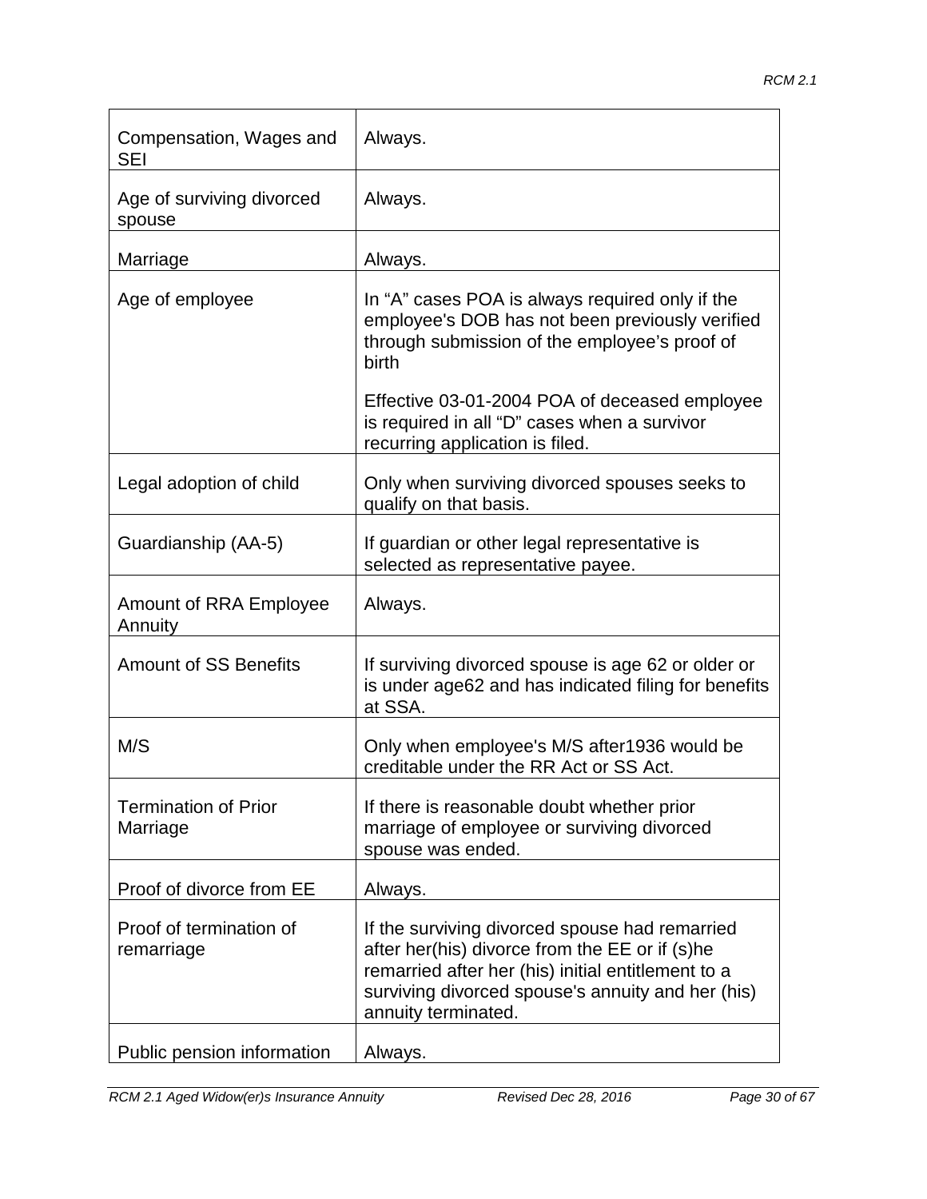| | |
|---|---|
| Compensation, Wages and SEI | Always. |
| Age of surviving divorced spouse | Always. |
| Marriage | Always. |
| Age of employee | In “A” cases POA is always required only if the employee's DOB has not been previously verified through submission of the employee’s proof of birth<br><br>Effective 03-01-2004 POA of deceased employee is required in all “D” cases when a survivor recurring application is filed. |
| Legal adoption of child | Only when surviving divorced spouses seeks to qualify on that basis. |
| Guardianship (AA-5) | If guardian or other legal representative is selected as representative payee. |
| Amount of RRA Employee Annuity | Always. |
| Amount of SS Benefits | If surviving divorced spouse is age 62 or older or is under age62 and has indicated filing for benefits at SSA. |
| M/S | Only when employee's M/S after1936 would be creditable under the RR Act or SS Act. |
| Termination of Prior Marriage | If there is reasonable doubt whether prior marriage of employee or surviving divorced spouse was ended. |
| Proof of divorce from EE | Always. |
| Proof of termination of remarriage | If the surviving divorced spouse had remarried after her(his) divorce from the EE or if (s)he remarried after her (his) initial entitlement to a surviving divorced spouse's annuity and her (his) annuity terminated. |
| Public pension information | Always. |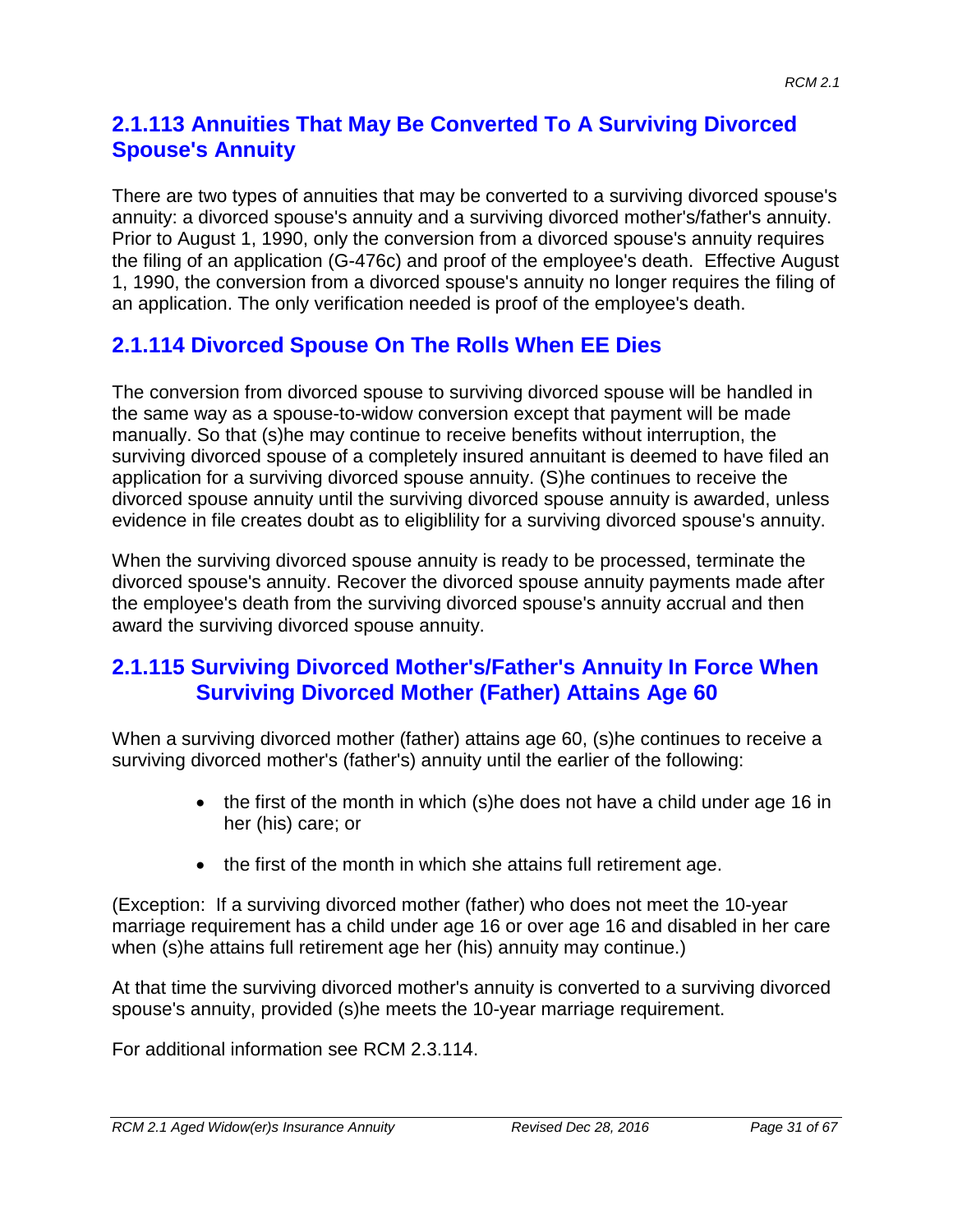## 2.1.113 Annuities That May Be Converted To A Surviving Divorced Spouse's Annuity

There are two types of annuities that may be converted to a surviving divorced spouse's annuity: a divorced spouse's annuity and a surviving divorced mother's/father's annuity. Prior to August 1, 1990, only the conversion from a divorced spouse's annuity requires the filing of an application (G-476c) and proof of the employee's death. Effective August 1, 1990, the conversion from a divorced spouse's annuity no longer requires the filing of an application. The only verification needed is proof of the employee's death.

## 2.1.114 Divorced Spouse On The Rolls When EE Dies

The conversion from divorced spouse to surviving divorced spouse will be handled in the same way as a spouse-to-widow conversion except that payment will be made manually. So that (s)he may continue to receive benefits without interruption, the surviving divorced spouse of a completely insured annuitant is deemed to have filed an application for a surviving divorced spouse annuity. (S)he continues to receive the divorced spouse annuity until the surviving divorced spouse annuity is awarded, unless evidence in file creates doubt as to eligiblility for a surviving divorced spouse's annuity.

When the surviving divorced spouse annuity is ready to be processed, terminate the divorced spouse's annuity. Recover the divorced spouse annuity payments made after the employee's death from the surviving divorced spouse's annuity accrual and then award the surviving divorced spouse annuity.

## 2.1.115 Surviving Divorced Mother's/Father's Annuity In Force When Surviving Divorced Mother (Father) Attains Age 60

When a surviving divorced mother (father) attains age 60, (s)he continues to receive a surviving divorced mother's (father's) annuity until the earlier of the following:

- the first of the month in which (s)he does not have a child under age 16 in her (his) care; or
- the first of the month in which she attains full retirement age.

(Exception: If a surviving divorced mother (father) who does not meet the 10-year marriage requirement has a child under age 16 or over age 16 and disabled in her care when (s)he attains full retirement age her (his) annuity may continue.)

At that time the surviving divorced mother's annuity is converted to a surviving divorced spouse's annuity, provided (s)he meets the 10-year marriage requirement.

For additional information see RCM 2.3.114.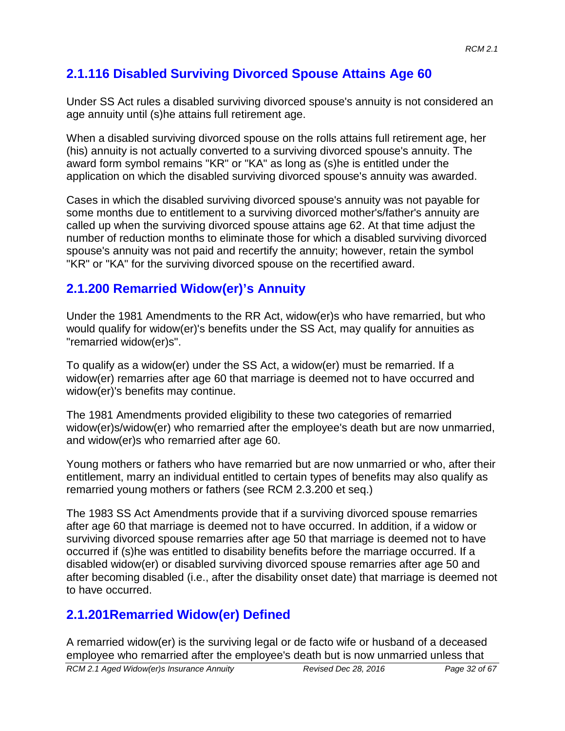## 2.1.116 Disabled Surviving Divorced Spouse Attains Age 60

Under SS Act rules a disabled surviving divorced spouse's annuity is not considered an age annuity until (s)he attains full retirement age.

When a disabled surviving divorced spouse on the rolls attains full retirement age, her (his) annuity is not actually converted to a surviving divorced spouse's annuity. The award form symbol remains "KR" or "KA" as long as (s)he is entitled under the application on which the disabled surviving divorced spouse's annuity was awarded.

Cases in which the disabled surviving divorced spouse's annuity was not payable for some months due to entitlement to a surviving divorced mother's/father's annuity are called up when the surviving divorced spouse attains age 62. At that time adjust the number of reduction months to eliminate those for which a disabled surviving divorced spouse's annuity was not paid and recertify the annuity; however, retain the symbol "KR" or "KA" for the surviving divorced spouse on the recertified award.

## 2.1.200 Remarried Widow(er)'s Annuity

Under the 1981 Amendments to the RR Act, widow(er)s who have remarried, but who would qualify for widow(er)'s benefits under the SS Act, may qualify for annuities as "remarried widow(er)s".

To qualify as a widow(er) under the SS Act, a widow(er) must be remarried. If a widow(er) remarries after age 60 that marriage is deemed not to have occurred and widow(er)'s benefits may continue.

The 1981 Amendments provided eligibility to these two categories of remarried widow(er)s/widow(er) who remarried after the employee's death but are now unmarried, and widow(er)s who remarried after age 60.

Young mothers or fathers who have remarried but are now unmarried or who, after their entitlement, marry an individual entitled to certain types of benefits may also qualify as remarried young mothers or fathers (see RCM 2.3.200 et seq.)

The 1983 SS Act Amendments provide that if a surviving divorced spouse remarries after age 60 that marriage is deemed not to have occurred. In addition, if a widow or surviving divorced spouse remarries after age 50 that marriage is deemed not to have occurred if (s)he was entitled to disability benefits before the marriage occurred. If a disabled widow(er) or disabled surviving divorced spouse remarries after age 50 and after becoming disabled (i.e., after the disability onset date) that marriage is deemed not to have occurred.

## 2.1.201Remarried Widow(er) Defined

A remarried widow(er) is the surviving legal or de facto wife or husband of a deceased employee who remarried after the employee's death but is now unmarried unless that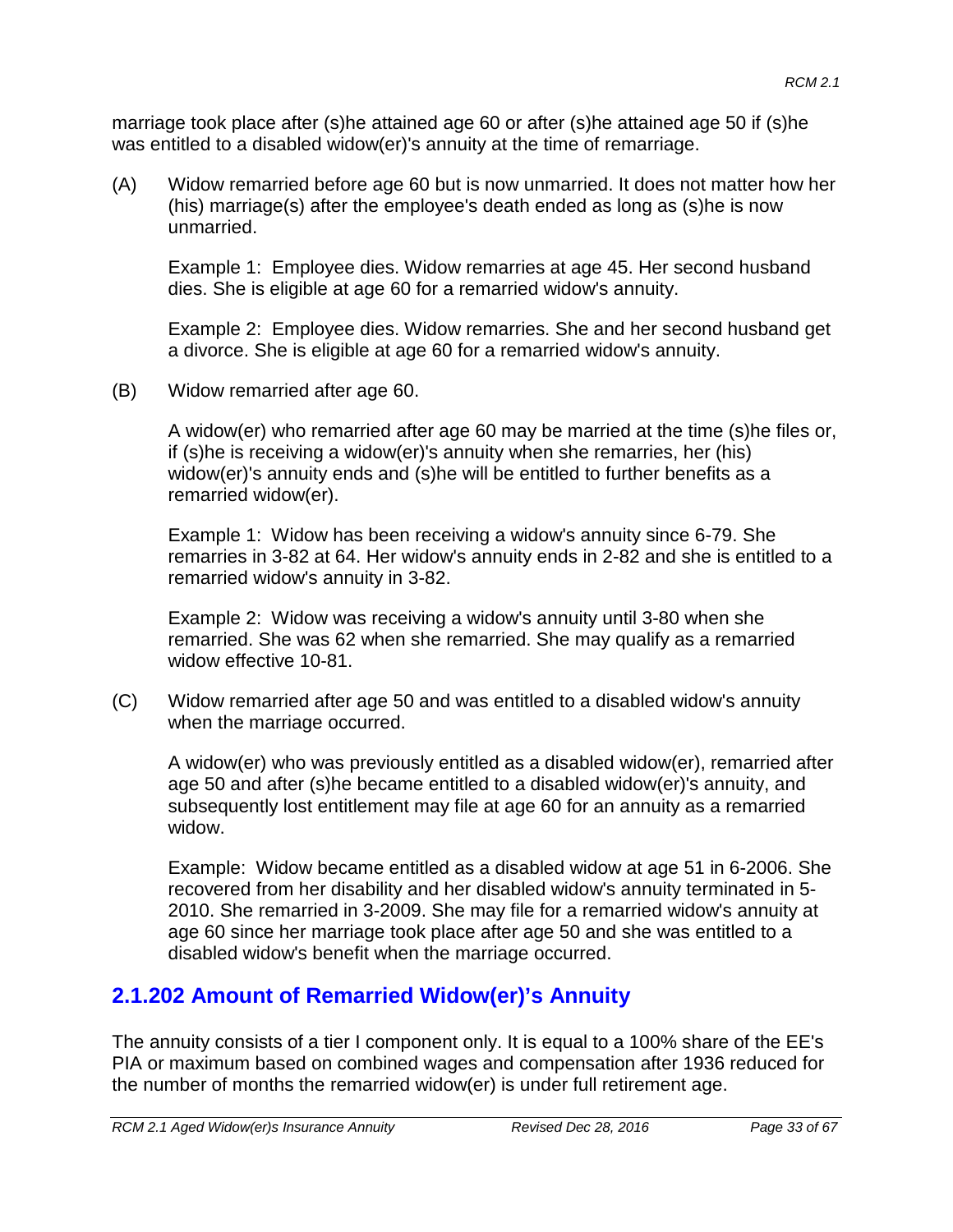marriage took place after (s)he attained age 60 or after (s)he attained age 50 if (s)he was entitled to a disabled widow(er)'s annuity at the time of remarriage.

(A) Widow remarried before age 60 but is now unmarried. It does not matter how her (his) marriage(s) after the employee's death ended as long as (s)he is now unmarried.

Example 1: Employee dies. Widow remarries at age 45. Her second husband dies. She is eligible at age 60 for a remarried widow's annuity.

Example 2: Employee dies. Widow remarries. She and her second husband get a divorce. She is eligible at age 60 for a remarried widow's annuity.

(B) Widow remarried after age 60.

A widow(er) who remarried after age 60 may be married at the time (s)he files or, if (s)he is receiving a widow(er)'s annuity when she remarries, her (his) widow(er)'s annuity ends and (s)he will be entitled to further benefits as a remarried widow(er).

Example 1: Widow has been receiving a widow's annuity since 6-79. She remarries in 3-82 at 64. Her widow's annuity ends in 2-82 and she is entitled to a remarried widow's annuity in 3-82.

Example 2: Widow was receiving a widow's annuity until 3-80 when she remarried. She was 62 when she remarried. She may qualify as a remarried widow effective 10-81.

(C) Widow remarried after age 50 and was entitled to a disabled widow's annuity when the marriage occurred.

A widow(er) who was previously entitled as a disabled widow(er), remarried after age 50 and after (s)he became entitled to a disabled widow(er)'s annuity, and subsequently lost entitlement may file at age 60 for an annuity as a remarried widow.

Example: Widow became entitled as a disabled widow at age 51 in 6-2006. She recovered from her disability and her disabled widow's annuity terminated in 5-2010. She remarried in 3-2009. She may file for a remarried widow's annuity at age 60 since her marriage took place after age 50 and she was entitled to a disabled widow's benefit when the marriage occurred.

## 2.1.202 Amount of Remarried Widow(er)'s Annuity

The annuity consists of a tier I component only. It is equal to a 100% share of the EE's PIA or maximum based on combined wages and compensation after 1936 reduced for the number of months the remarried widow(er) is under full retirement age.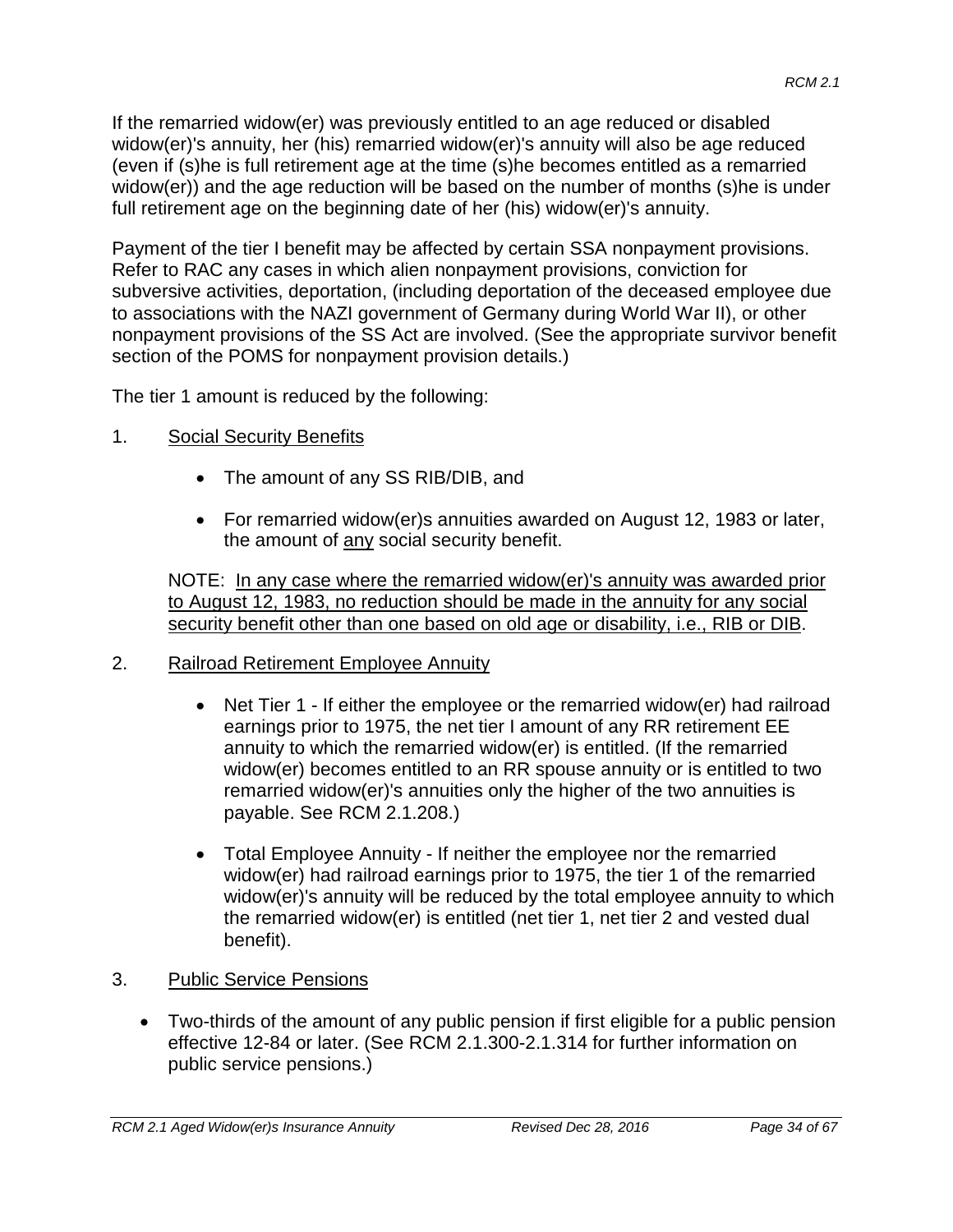If the remarried widow(er) was previously entitled to an age reduced or disabled widow(er)'s annuity, her (his) remarried widow(er)'s annuity will also be age reduced (even if (s)he is full retirement age at the time (s)he becomes entitled as a remarried widow(er)) and the age reduction will be based on the number of months (s)he is under full retirement age on the beginning date of her (his) widow(er)'s annuity.

Payment of the tier I benefit may be affected by certain SSA nonpayment provisions. Refer to RAC any cases in which alien nonpayment provisions, conviction for subversive activities, deportation, (including deportation of the deceased employee due to associations with the NAZI government of Germany during World War II), or other nonpayment provisions of the SS Act are involved. (See the appropriate survivor benefit section of the POMS for nonpayment provision details.)

The tier 1 amount is reduced by the following:

1. <u>Social Security Benefits</u>

    - The amount of any SS RIB/DIB, and
    - For remarried widow(er)s annuities awarded on August 12, 1983 or later, the amount of <u>any</u> social security benefit.

    NOTE: <u>In any case where the remarried widow(er)'s annuity was awarded prior to August 12, 1983, no reduction should be made in the annuity for any social security benefit other than one based on old age or disability, i.e., RIB or DIB</u>.

2. <u>Railroad Retirement Employee Annuity</u>

    - Net Tier 1 - If either the employee or the remarried widow(er) had railroad earnings prior to 1975, the net tier I amount of any RR retirement EE annuity to which the remarried widow(er) is entitled. (If the remarried widow(er) becomes entitled to an RR spouse annuity or is entitled to two remarried widow(er)'s annuities only the higher of the two annuities is payable. See RCM 2.1.208.)
    - Total Employee Annuity - If neither the employee nor the remarried widow(er) had railroad earnings prior to 1975, the tier 1 of the remarried widow(er)'s annuity will be reduced by the total employee annuity to which the remarried widow(er) is entitled (net tier 1, net tier 2 and vested dual benefit).

3. <u>Public Service Pensions</u>

    - Two-thirds of the amount of any public pension if first eligible for a public pension effective 12-84 or later. (See RCM 2.1.300-2.1.314 for further information on public service pensions.)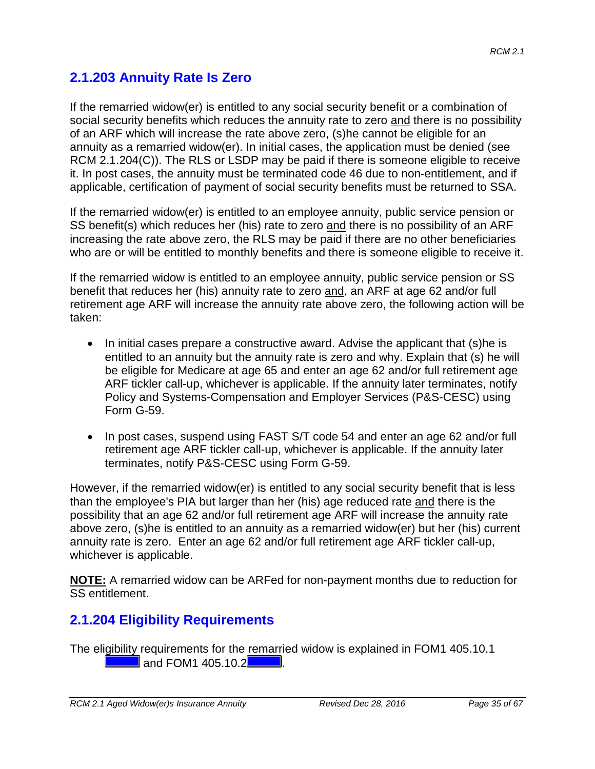## 2.1.203 Annuity Rate Is Zero

If the remarried widow(er) is entitled to any social security benefit or a combination of social security benefits which reduces the annuity rate to zero <u>and</u> there is no possibility of an ARF which will increase the rate above zero, (s)he cannot be eligible for an annuity as a remarried widow(er). In initial cases, the application must be denied (see RCM 2.1.204(C)). The RLS or LSDP may be paid if there is someone eligible to receive it. In post cases, the annuity must be terminated code 46 due to non-entitlement, and if applicable, certification of payment of social security benefits must be returned to SSA.

If the remarried widow(er) is entitled to an employee annuity, public service pension or SS benefit(s) which reduces her (his) rate to zero <u>and</u> there is no possibility of an ARF increasing the rate above zero, the RLS may be paid if there are no other beneficiaries who are or will be entitled to monthly benefits and there is someone eligible to receive it.

If the remarried widow is entitled to an employee annuity, public service pension or SS benefit that reduces her (his) annuity rate to zero <u>and</u>, an ARF at age 62 and/or full retirement age ARF will increase the annuity rate above zero, the following action will be taken:

- In initial cases prepare a constructive award. Advise the applicant that (s)he is entitled to an annuity but the annuity rate is zero and why. Explain that (s) he will be eligible for Medicare at age 65 and enter an age 62 and/or full retirement age ARF tickler call-up, whichever is applicable. If the annuity later terminates, notify Policy and Systems-Compensation and Employer Services (P&S-CESC) using Form G-59.
- In post cases, suspend using FAST S/T code 54 and enter an age 62 and/or full retirement age ARF tickler call-up, whichever is applicable. If the annuity later terminates, notify P&S-CESC using Form G-59.

However, if the remarried widow(er) is entitled to any social security benefit that is less than the employee's PIA but larger than her (his) age reduced rate <u>and</u> there is the possibility that an age 62 and/or full retirement age ARF will increase the annuity rate above zero, (s)he is entitled to an annuity as a remarried widow(er) but her (his) current annuity rate is zero. Enter an age 62 and/or full retirement age ARF tickler call-up, whichever is applicable.

**<u>NOTE:</u>** A remarried widow can be ARFed for non-payment months due to reduction for SS entitlement.

## 2.1.204 Eligibility Requirements

The eligibility requirements for the remarried widow is explained in FOM1 405.10.1 and FOM1 405.10.2.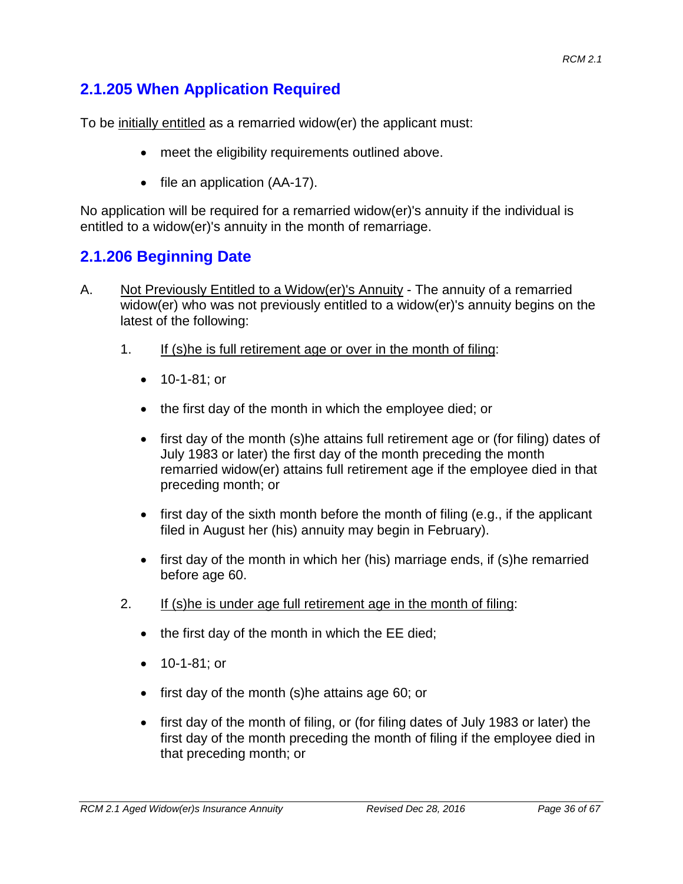## 2.1.205 When Application Required

To be initially entitled as a remarried widow(er) the applicant must:

- meet the eligibility requirements outlined above.
- file an application (AA-17).

No application will be required for a remarried widow(er)'s annuity if the individual is entitled to a widow(er)'s annuity in the month of remarriage.

## 2.1.206 Beginning Date

A. Not Previously Entitled to a Widow(er)'s Annuity - The annuity of a remarried widow(er) who was not previously entitled to a widow(er)'s annuity begins on the latest of the following:

   1. If (s)he is full retirement age or over in the month of filing:

      - 10-1-81; or
      - the first day of the month in which the employee died; or
      - first day of the month (s)he attains full retirement age or (for filing) dates of July 1983 or later) the first day of the month preceding the month remarried widow(er) attains full retirement age if the employee died in that preceding month; or
      - first day of the sixth month before the month of filing (e.g., if the applicant filed in August her (his) annuity may begin in February).
      - first day of the month in which her (his) marriage ends, if (s)he remarried before age 60.

   2. If (s)he is under age full retirement age in the month of filing:

      - the first day of the month in which the EE died;
      - 10-1-81; or
      - first day of the month (s)he attains age 60; or
      - first day of the month of filing, or (for filing dates of July 1983 or later) the first day of the month preceding the month of filing if the employee died in that preceding month; or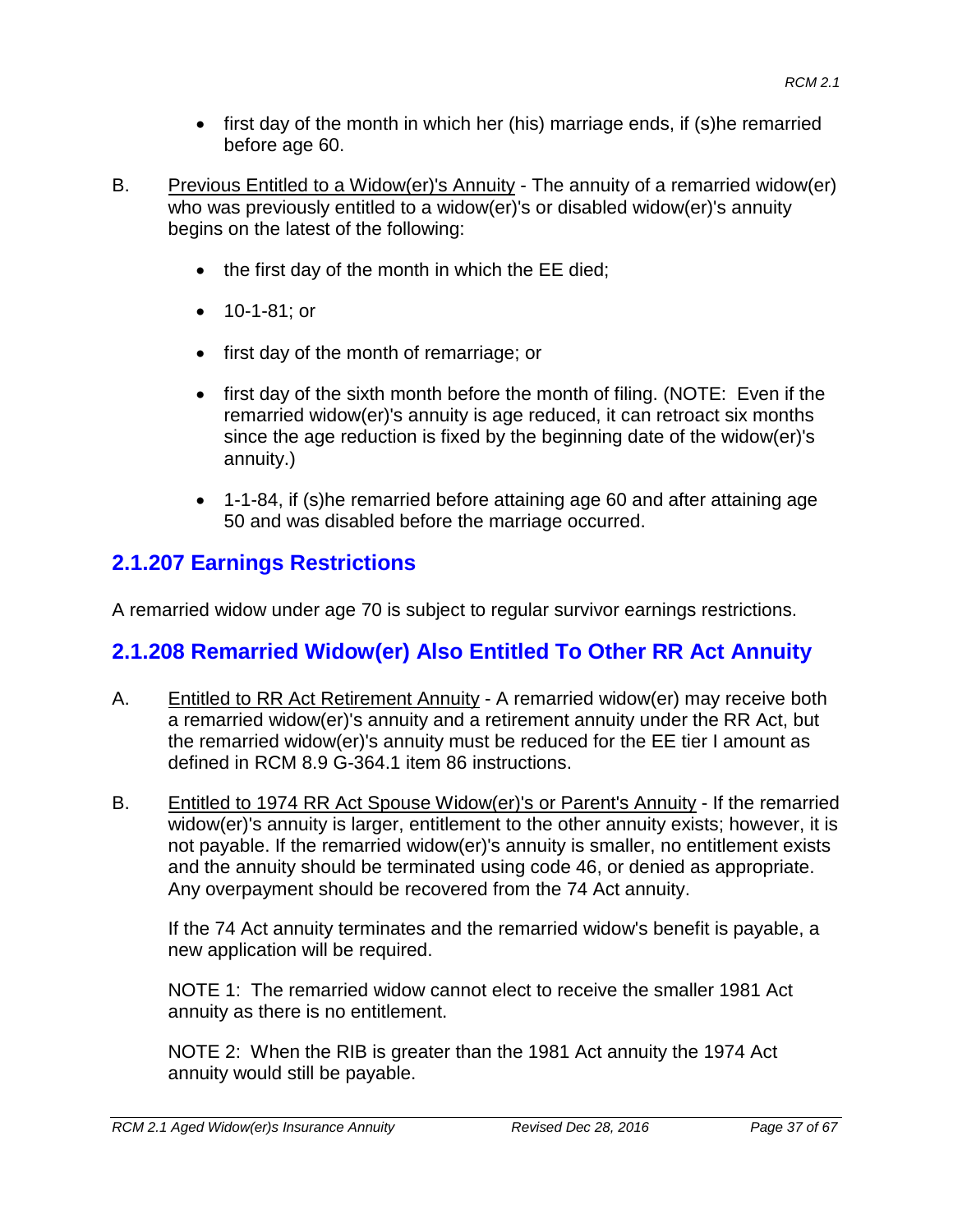- first day of the month in which her (his) marriage ends, if (s)he remarried before age 60.

B. Previous Entitled to a Widow(er)'s Annuity - The annuity of a remarried widow(er) who was previously entitled to a widow(er)'s or disabled widow(er)'s annuity begins on the latest of the following:

- the first day of the month in which the EE died;
- 10-1-81; or
- first day of the month of remarriage; or
- first day of the sixth month before the month of filing. (NOTE: Even if the remarried widow(er)'s annuity is age reduced, it can retroact six months since the age reduction is fixed by the beginning date of the widow(er)'s annuity.)
- 1-1-84, if (s)he remarried before attaining age 60 and after attaining age 50 and was disabled before the marriage occurred.

## 2.1.207 Earnings Restrictions

A remarried widow under age 70 is subject to regular survivor earnings restrictions.

## 2.1.208 Remarried Widow(er) Also Entitled To Other RR Act Annuity

A. Entitled to RR Act Retirement Annuity - A remarried widow(er) may receive both a remarried widow(er)'s annuity and a retirement annuity under the RR Act, but the remarried widow(er)'s annuity must be reduced for the EE tier I amount as defined in RCM 8.9 G-364.1 item 86 instructions.

B. Entitled to 1974 RR Act Spouse Widow(er)'s or Parent's Annuity - If the remarried widow(er)'s annuity is larger, entitlement to the other annuity exists; however, it is not payable. If the remarried widow(er)'s annuity is smaller, no entitlement exists and the annuity should be terminated using code 46, or denied as appropriate. Any overpayment should be recovered from the 74 Act annuity.

If the 74 Act annuity terminates and the remarried widow's benefit is payable, a new application will be required.

NOTE 1: The remarried widow cannot elect to receive the smaller 1981 Act annuity as there is no entitlement.

NOTE 2: When the RIB is greater than the 1981 Act annuity the 1974 Act annuity would still be payable.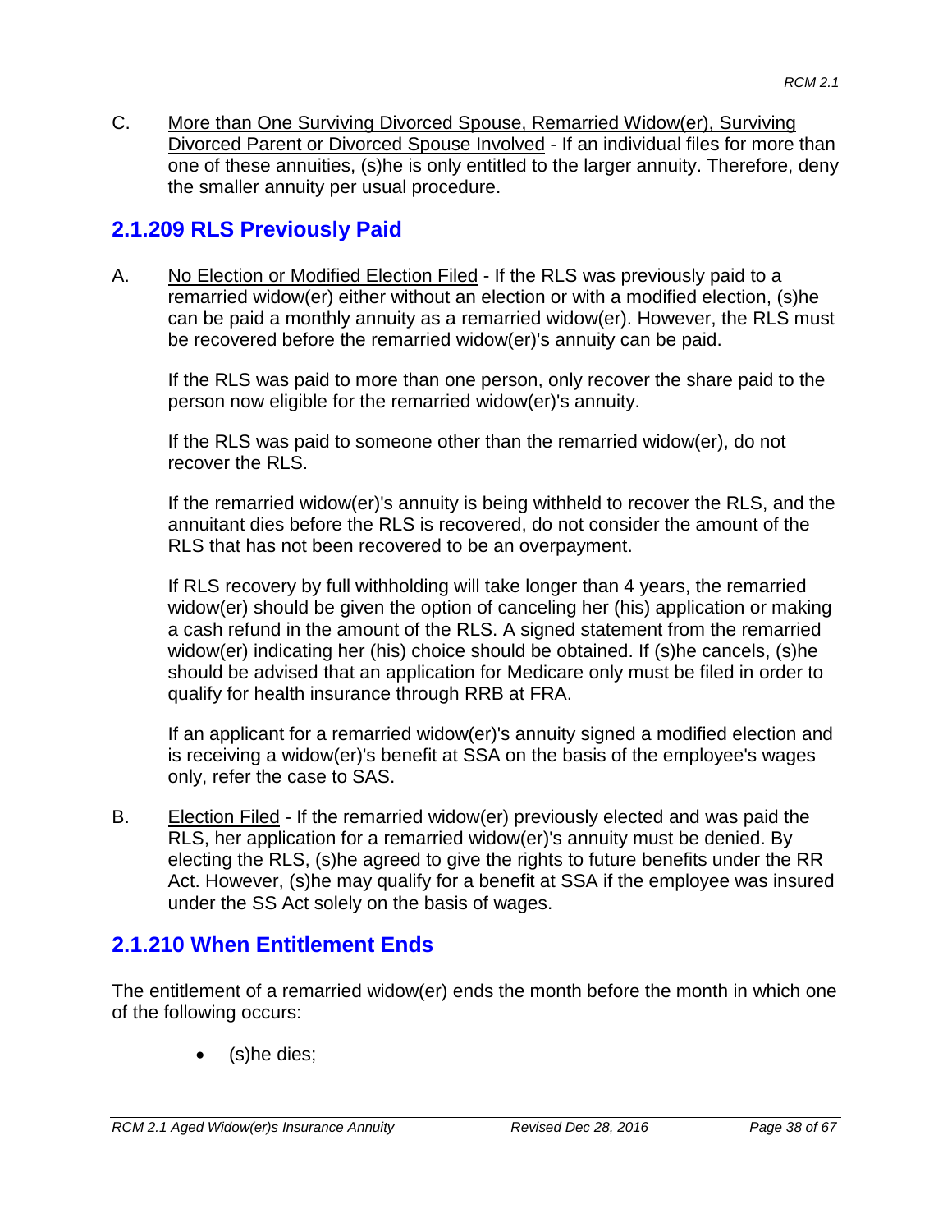C. More than One Surviving Divorced Spouse, Remarried Widow(er), Surviving Divorced Parent or Divorced Spouse Involved - If an individual files for more than one of these annuities, (s)he is only entitled to the larger annuity. Therefore, deny the smaller annuity per usual procedure.

## 2.1.209 RLS Previously Paid

A. No Election or Modified Election Filed - If the RLS was previously paid to a remarried widow(er) either without an election or with a modified election, (s)he can be paid a monthly annuity as a remarried widow(er). However, the RLS must be recovered before the remarried widow(er)'s annuity can be paid.

If the RLS was paid to more than one person, only recover the share paid to the person now eligible for the remarried widow(er)'s annuity.

If the RLS was paid to someone other than the remarried widow(er), do not recover the RLS.

If the remarried widow(er)'s annuity is being withheld to recover the RLS, and the annuitant dies before the RLS is recovered, do not consider the amount of the RLS that has not been recovered to be an overpayment.

If RLS recovery by full withholding will take longer than 4 years, the remarried widow(er) should be given the option of canceling her (his) application or making a cash refund in the amount of the RLS. A signed statement from the remarried widow(er) indicating her (his) choice should be obtained. If (s)he cancels, (s)he should be advised that an application for Medicare only must be filed in order to qualify for health insurance through RRB at FRA.

If an applicant for a remarried widow(er)'s annuity signed a modified election and is receiving a widow(er)'s benefit at SSA on the basis of the employee's wages only, refer the case to SAS.

B. Election Filed - If the remarried widow(er) previously elected and was paid the RLS, her application for a remarried widow(er)'s annuity must be denied. By electing the RLS, (s)he agreed to give the rights to future benefits under the RR Act. However, (s)he may qualify for a benefit at SSA if the employee was insured under the SS Act solely on the basis of wages.

## 2.1.210 When Entitlement Ends

The entitlement of a remarried widow(er) ends the month before the month in which one of the following occurs:

- (s)he dies;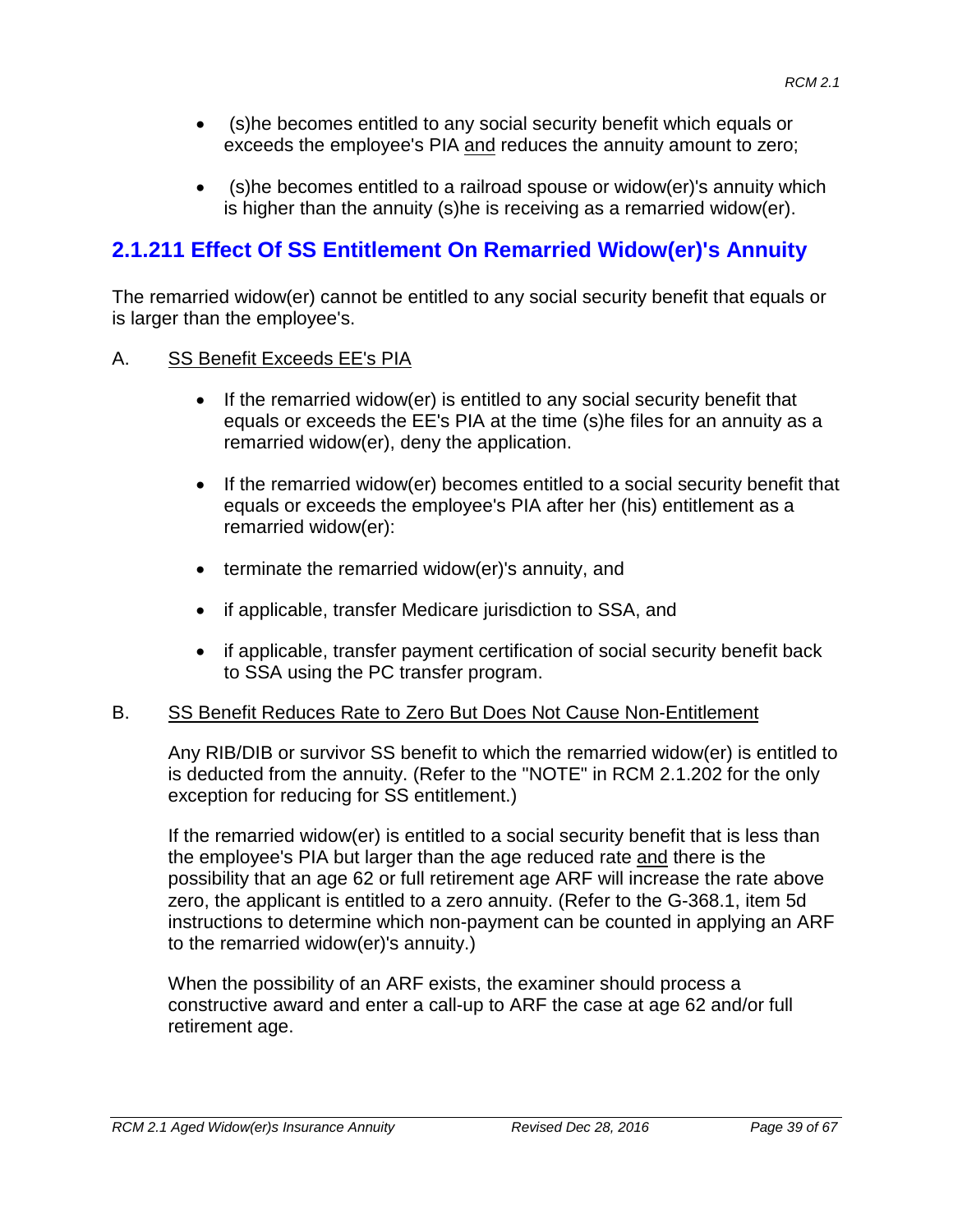- (s)he becomes entitled to any social security benefit which equals or exceeds the employee's PIA and reduces the annuity amount to zero;

- (s)he becomes entitled to a railroad spouse or widow(er)'s annuity which is higher than the annuity (s)he is receiving as a remarried widow(er).

## 2.1.211 Effect Of SS Entitlement On Remarried Widow(er)'s Annuity

The remarried widow(er) cannot be entitled to any social security benefit that equals or is larger than the employee's.

A. SS Benefit Exceeds EE's PIA

- If the remarried widow(er) is entitled to any social security benefit that equals or exceeds the EE's PIA at the time (s)he files for an annuity as a remarried widow(er), deny the application.

- If the remarried widow(er) becomes entitled to a social security benefit that equals or exceeds the employee's PIA after her (his) entitlement as a remarried widow(er):

- terminate the remarried widow(er)'s annuity, and

- if applicable, transfer Medicare jurisdiction to SSA, and

- if applicable, transfer payment certification of social security benefit back to SSA using the PC transfer program.

B. SS Benefit Reduces Rate to Zero But Does Not Cause Non-Entitlement

Any RIB/DIB or survivor SS benefit to which the remarried widow(er) is entitled to is deducted from the annuity. (Refer to the "NOTE" in RCM 2.1.202 for the only exception for reducing for SS entitlement.)

If the remarried widow(er) is entitled to a social security benefit that is less than the employee's PIA but larger than the age reduced rate and there is the possibility that an age 62 or full retirement age ARF will increase the rate above zero, the applicant is entitled to a zero annuity. (Refer to the G-368.1, item 5d instructions to determine which non-payment can be counted in applying an ARF to the remarried widow(er)'s annuity.)

When the possibility of an ARF exists, the examiner should process a constructive award and enter a call-up to ARF the case at age 62 and/or full retirement age.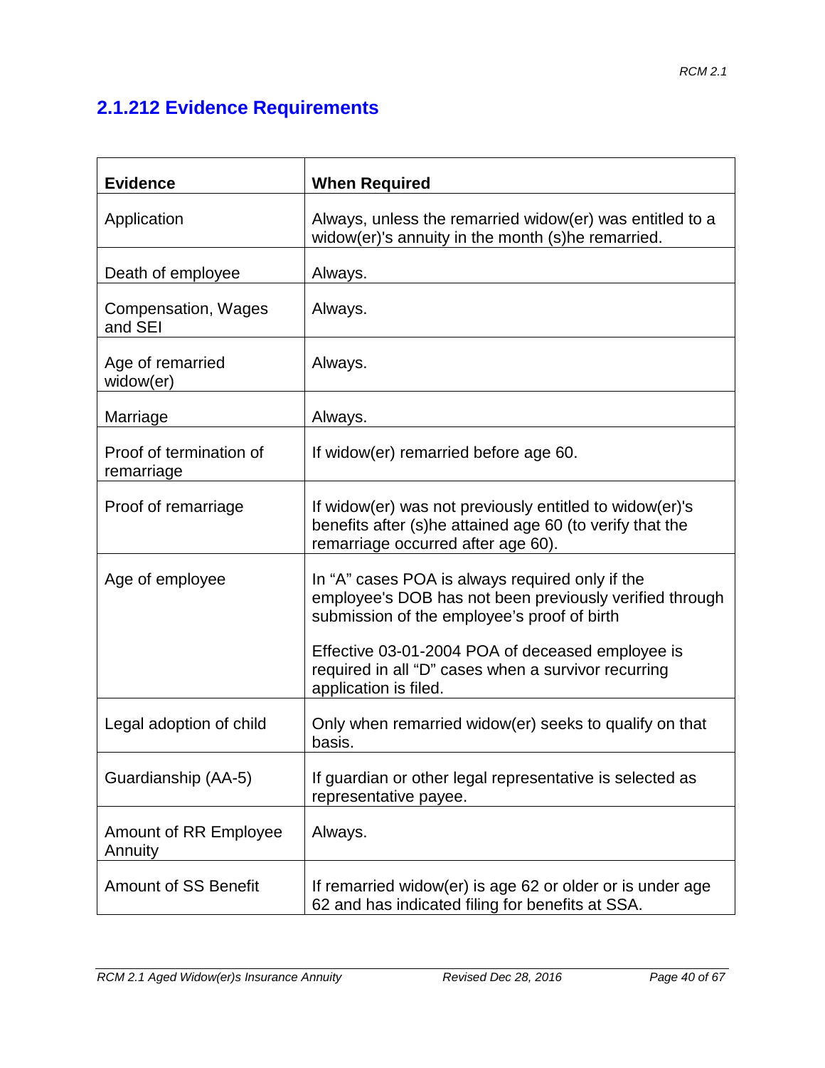## 2.1.212 Evidence Requirements

| Evidence | When Required |
|---|---|
| Application | Always, unless the remarried widow(er) was entitled to a widow(er)'s annuity in the month (s)he remarried. |
| Death of employee | Always. |
| Compensation, Wages and SEI | Always. |
| Age of remarried widow(er) | Always. |
| Marriage | Always. |
| Proof of termination of remarriage | If widow(er) remarried before age 60. |
| Proof of remarriage | If widow(er) was not previously entitled to widow(er)'s benefits after (s)he attained age 60 (to verify that the remarriage occurred after age 60). |
| Age of employee | In "A" cases POA is always required only if the employee's DOB has not been previously verified through submission of the employee's proof of birth<br><br>Effective 03-01-2004 POA of deceased employee is required in all "D" cases when a survivor recurring application is filed. |
| Legal adoption of child | Only when remarried widow(er) seeks to qualify on that basis. |
| Guardianship (AA-5) | If guardian or other legal representative is selected as representative payee. |
| Amount of RR Employee Annuity | Always. |
| Amount of SS Benefit | If remarried widow(er) is age 62 or older or is under age 62 and has indicated filing for benefits at SSA. |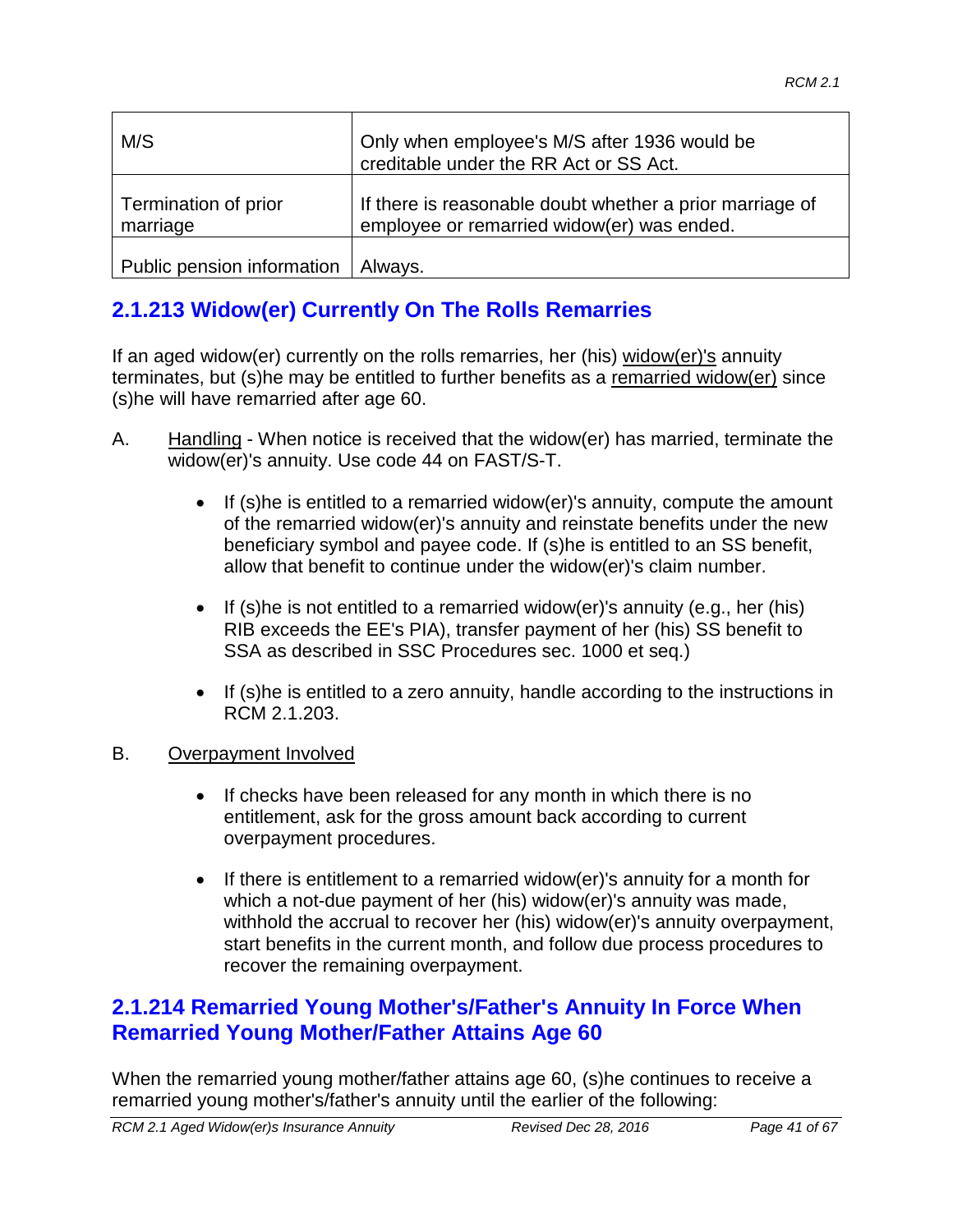| | |
|---|---|
| M/S | Only when employee's M/S after 1936 would be creditable under the RR Act or SS Act. |
| Termination of prior marriage | If there is reasonable doubt whether a prior marriage of employee or remarried widow(er) was ended. |
| Public pension information | Always. |

## 2.1.213 Widow(er) Currently On The Rolls Remarries

If an aged widow(er) currently on the rolls remarries, her (his) widow(er)'s annuity terminates, but (s)he may be entitled to further benefits as a remarried widow(er) since (s)he will have remarried after age 60.

A. Handling - When notice is received that the widow(er) has married, terminate the widow(er)'s annuity. Use code 44 on FAST/S-T.

- If (s)he is entitled to a remarried widow(er)'s annuity, compute the amount of the remarried widow(er)'s annuity and reinstate benefits under the new beneficiary symbol and payee code. If (s)he is entitled to an SS benefit, allow that benefit to continue under the widow(er)'s claim number.
- If (s)he is not entitled to a remarried widow(er)'s annuity (e.g., her (his) RIB exceeds the EE's PIA), transfer payment of her (his) SS benefit to SSA as described in SSC Procedures sec. 1000 et seq.)
- If (s)he is entitled to a zero annuity, handle according to the instructions in RCM 2.1.203.

B. Overpayment Involved

- If checks have been released for any month in which there is no entitlement, ask for the gross amount back according to current overpayment procedures.
- If there is entitlement to a remarried widow(er)'s annuity for a month for which a not-due payment of her (his) widow(er)'s annuity was made, withhold the accrual to recover her (his) widow(er)'s annuity overpayment, start benefits in the current month, and follow due process procedures to recover the remaining overpayment.

## 2.1.214 Remarried Young Mother's/Father's Annuity In Force When Remarried Young Mother/Father Attains Age 60

When the remarried young mother/father attains age 60, (s)he continues to receive a remarried young mother's/father's annuity until the earlier of the following: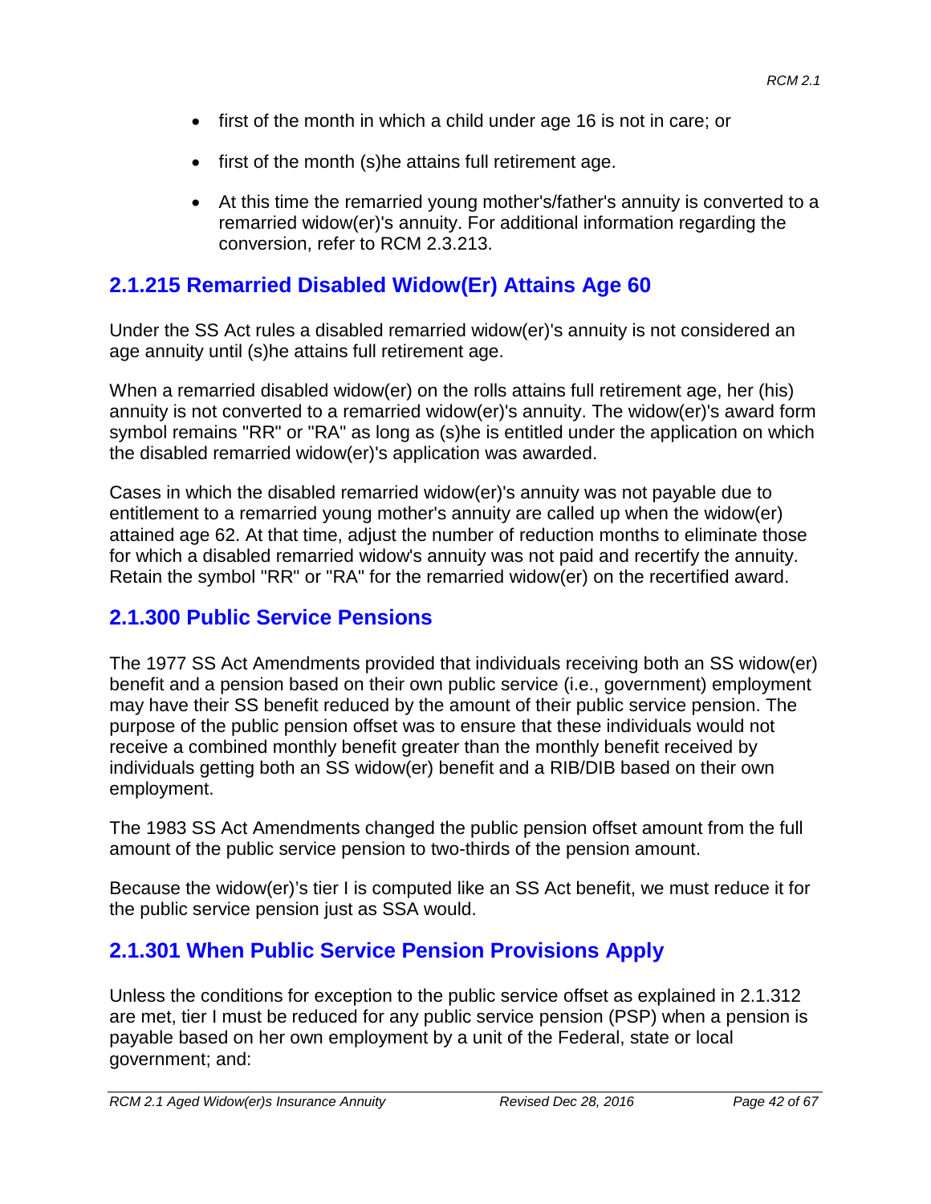- first of the month in which a child under age 16 is not in care; or
- first of the month (s)he attains full retirement age.
- At this time the remarried young mother's/father's annuity is converted to a remarried widow(er)'s annuity. For additional information regarding the conversion, refer to RCM 2.3.213.

## 2.1.215 Remarried Disabled Widow(Er) Attains Age 60

Under the SS Act rules a disabled remarried widow(er)'s annuity is not considered an age annuity until (s)he attains full retirement age.

When a remarried disabled widow(er) on the rolls attains full retirement age, her (his) annuity is not converted to a remarried widow(er)'s annuity. The widow(er)'s award form symbol remains "RR" or "RA" as long as (s)he is entitled under the application on which the disabled remarried widow(er)'s application was awarded.

Cases in which the disabled remarried widow(er)'s annuity was not payable due to entitlement to a remarried young mother's annuity are called up when the widow(er) attained age 62. At that time, adjust the number of reduction months to eliminate those for which a disabled remarried widow's annuity was not paid and recertify the annuity. Retain the symbol "RR" or "RA" for the remarried widow(er) on the recertified award.

## 2.1.300 Public Service Pensions

The 1977 SS Act Amendments provided that individuals receiving both an SS widow(er) benefit and a pension based on their own public service (i.e., government) employment may have their SS benefit reduced by the amount of their public service pension. The purpose of the public pension offset was to ensure that these individuals would not receive a combined monthly benefit greater than the monthly benefit received by individuals getting both an SS widow(er) benefit and a RIB/DIB based on their own employment.

The 1983 SS Act Amendments changed the public pension offset amount from the full amount of the public service pension to two-thirds of the pension amount.

Because the widow(er)'s tier I is computed like an SS Act benefit, we must reduce it for the public service pension just as SSA would.

## 2.1.301 When Public Service Pension Provisions Apply

Unless the conditions for exception to the public service offset as explained in 2.1.312 are met, tier I must be reduced for any public service pension (PSP) when a pension is payable based on her own employment by a unit of the Federal, state or local government; and: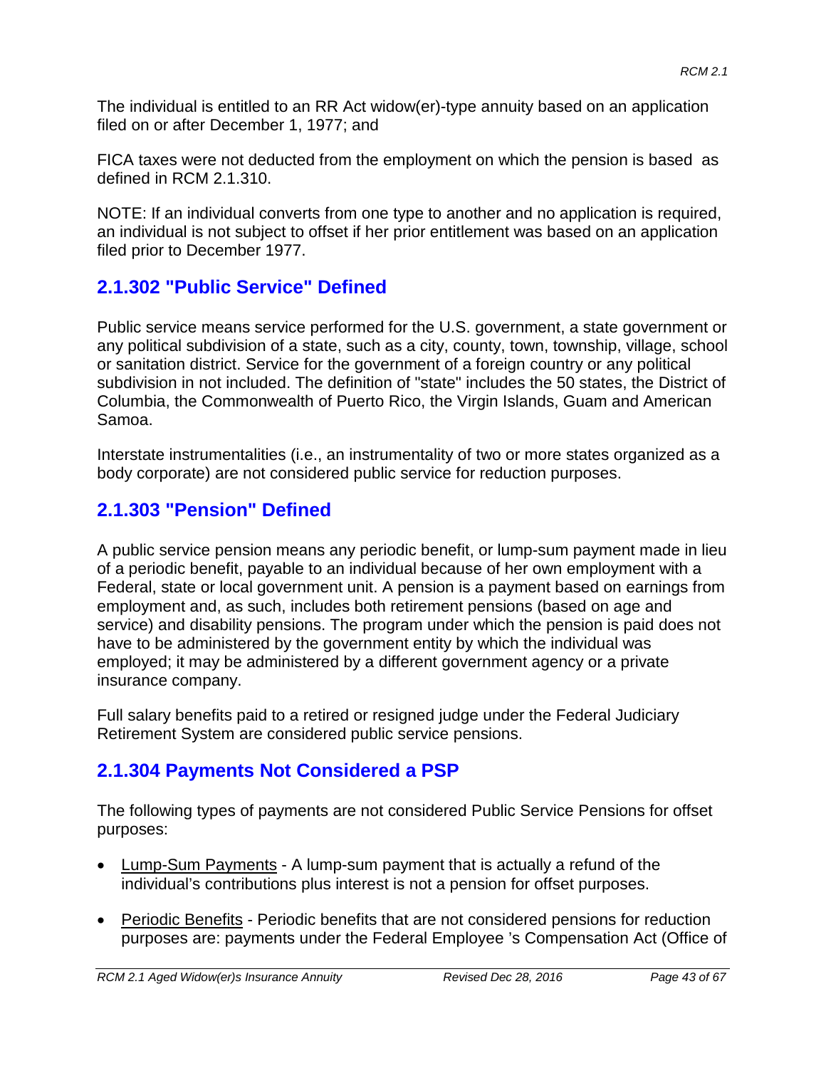The individual is entitled to an RR Act widow(er)-type annuity based on an application filed on or after December 1, 1977; and

FICA taxes were not deducted from the employment on which the pension is based as defined in RCM 2.1.310.

NOTE: If an individual converts from one type to another and no application is required, an individual is not subject to offset if her prior entitlement was based on an application filed prior to December 1977.

## 2.1.302 "Public Service" Defined

Public service means service performed for the U.S. government, a state government or any political subdivision of a state, such as a city, county, town, township, village, school or sanitation district. Service for the government of a foreign country or any political subdivision in not included. The definition of "state" includes the 50 states, the District of Columbia, the Commonwealth of Puerto Rico, the Virgin Islands, Guam and American Samoa.

Interstate instrumentalities (i.e., an instrumentality of two or more states organized as a body corporate) are not considered public service for reduction purposes.

## 2.1.303 "Pension" Defined

A public service pension means any periodic benefit, or lump-sum payment made in lieu of a periodic benefit, payable to an individual because of her own employment with a Federal, state or local government unit. A pension is a payment based on earnings from employment and, as such, includes both retirement pensions (based on age and service) and disability pensions. The program under which the pension is paid does not have to be administered by the government entity by which the individual was employed; it may be administered by a different government agency or a private insurance company.

Full salary benefits paid to a retired or resigned judge under the Federal Judiciary Retirement System are considered public service pensions.

## 2.1.304 Payments Not Considered a PSP

The following types of payments are not considered Public Service Pensions for offset purposes:

- Lump-Sum Payments - A lump-sum payment that is actually a refund of the individual's contributions plus interest is not a pension for offset purposes.
- Periodic Benefits - Periodic benefits that are not considered pensions for reduction purposes are: payments under the Federal Employee 's Compensation Act (Office of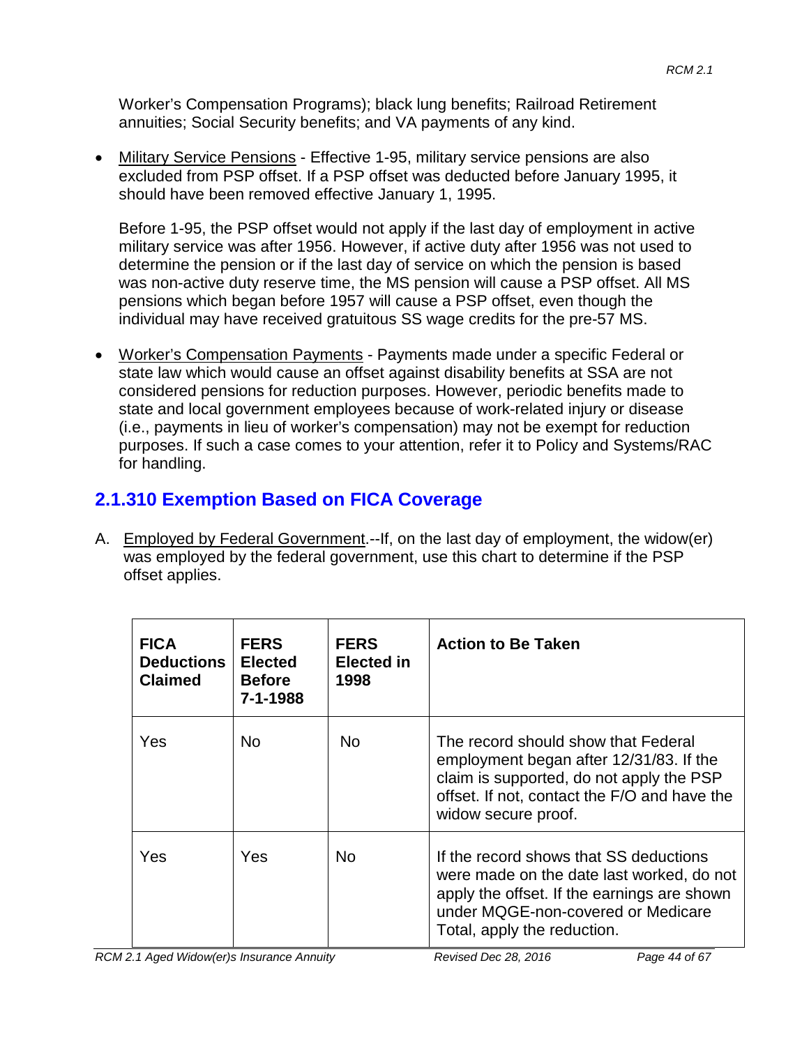Worker's Compensation Programs); black lung benefits; Railroad Retirement annuities; Social Security benefits; and VA payments of any kind.

- Military Service Pensions - Effective 1-95, military service pensions are also excluded from PSP offset. If a PSP offset was deducted before January 1995, it should have been removed effective January 1, 1995.

  Before 1-95, the PSP offset would not apply if the last day of employment in active military service was after 1956. However, if active duty after 1956 was not used to determine the pension or if the last day of service on which the pension is based was non-active duty reserve time, the MS pension will cause a PSP offset. All MS pensions which began before 1957 will cause a PSP offset, even though the individual may have received gratuitous SS wage credits for the pre-57 MS.

- Worker's Compensation Payments - Payments made under a specific Federal or state law which would cause an offset against disability benefits at SSA are not considered pensions for reduction purposes. However, periodic benefits made to state and local government employees because of work-related injury or disease (i.e., payments in lieu of worker's compensation) may not be exempt for reduction purposes. If such a case comes to your attention, refer it to Policy and Systems/RAC for handling.

## 2.1.310 Exemption Based on FICA Coverage

A. Employed by Federal Government.--If, on the last day of employment, the widow(er) was employed by the federal government, use this chart to determine if the PSP offset applies.

| FICA Deductions Claimed | FERS Elected Before 7-1-1988 | FERS Elected in 1998 | Action to Be Taken |
|---|---|---|---|
| Yes | No | No | The record should show that Federal employment began after 12/31/83. If the claim is supported, do not apply the PSP offset. If not, contact the F/O and have the widow secure proof. |
| Yes | Yes | No | If the record shows that SS deductions were made on the date last worked, do not apply the offset. If the earnings are shown under MQGE-non-covered or Medicare Total, apply the reduction. |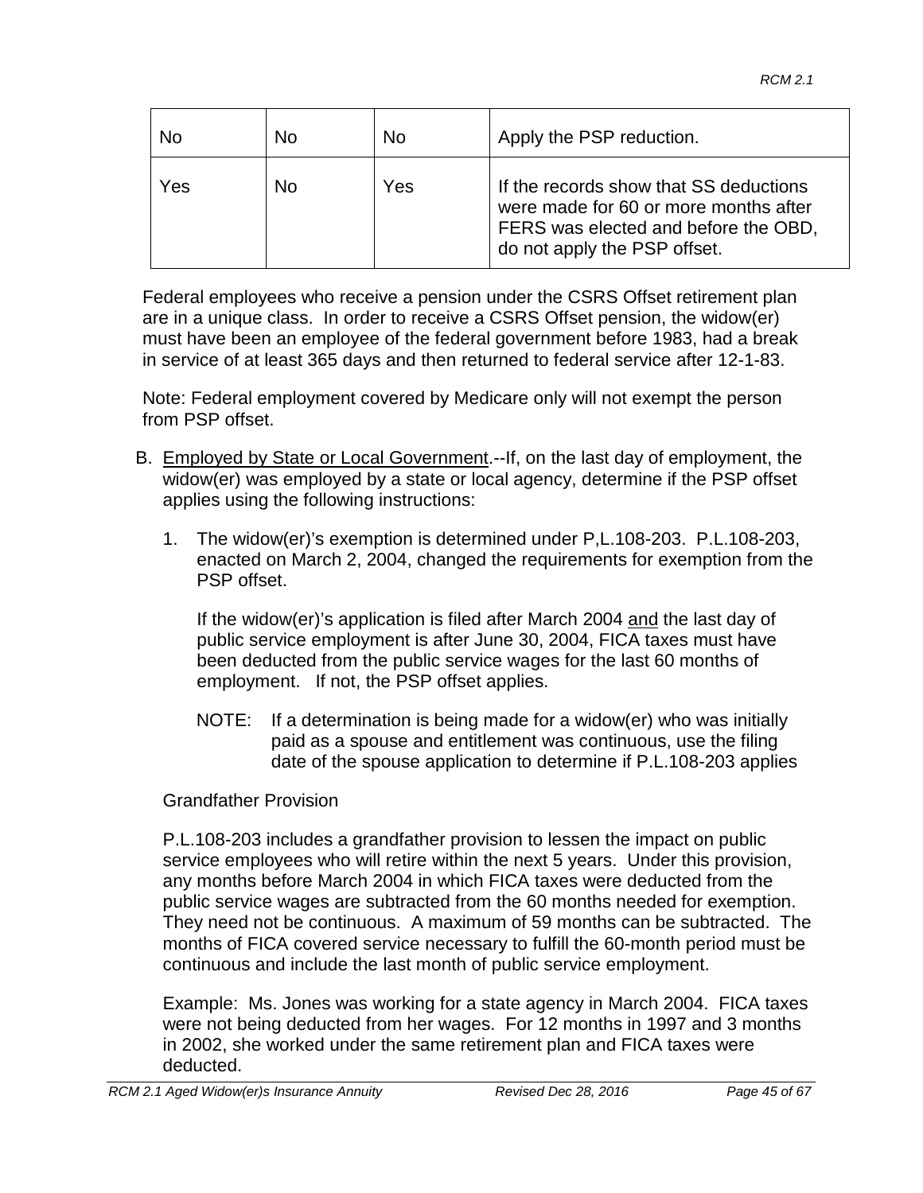| | | | |
|---|---|---|---|
| No | No | No | Apply the PSP reduction. |
| Yes | No | Yes | If the records show that SS deductions were made for 60 or more months after FERS was elected and before the OBD, do not apply the PSP offset. |

Federal employees who receive a pension under the CSRS Offset retirement plan are in a unique class. In order to receive a CSRS Offset pension, the widow(er) must have been an employee of the federal government before 1983, had a break in service of at least 365 days and then returned to federal service after 12-1-83.

Note: Federal employment covered by Medicare only will not exempt the person from PSP offset.

B. Employed by State or Local Government.--If, on the last day of employment, the widow(er) was employed by a state or local agency, determine if the PSP offset applies using the following instructions:

1. The widow(er)'s exemption is determined under P,L.108-203. P.L.108-203, enacted on March 2, 2004, changed the requirements for exemption from the PSP offset.

   If the widow(er)'s application is filed after March 2004 and the last day of public service employment is after June 30, 2004, FICA taxes must have been deducted from the public service wages for the last 60 months of employment. If not, the PSP offset applies.

   NOTE: If a determination is being made for a widow(er) who was initially paid as a spouse and entitlement was continuous, use the filing date of the spouse application to determine if P.L.108-203 applies

Grandfather Provision

P.L.108-203 includes a grandfather provision to lessen the impact on public service employees who will retire within the next 5 years. Under this provision, any months before March 2004 in which FICA taxes were deducted from the public service wages are subtracted from the 60 months needed for exemption. They need not be continuous. A maximum of 59 months can be subtracted. The months of FICA covered service necessary to fulfill the 60-month period must be continuous and include the last month of public service employment.

Example: Ms. Jones was working for a state agency in March 2004. FICA taxes were not being deducted from her wages. For 12 months in 1997 and 3 months in 2002, she worked under the same retirement plan and FICA taxes were deducted.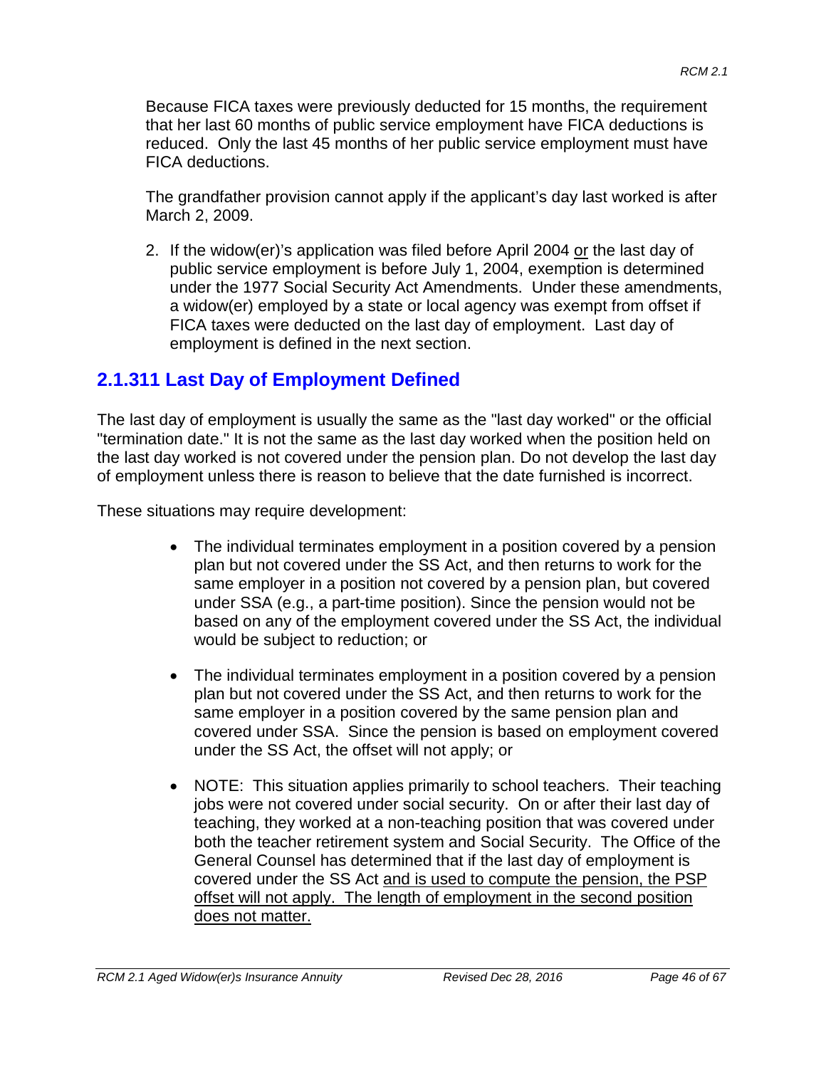Because FICA taxes were previously deducted for 15 months, the requirement that her last 60 months of public service employment have FICA deductions is reduced. Only the last 45 months of her public service employment must have FICA deductions.

The grandfather provision cannot apply if the applicant's day last worked is after March 2, 2009.

2. If the widow(er)'s application was filed before April 2004 <u>or</u> the last day of public service employment is before July 1, 2004, exemption is determined under the 1977 Social Security Act Amendments. Under these amendments, a widow(er) employed by a state or local agency was exempt from offset if FICA taxes were deducted on the last day of employment. Last day of employment is defined in the next section.

## 2.1.311 Last Day of Employment Defined

The last day of employment is usually the same as the "last day worked" or the official "termination date." It is not the same as the last day worked when the position held on the last day worked is not covered under the pension plan. Do not develop the last day of employment unless there is reason to believe that the date furnished is incorrect.

These situations may require development:

- The individual terminates employment in a position covered by a pension plan but not covered under the SS Act, and then returns to work for the same employer in a position not covered by a pension plan, but covered under SSA (e.g., a part-time position). Since the pension would not be based on any of the employment covered under the SS Act, the individual would be subject to reduction; or

- The individual terminates employment in a position covered by a pension plan but not covered under the SS Act, and then returns to work for the same employer in a position covered by the same pension plan and covered under SSA. Since the pension is based on employment covered under the SS Act, the offset will not apply; or

- NOTE: This situation applies primarily to school teachers. Their teaching jobs were not covered under social security. On or after their last day of teaching, they worked at a non-teaching position that was covered under both the teacher retirement system and Social Security. The Office of the General Counsel has determined that if the last day of employment is covered under the SS Act <u>and is used to compute the pension, the PSP offset will not apply. The length of employment in the second position does not matter.</u>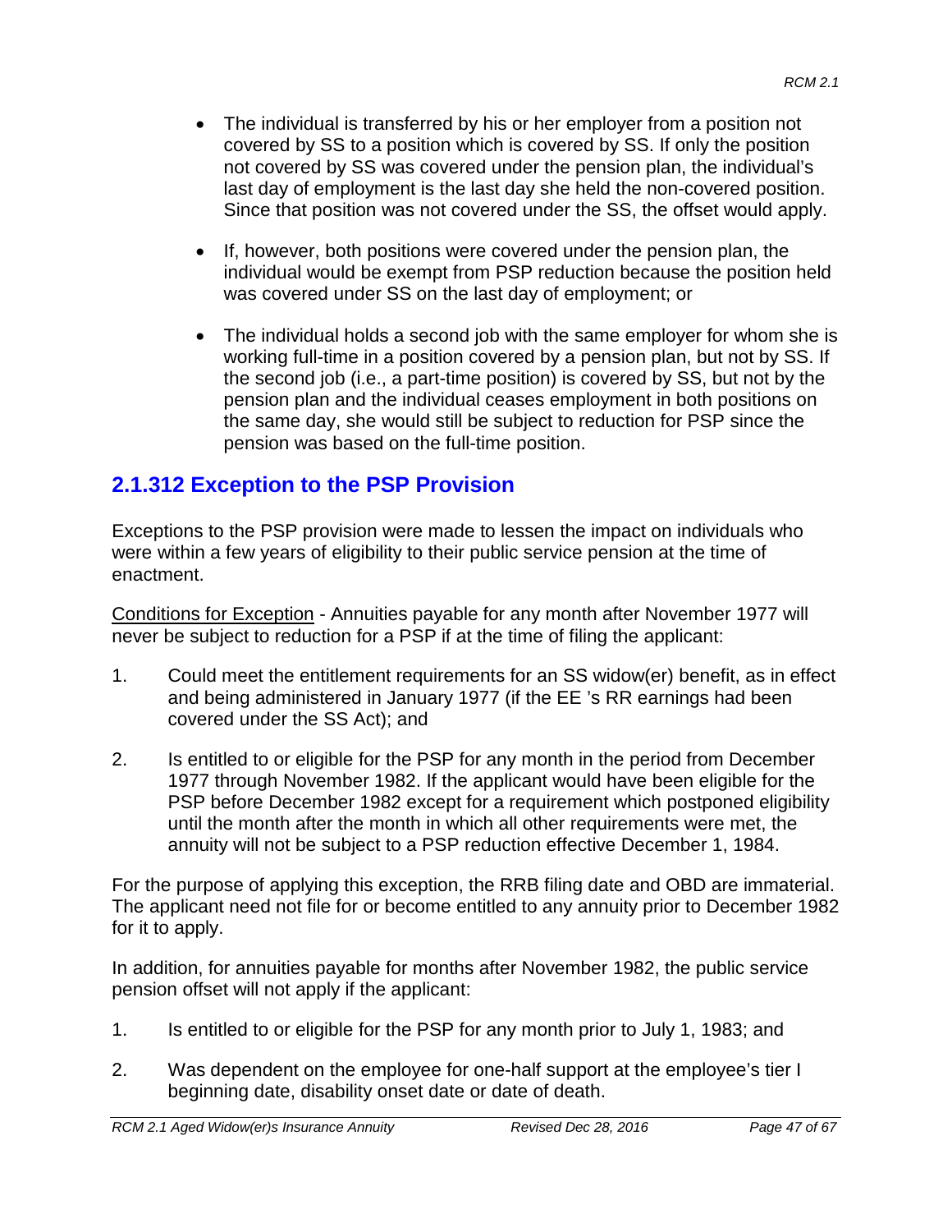- The individual is transferred by his or her employer from a position not covered by SS to a position which is covered by SS. If only the position not covered by SS was covered under the pension plan, the individual's last day of employment is the last day she held the non-covered position. Since that position was not covered under the SS, the offset would apply.

- If, however, both positions were covered under the pension plan, the individual would be exempt from PSP reduction because the position held was covered under SS on the last day of employment; or

- The individual holds a second job with the same employer for whom she is working full-time in a position covered by a pension plan, but not by SS. If the second job (i.e., a part-time position) is covered by SS, but not by the pension plan and the individual ceases employment in both positions on the same day, she would still be subject to reduction for PSP since the pension was based on the full-time position.

## 2.1.312 Exception to the PSP Provision

Exceptions to the PSP provision were made to lessen the impact on individuals who were within a few years of eligibility to their public service pension at the time of enactment.

Conditions for Exception - Annuities payable for any month after November 1977 will never be subject to reduction for a PSP if at the time of filing the applicant:

1. Could meet the entitlement requirements for an SS widow(er) benefit, as in effect and being administered in January 1977 (if the EE 's RR earnings had been covered under the SS Act); and

2. Is entitled to or eligible for the PSP for any month in the period from December 1977 through November 1982. If the applicant would have been eligible for the PSP before December 1982 except for a requirement which postponed eligibility until the month after the month in which all other requirements were met, the annuity will not be subject to a PSP reduction effective December 1, 1984.

For the purpose of applying this exception, the RRB filing date and OBD are immaterial. The applicant need not file for or become entitled to any annuity prior to December 1982 for it to apply.

In addition, for annuities payable for months after November 1982, the public service pension offset will not apply if the applicant:

1. Is entitled to or eligible for the PSP for any month prior to July 1, 1983; and

2. Was dependent on the employee for one-half support at the employee's tier I beginning date, disability onset date or date of death.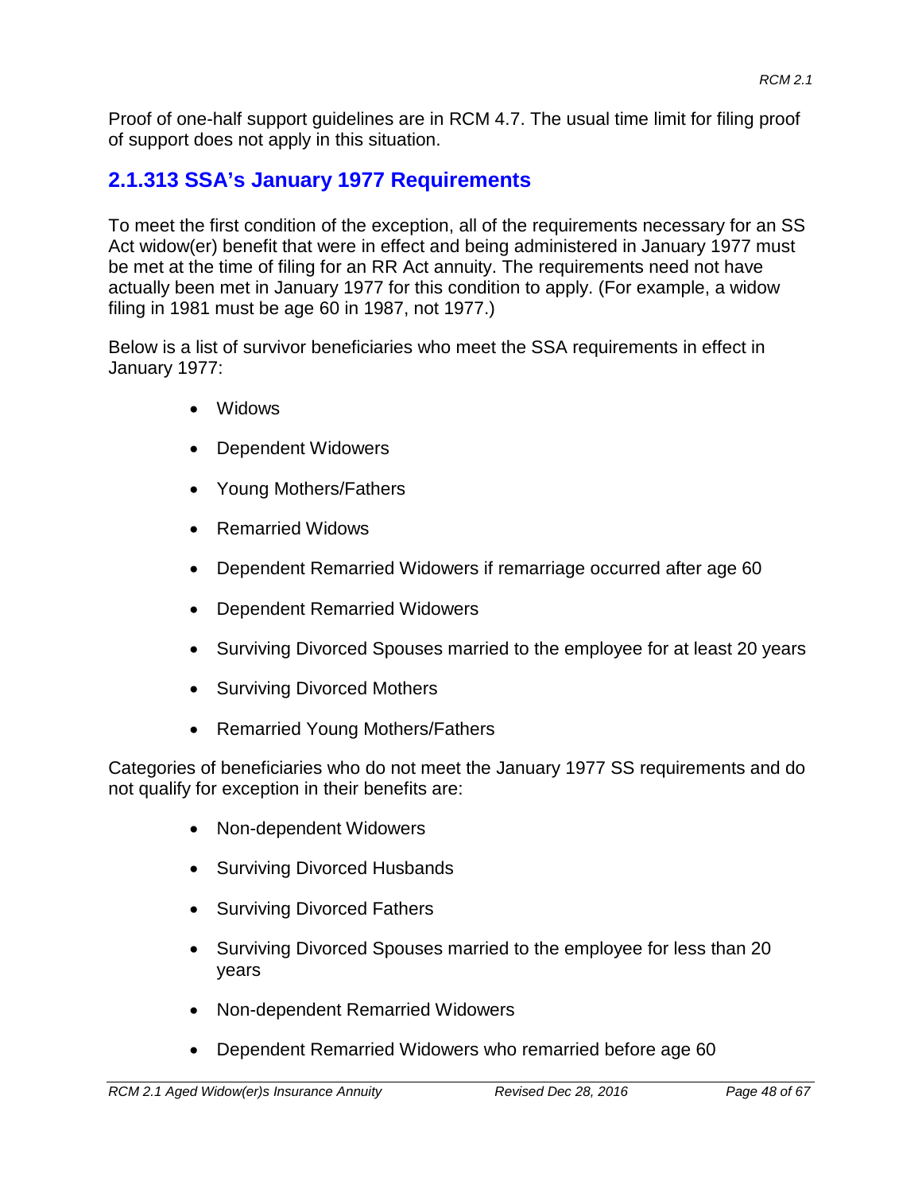Proof of one-half support guidelines are in RCM 4.7. The usual time limit for filing proof of support does not apply in this situation.

## 2.1.313 SSA's January 1977 Requirements

To meet the first condition of the exception, all of the requirements necessary for an SS Act widow(er) benefit that were in effect and being administered in January 1977 must be met at the time of filing for an RR Act annuity. The requirements need not have actually been met in January 1977 for this condition to apply. (For example, a widow filing in 1981 must be age 60 in 1987, not 1977.)

Below is a list of survivor beneficiaries who meet the SSA requirements in effect in January 1977:

- Widows
- Dependent Widowers
- Young Mothers/Fathers
- Remarried Widows
- Dependent Remarried Widowers if remarriage occurred after age 60
- Dependent Remarried Widowers
- Surviving Divorced Spouses married to the employee for at least 20 years
- Surviving Divorced Mothers
- Remarried Young Mothers/Fathers

Categories of beneficiaries who do not meet the January 1977 SS requirements and do not qualify for exception in their benefits are:

- Non-dependent Widowers
- Surviving Divorced Husbands
- Surviving Divorced Fathers
- Surviving Divorced Spouses married to the employee for less than 20 years
- Non-dependent Remarried Widowers
- Dependent Remarried Widowers who remarried before age 60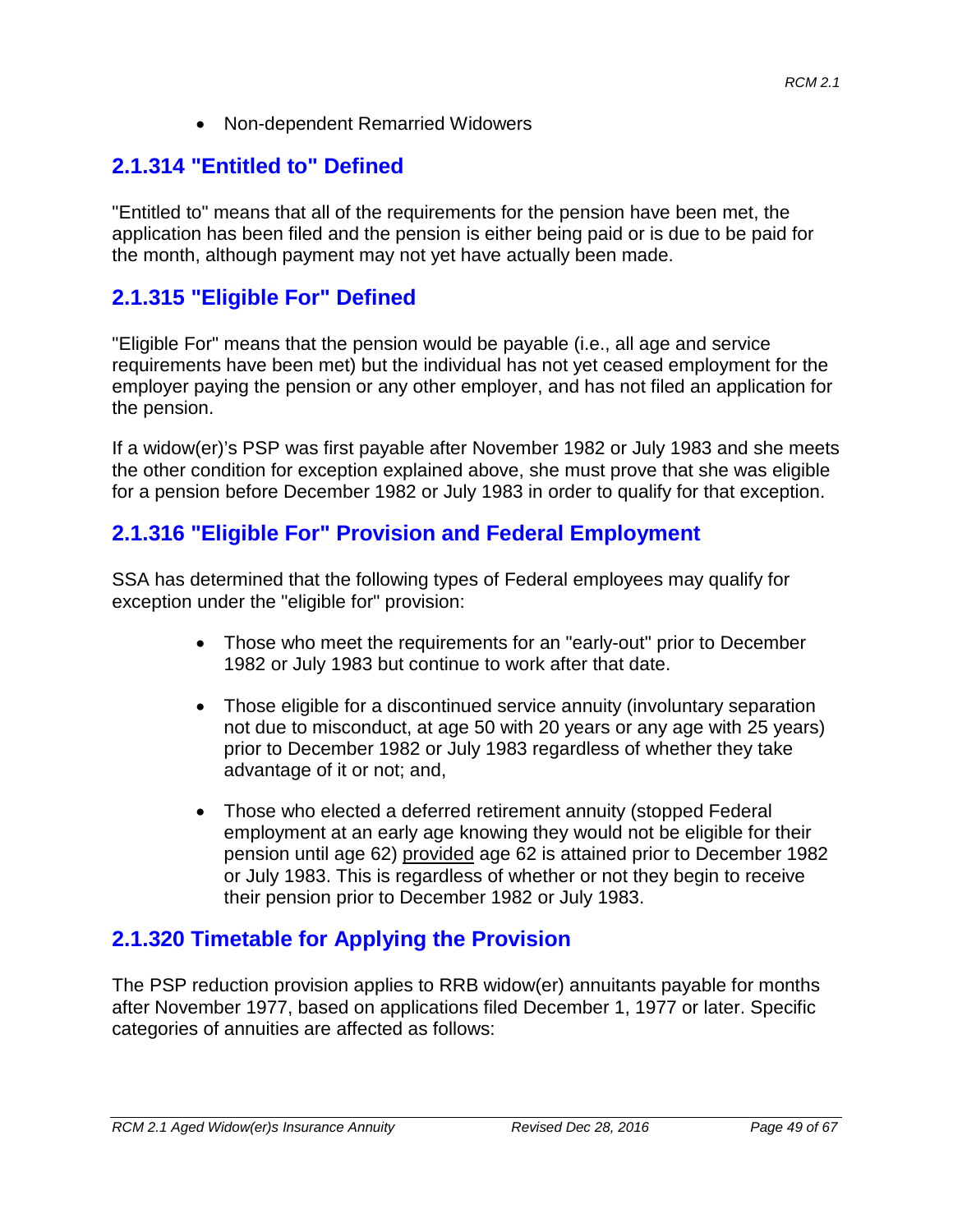- Non-dependent Remarried Widowers

## 2.1.314 "Entitled to" Defined

"Entitled to" means that all of the requirements for the pension have been met, the application has been filed and the pension is either being paid or is due to be paid for the month, although payment may not yet have actually been made.

## 2.1.315 "Eligible For" Defined

"Eligible For" means that the pension would be payable (i.e., all age and service requirements have been met) but the individual has not yet ceased employment for the employer paying the pension or any other employer, and has not filed an application for the pension.

If a widow(er)'s PSP was first payable after November 1982 or July 1983 and she meets the other condition for exception explained above, she must prove that she was eligible for a pension before December 1982 or July 1983 in order to qualify for that exception.

## 2.1.316 "Eligible For" Provision and Federal Employment

SSA has determined that the following types of Federal employees may qualify for exception under the "eligible for" provision:

- Those who meet the requirements for an "early-out" prior to December 1982 or July 1983 but continue to work after that date.

- Those eligible for a discontinued service annuity (involuntary separation not due to misconduct, at age 50 with 20 years or any age with 25 years) prior to December 1982 or July 1983 regardless of whether they take advantage of it or not; and,

- Those who elected a deferred retirement annuity (stopped Federal employment at an early age knowing they would not be eligible for their pension until age 62) <u>provided</u> age 62 is attained prior to December 1982 or July 1983. This is regardless of whether or not they begin to receive their pension prior to December 1982 or July 1983.

## 2.1.320 Timetable for Applying the Provision

The PSP reduction provision applies to RRB widow(er) annuitants payable for months after November 1977, based on applications filed December 1, 1977 or later. Specific categories of annuities are affected as follows: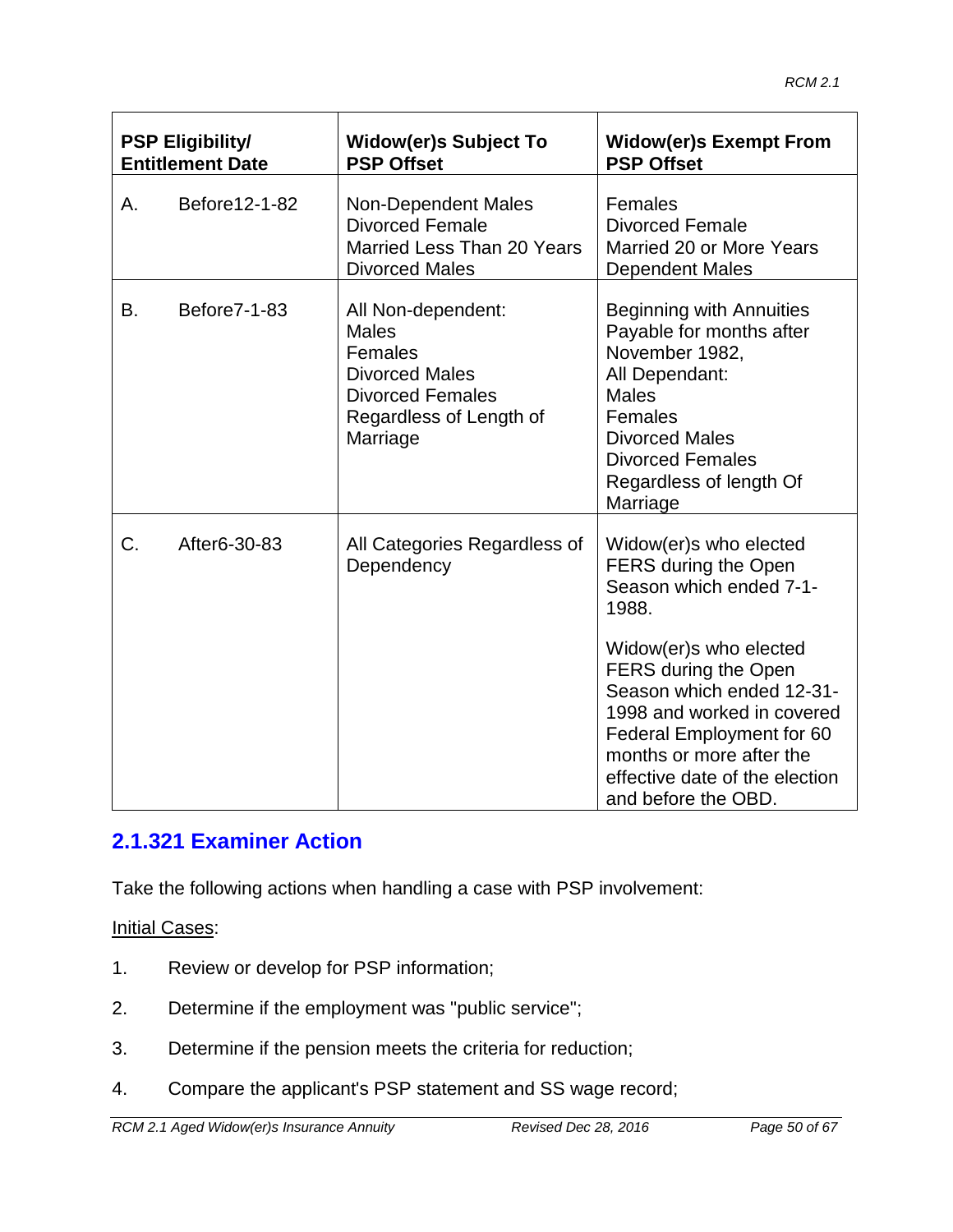| PSP Eligibility/ Entitlement Date | Widow(er)s Subject To PSP Offset | Widow(er)s Exempt From PSP Offset |
|---|---|---|
| A. Before12-1-82 | Non-Dependent Males<br>Divorced Female<br>Married Less Than 20 Years<br>Divorced Males | Females<br>Divorced Female<br>Married 20 or More Years<br>Dependent Males |
| B. Before7-1-83 | All Non-dependent:<br>Males<br>Females<br>Divorced Males<br>Divorced Females<br>Regardless of Length of Marriage | Beginning with Annuities Payable for months after November 1982,<br>All Dependant:<br>Males<br>Females<br>Divorced Males<br>Divorced Females<br>Regardless of length Of Marriage |
| C. After6-30-83 | All Categories Regardless of Dependency | Widow(er)s who elected FERS during the Open Season which ended 7-1-1988.<br><br>Widow(er)s who elected FERS during the Open Season which ended 12-31-1998 and worked in covered Federal Employment for 60 months or more after the effective date of the election and before the OBD. |

## 2.1.321 Examiner Action

Take the following actions when handling a case with PSP involvement:

Initial Cases:

1. Review or develop for PSP information;
2. Determine if the employment was "public service";
3. Determine if the pension meets the criteria for reduction;
4. Compare the applicant's PSP statement and SS wage record;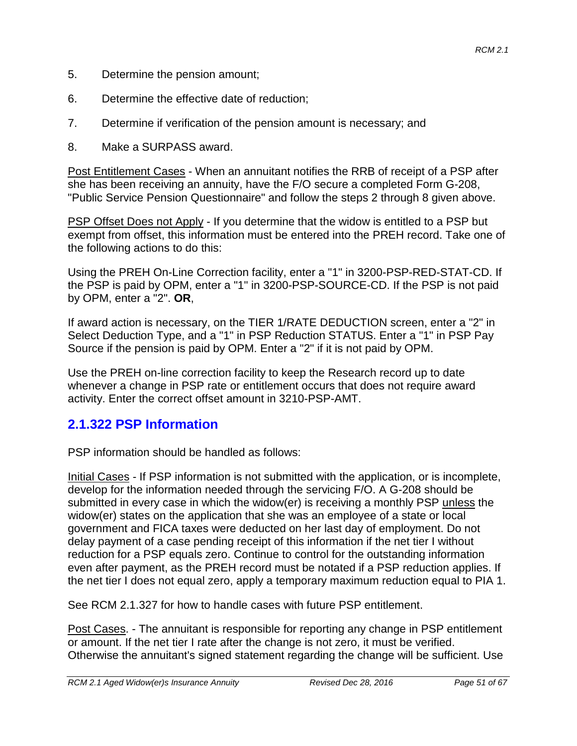5. Determine the pension amount;

6. Determine the effective date of reduction;

7. Determine if verification of the pension amount is necessary; and

8. Make a SURPASS award.

Post Entitlement Cases - When an annuitant notifies the RRB of receipt of a PSP after she has been receiving an annuity, have the F/O secure a completed Form G-208, "Public Service Pension Questionnaire" and follow the steps 2 through 8 given above.

PSP Offset Does not Apply - If you determine that the widow is entitled to a PSP but exempt from offset, this information must be entered into the PREH record. Take one of the following actions to do this:

Using the PREH On-Line Correction facility, enter a "1" in 3200-PSP-RED-STAT-CD. If the PSP is paid by OPM, enter a "1" in 3200-PSP-SOURCE-CD. If the PSP is not paid by OPM, enter a "2". **OR**,

If award action is necessary, on the TIER 1/RATE DEDUCTION screen, enter a "2" in Select Deduction Type, and a "1" in PSP Reduction STATUS. Enter a "1" in PSP Pay Source if the pension is paid by OPM. Enter a "2" if it is not paid by OPM.

Use the PREH on-line correction facility to keep the Research record up to date whenever a change in PSP rate or entitlement occurs that does not require award activity. Enter the correct offset amount in 3210-PSP-AMT.

## 2.1.322 PSP Information

PSP information should be handled as follows:

Initial Cases - If PSP information is not submitted with the application, or is incomplete, develop for the information needed through the servicing F/O. A G-208 should be submitted in every case in which the widow(er) is receiving a monthly PSP unless the widow(er) states on the application that she was an employee of a state or local government and FICA taxes were deducted on her last day of employment. Do not delay payment of a case pending receipt of this information if the net tier I without reduction for a PSP equals zero. Continue to control for the outstanding information even after payment, as the PREH record must be notated if a PSP reduction applies. If the net tier I does not equal zero, apply a temporary maximum reduction equal to PIA 1.

See RCM 2.1.327 for how to handle cases with future PSP entitlement.

Post Cases. - The annuitant is responsible for reporting any change in PSP entitlement or amount. If the net tier I rate after the change is not zero, it must be verified. Otherwise the annuitant's signed statement regarding the change will be sufficient. Use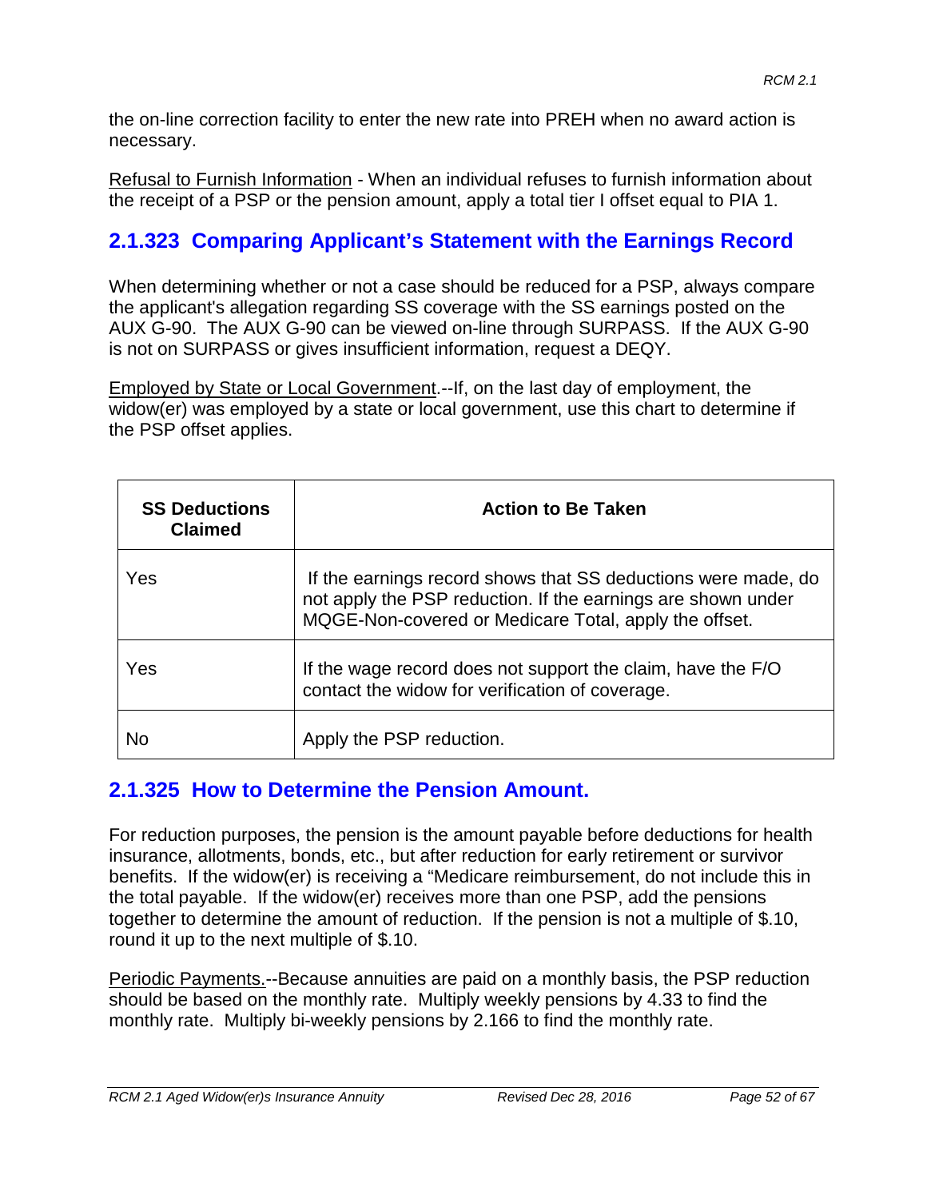the on-line correction facility to enter the new rate into PREH when no award action is necessary.

Refusal to Furnish Information - When an individual refuses to furnish information about the receipt of a PSP or the pension amount, apply a total tier I offset equal to PIA 1.

## 2.1.323 Comparing Applicant's Statement with the Earnings Record

When determining whether or not a case should be reduced for a PSP, always compare the applicant's allegation regarding SS coverage with the SS earnings posted on the AUX G-90. The AUX G-90 can be viewed on-line through SURPASS. If the AUX G-90 is not on SURPASS or gives insufficient information, request a DEQY.

Employed by State or Local Government.--If, on the last day of employment, the widow(er) was employed by a state or local government, use this chart to determine if the PSP offset applies.

| SS Deductions Claimed | Action to Be Taken |
|---|---|
| Yes | If the earnings record shows that SS deductions were made, do not apply the PSP reduction. If the earnings are shown under MQGE-Non-covered or Medicare Total, apply the offset. |
| Yes | If the wage record does not support the claim, have the F/O contact the widow for verification of coverage. |
| No | Apply the PSP reduction. |

## 2.1.325 How to Determine the Pension Amount.

For reduction purposes, the pension is the amount payable before deductions for health insurance, allotments, bonds, etc., but after reduction for early retirement or survivor benefits. If the widow(er) is receiving a "Medicare reimbursement, do not include this in the total payable. If the widow(er) receives more than one PSP, add the pensions together to determine the amount of reduction. If the pension is not a multiple of $.10, round it up to the next multiple of $.10.

Periodic Payments.--Because annuities are paid on a monthly basis, the PSP reduction should be based on the monthly rate. Multiply weekly pensions by 4.33 to find the monthly rate. Multiply bi-weekly pensions by 2.166 to find the monthly rate.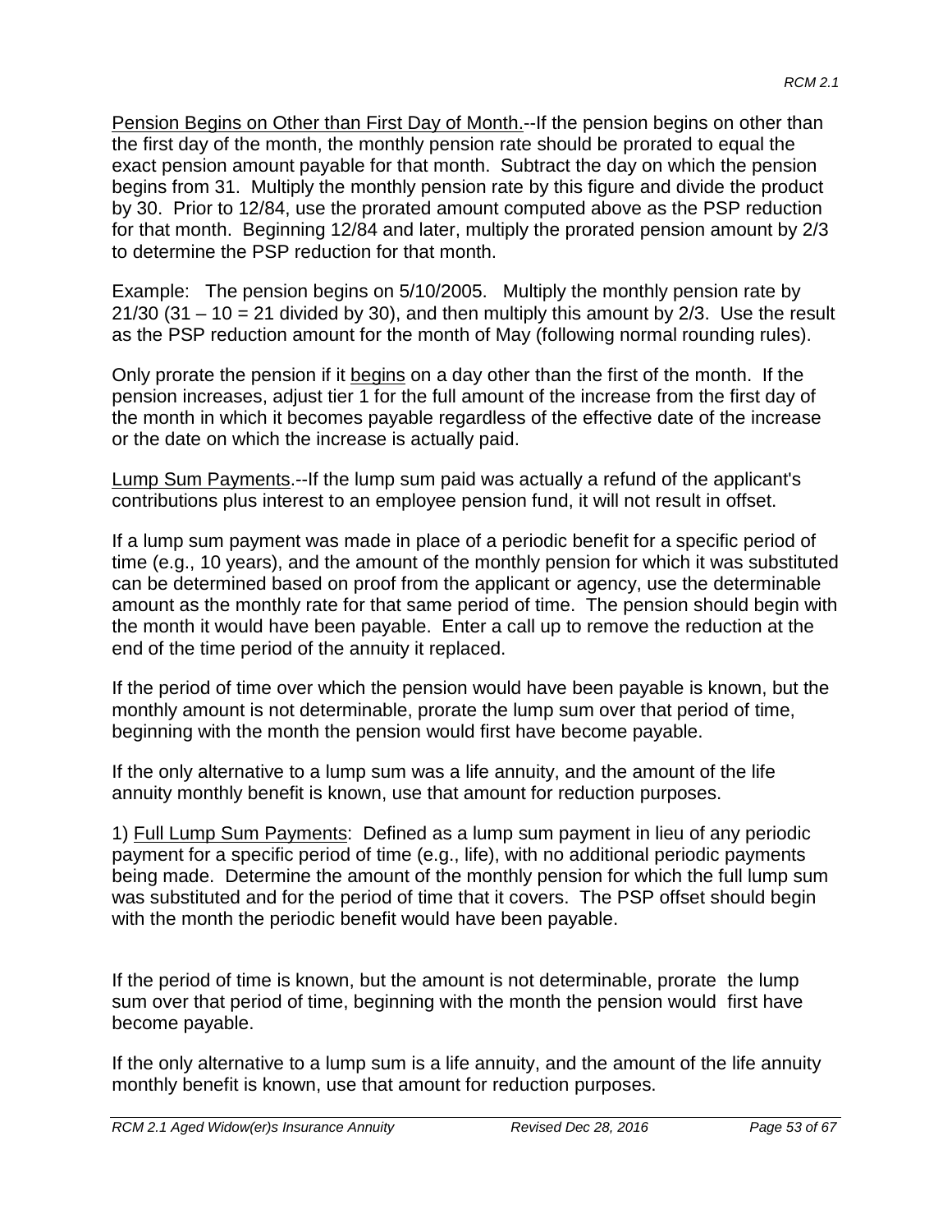<u>Pension Begins on Other than First Day of Month.</u>--If the pension begins on other than the first day of the month, the monthly pension rate should be prorated to equal the exact pension amount payable for that month. Subtract the day on which the pension begins from 31. Multiply the monthly pension rate by this figure and divide the product by 30. Prior to 12/84, use the prorated amount computed above as the PSP reduction for that month. Beginning 12/84 and later, multiply the prorated pension amount by 2/3 to determine the PSP reduction for that month.

Example: The pension begins on 5/10/2005. Multiply the monthly pension rate by 21/30 (31 – 10 = 21 divided by 30), and then multiply this amount by 2/3. Use the result as the PSP reduction amount for the month of May (following normal rounding rules).

Only prorate the pension if it <u>begins</u> on a day other than the first of the month. If the pension increases, adjust tier 1 for the full amount of the increase from the first day of the month in which it becomes payable regardless of the effective date of the increase or the date on which the increase is actually paid.

<u>Lump Sum Payments</u>.--If the lump sum paid was actually a refund of the applicant's contributions plus interest to an employee pension fund, it will not result in offset.

If a lump sum payment was made in place of a periodic benefit for a specific period of time (e.g., 10 years), and the amount of the monthly pension for which it was substituted can be determined based on proof from the applicant or agency, use the determinable amount as the monthly rate for that same period of time. The pension should begin with the month it would have been payable. Enter a call up to remove the reduction at the end of the time period of the annuity it replaced.

If the period of time over which the pension would have been payable is known, but the monthly amount is not determinable, prorate the lump sum over that period of time, beginning with the month the pension would first have become payable.

If the only alternative to a lump sum was a life annuity, and the amount of the life annuity monthly benefit is known, use that amount for reduction purposes.

1) <u>Full Lump Sum Payments</u>: Defined as a lump sum payment in lieu of any periodic payment for a specific period of time (e.g., life), with no additional periodic payments being made. Determine the amount of the monthly pension for which the full lump sum was substituted and for the period of time that it covers. The PSP offset should begin with the month the periodic benefit would have been payable.

If the period of time is known, but the amount is not determinable, prorate the lump sum over that period of time, beginning with the month the pension would first have become payable.

If the only alternative to a lump sum is a life annuity, and the amount of the life annuity monthly benefit is known, use that amount for reduction purposes.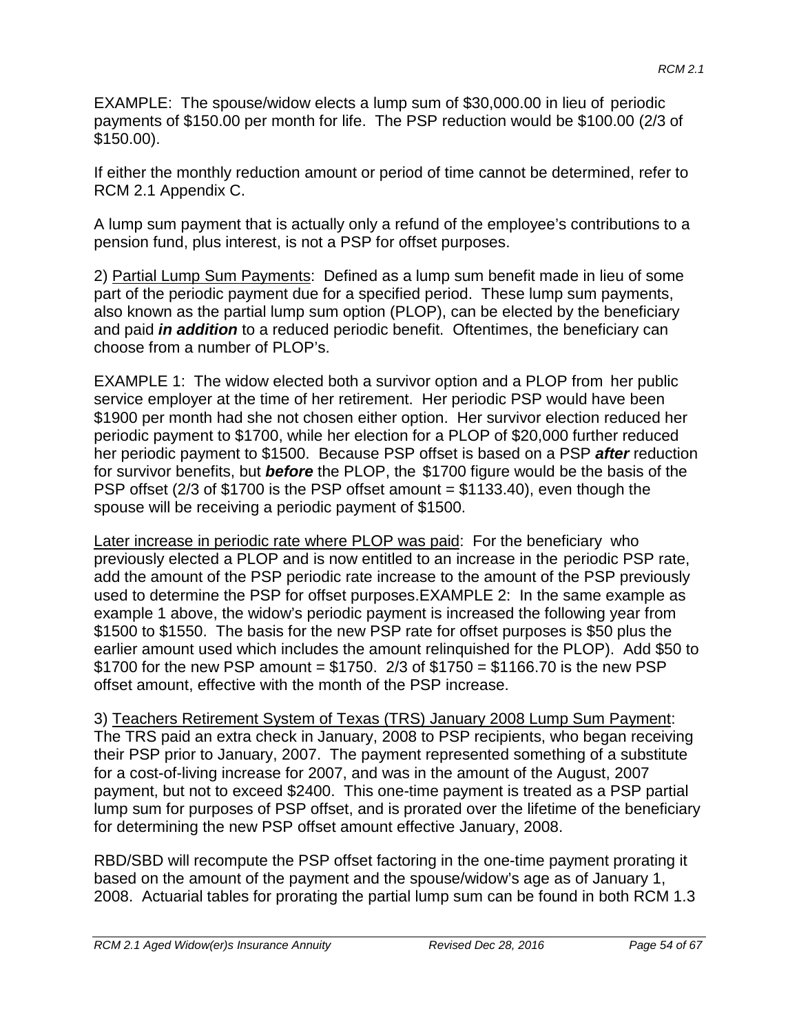EXAMPLE: The spouse/widow elects a lump sum of $30,000.00 in lieu of periodic payments of $150.00 per month for life. The PSP reduction would be $100.00 (2/3 of $150.00).

If either the monthly reduction amount or period of time cannot be determined, refer to RCM 2.1 Appendix C.

A lump sum payment that is actually only a refund of the employee's contributions to a pension fund, plus interest, is not a PSP for offset purposes.

2) Partial Lump Sum Payments: Defined as a lump sum benefit made in lieu of some part of the periodic payment due for a specified period. These lump sum payments, also known as the partial lump sum option (PLOP), can be elected by the beneficiary and paid ***in addition*** to a reduced periodic benefit. Oftentimes, the beneficiary can choose from a number of PLOP's.

EXAMPLE 1: The widow elected both a survivor option and a PLOP from her public service employer at the time of her retirement. Her periodic PSP would have been $1900 per month had she not chosen either option. Her survivor election reduced her periodic payment to $1700, while her election for a PLOP of $20,000 further reduced her periodic payment to $1500. Because PSP offset is based on a PSP ***after*** reduction for survivor benefits, but ***before*** the PLOP, the $1700 figure would be the basis of the PSP offset (2/3 of $1700 is the PSP offset amount = $1133.40), even though the spouse will be receiving a periodic payment of $1500.

Later increase in periodic rate where PLOP was paid: For the beneficiary who previously elected a PLOP and is now entitled to an increase in the periodic PSP rate, add the amount of the PSP periodic rate increase to the amount of the PSP previously used to determine the PSP for offset purposes.EXAMPLE 2: In the same example as example 1 above, the widow's periodic payment is increased the following year from $1500 to $1550. The basis for the new PSP rate for offset purposes is $50 plus the earlier amount used which includes the amount relinquished for the PLOP). Add $50 to $1700 for the new PSP amount = $1750. 2/3 of $1750 = $1166.70 is the new PSP offset amount, effective with the month of the PSP increase.

3) Teachers Retirement System of Texas (TRS) January 2008 Lump Sum Payment: The TRS paid an extra check in January, 2008 to PSP recipients, who began receiving their PSP prior to January, 2007. The payment represented something of a substitute for a cost-of-living increase for 2007, and was in the amount of the August, 2007 payment, but not to exceed $2400. This one-time payment is treated as a PSP partial lump sum for purposes of PSP offset, and is prorated over the lifetime of the beneficiary for determining the new PSP offset amount effective January, 2008.

RBD/SBD will recompute the PSP offset factoring in the one-time payment prorating it based on the amount of the payment and the spouse/widow's age as of January 1, 2008. Actuarial tables for prorating the partial lump sum can be found in both RCM 1.3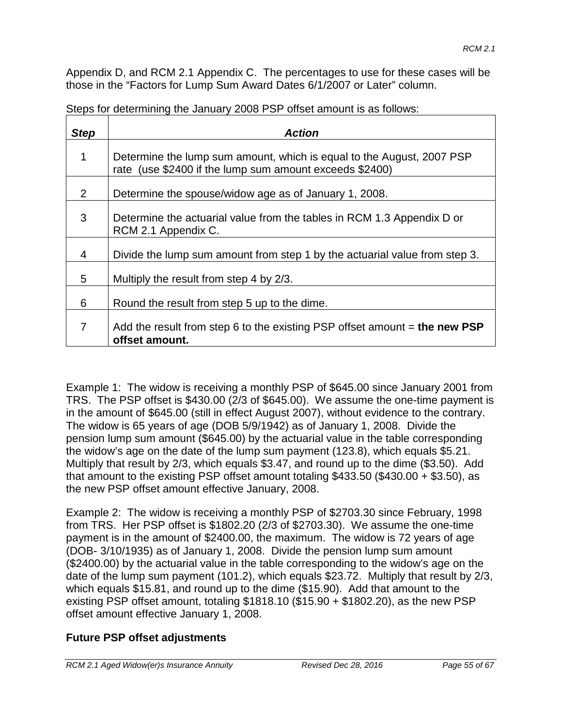Appendix D, and RCM 2.1 Appendix C. The percentages to use for these cases will be those in the "Factors for Lump Sum Award Dates 6/1/2007 or Later" column.

Steps for determining the January 2008 PSP offset amount is as follows:

| ***Step*** | ***Action*** |
|---|---|
| 1 | Determine the lump sum amount, which is equal to the August, 2007 PSP rate (use $2400 if the lump sum amount exceeds $2400) |
| 2 | Determine the spouse/widow age as of January 1, 2008. |
| 3 | Determine the actuarial value from the tables in RCM 1.3 Appendix D or RCM 2.1 Appendix C. |
| 4 | Divide the lump sum amount from step 1 by the actuarial value from step 3. |
| 5 | Multiply the result from step 4 by 2/3. |
| 6 | Round the result from step 5 up to the dime. |
| 7 | Add the result from step 6 to the existing PSP offset amount = **the new PSP offset amount.** |

Example 1: The widow is receiving a monthly PSP of $645.00 since January 2001 from TRS. The PSP offset is $430.00 (2/3 of $645.00). We assume the one-time payment is in the amount of $645.00 (still in effect August 2007), without evidence to the contrary. The widow is 65 years of age (DOB 5/9/1942) as of January 1, 2008. Divide the pension lump sum amount ($645.00) by the actuarial value in the table corresponding the widow's age on the date of the lump sum payment (123.8), which equals $5.21. Multiply that result by 2/3, which equals $3.47, and round up to the dime ($3.50). Add that amount to the existing PSP offset amount totaling $433.50 ($430.00 + $3.50), as the new PSP offset amount effective January, 2008.

Example 2: The widow is receiving a monthly PSP of $2703.30 since February, 1998 from TRS. Her PSP offset is $1802.20 (2/3 of $2703.30). We assume the one-time payment is in the amount of $2400.00, the maximum. The widow is 72 years of age (DOB- 3/10/1935) as of January 1, 2008. Divide the pension lump sum amount ($2400.00) by the actuarial value in the table corresponding to the widow's age on the date of the lump sum payment (101.2), which equals $23.72. Multiply that result by 2/3, which equals $15.81, and round up to the dime ($15.90). Add that amount to the existing PSP offset amount, totaling $1818.10 ($15.90 + $1802.20), as the new PSP offset amount effective January 1, 2008.

**Future PSP offset adjustments**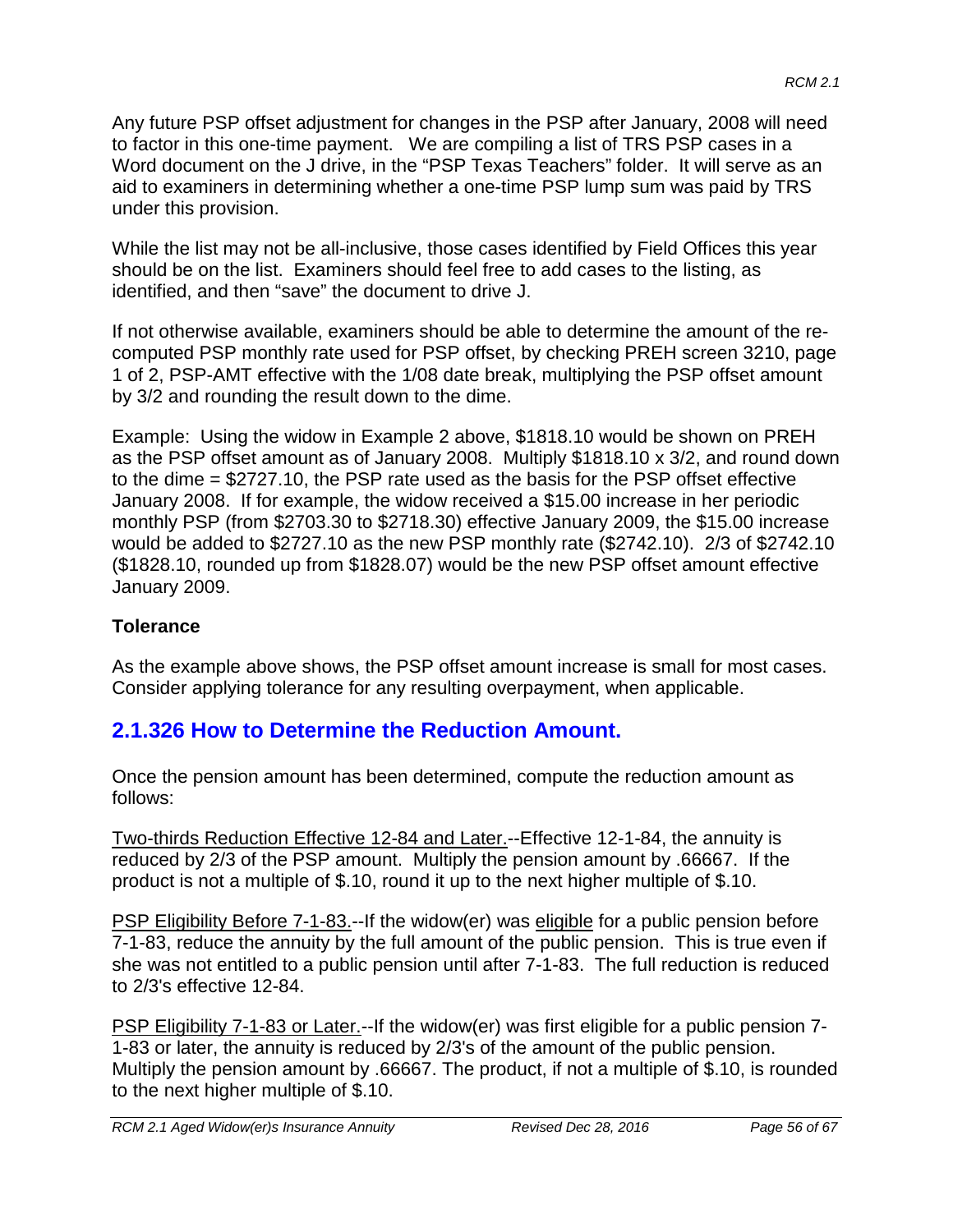Any future PSP offset adjustment for changes in the PSP after January, 2008 will need to factor in this one-time payment. We are compiling a list of TRS PSP cases in a Word document on the J drive, in the "PSP Texas Teachers" folder. It will serve as an aid to examiners in determining whether a one-time PSP lump sum was paid by TRS under this provision.

While the list may not be all-inclusive, those cases identified by Field Offices this year should be on the list. Examiners should feel free to add cases to the listing, as identified, and then "save" the document to drive J.

If not otherwise available, examiners should be able to determine the amount of the re-computed PSP monthly rate used for PSP offset, by checking PREH screen 3210, page 1 of 2, PSP-AMT effective with the 1/08 date break, multiplying the PSP offset amount by 3/2 and rounding the result down to the dime.

Example: Using the widow in Example 2 above, $1818.10 would be shown on PREH as the PSP offset amount as of January 2008. Multiply $1818.10 x 3/2, and round down to the dime = $2727.10, the PSP rate used as the basis for the PSP offset effective January 2008. If for example, the widow received a $15.00 increase in her periodic monthly PSP (from $2703.30 to $2718.30) effective January 2009, the $15.00 increase would be added to $2727.10 as the new PSP monthly rate ($2742.10). 2/3 of $2742.10 ($1828.10, rounded up from $1828.07) would be the new PSP offset amount effective January 2009.

**Tolerance**

As the example above shows, the PSP offset amount increase is small for most cases. Consider applying tolerance for any resulting overpayment, when applicable.

## 2.1.326 How to Determine the Reduction Amount.

Once the pension amount has been determined, compute the reduction amount as follows:

Two-thirds Reduction Effective 12-84 and Later.--Effective 12-1-84, the annuity is reduced by 2/3 of the PSP amount. Multiply the pension amount by .66667. If the product is not a multiple of $.10, round it up to the next higher multiple of $.10.

PSP Eligibility Before 7-1-83.--If the widow(er) was eligible for a public pension before 7-1-83, reduce the annuity by the full amount of the public pension. This is true even if she was not entitled to a public pension until after 7-1-83. The full reduction is reduced to 2/3's effective 12-84.

PSP Eligibility 7-1-83 or Later.--If the widow(er) was first eligible for a public pension 7-1-83 or later, the annuity is reduced by 2/3's of the amount of the public pension. Multiply the pension amount by .66667. The product, if not a multiple of $.10, is rounded to the next higher multiple of $.10.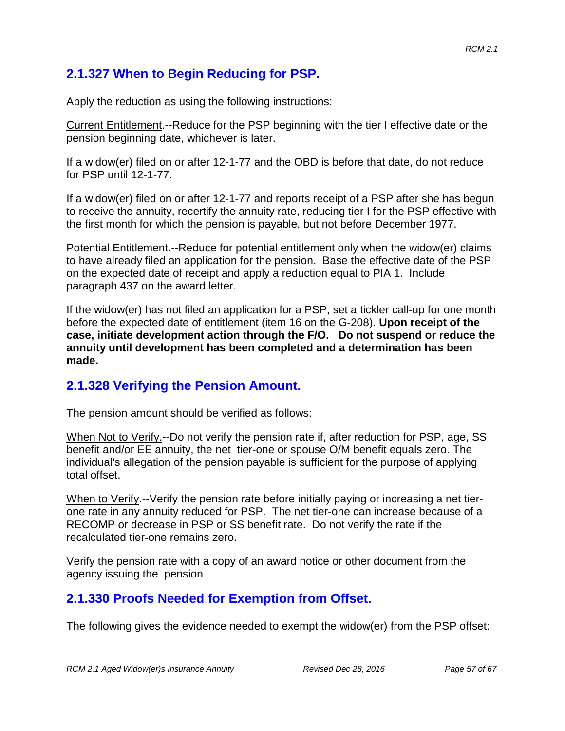## 2.1.327 When to Begin Reducing for PSP.

Apply the reduction as using the following instructions:

Current Entitlement.--Reduce for the PSP beginning with the tier I effective date or the pension beginning date, whichever is later.

If a widow(er) filed on or after 12-1-77 and the OBD is before that date, do not reduce for PSP until 12-1-77.

If a widow(er) filed on or after 12-1-77 and reports receipt of a PSP after she has begun to receive the annuity, recertify the annuity rate, reducing tier I for the PSP effective with the first month for which the pension is payable, but not before December 1977.

Potential Entitlement.--Reduce for potential entitlement only when the widow(er) claims to have already filed an application for the pension. Base the effective date of the PSP on the expected date of receipt and apply a reduction equal to PIA 1. Include paragraph 437 on the award letter.

If the widow(er) has not filed an application for a PSP, set a tickler call-up for one month before the expected date of entitlement (item 16 on the G-208). **Upon receipt of the case, initiate development action through the F/O. Do not suspend or reduce the annuity until development has been completed and a determination has been made.**

## 2.1.328 Verifying the Pension Amount.

The pension amount should be verified as follows:

When Not to Verify.--Do not verify the pension rate if, after reduction for PSP, age, SS benefit and/or EE annuity, the net tier-one or spouse O/M benefit equals zero. The individual's allegation of the pension payable is sufficient for the purpose of applying total offset.

When to Verify.--Verify the pension rate before initially paying or increasing a net tier-one rate in any annuity reduced for PSP. The net tier-one can increase because of a RECOMP or decrease in PSP or SS benefit rate. Do not verify the rate if the recalculated tier-one remains zero.

Verify the pension rate with a copy of an award notice or other document from the agency issuing the pension

## 2.1.330 Proofs Needed for Exemption from Offset.

The following gives the evidence needed to exempt the widow(er) from the PSP offset: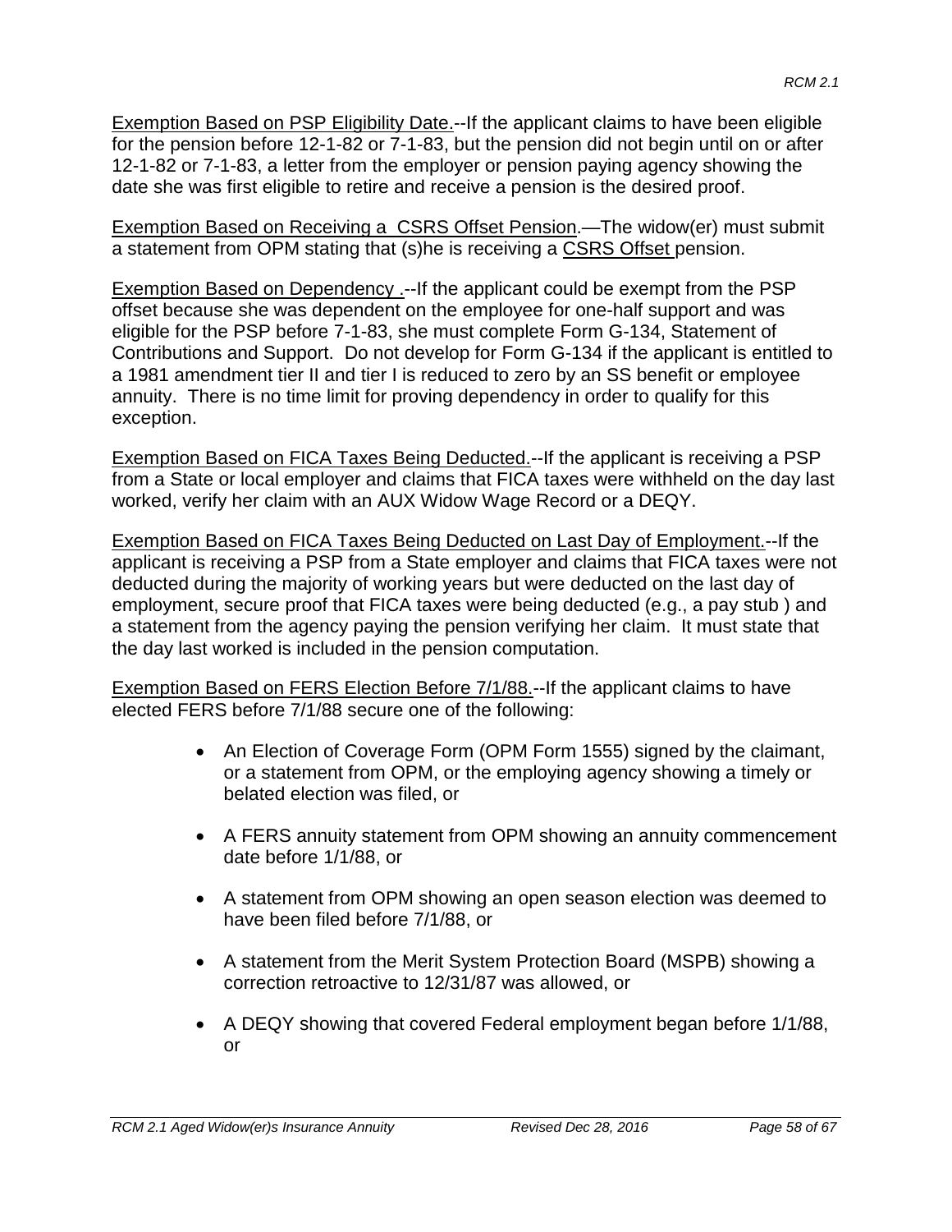Exemption Based on PSP Eligibility Date.--If the applicant claims to have been eligible for the pension before 12-1-82 or 7-1-83, but the pension did not begin until on or after 12-1-82 or 7-1-83, a letter from the employer or pension paying agency showing the date she was first eligible to retire and receive a pension is the desired proof.

Exemption Based on Receiving a CSRS Offset Pension.—The widow(er) must submit a statement from OPM stating that (s)he is receiving a CSRS Offset pension.

Exemption Based on Dependency .--If the applicant could be exempt from the PSP offset because she was dependent on the employee for one-half support and was eligible for the PSP before 7-1-83, she must complete Form G-134, Statement of Contributions and Support. Do not develop for Form G-134 if the applicant is entitled to a 1981 amendment tier II and tier I is reduced to zero by an SS benefit or employee annuity. There is no time limit for proving dependency in order to qualify for this exception.

Exemption Based on FICA Taxes Being Deducted.--If the applicant is receiving a PSP from a State or local employer and claims that FICA taxes were withheld on the day last worked, verify her claim with an AUX Widow Wage Record or a DEQY.

Exemption Based on FICA Taxes Being Deducted on Last Day of Employment.--If the applicant is receiving a PSP from a State employer and claims that FICA taxes were not deducted during the majority of working years but were deducted on the last day of employment, secure proof that FICA taxes were being deducted (e.g., a pay stub ) and a statement from the agency paying the pension verifying her claim. It must state that the day last worked is included in the pension computation.

Exemption Based on FERS Election Before 7/1/88.--If the applicant claims to have elected FERS before 7/1/88 secure one of the following:

- An Election of Coverage Form (OPM Form 1555) signed by the claimant, or a statement from OPM, or the employing agency showing a timely or belated election was filed, or
- A FERS annuity statement from OPM showing an annuity commencement date before 1/1/88, or
- A statement from OPM showing an open season election was deemed to have been filed before 7/1/88, or
- A statement from the Merit System Protection Board (MSPB) showing a correction retroactive to 12/31/87 was allowed, or
- A DEQY showing that covered Federal employment began before 1/1/88, or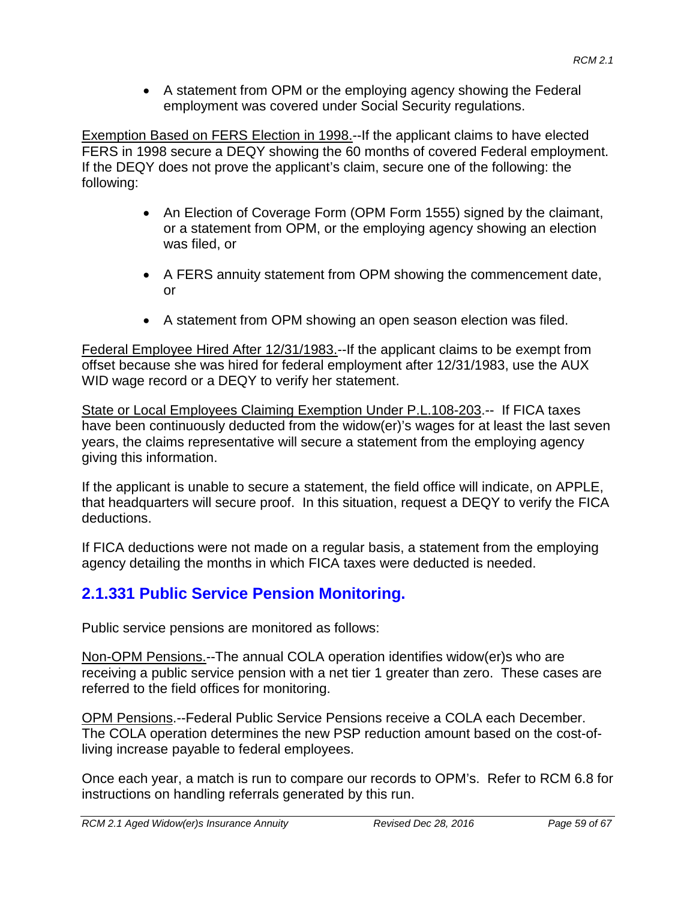- A statement from OPM or the employing agency showing the Federal employment was covered under Social Security regulations.

Exemption Based on FERS Election in 1998.--If the applicant claims to have elected FERS in 1998 secure a DEQY showing the 60 months of covered Federal employment. If the DEQY does not prove the applicant's claim, secure one of the following: the following:

- An Election of Coverage Form (OPM Form 1555) signed by the claimant, or a statement from OPM, or the employing agency showing an election was filed, or
- A FERS annuity statement from OPM showing the commencement date, or
- A statement from OPM showing an open season election was filed.

Federal Employee Hired After 12/31/1983.--If the applicant claims to be exempt from offset because she was hired for federal employment after 12/31/1983, use the AUX WID wage record or a DEQY to verify her statement.

State or Local Employees Claiming Exemption Under P.L.108-203.-- If FICA taxes have been continuously deducted from the widow(er)'s wages for at least the last seven years, the claims representative will secure a statement from the employing agency giving this information.

If the applicant is unable to secure a statement, the field office will indicate, on APPLE, that headquarters will secure proof. In this situation, request a DEQY to verify the FICA deductions.

If FICA deductions were not made on a regular basis, a statement from the employing agency detailing the months in which FICA taxes were deducted is needed.

## 2.1.331 Public Service Pension Monitoring.

Public service pensions are monitored as follows:

Non-OPM Pensions.--The annual COLA operation identifies widow(er)s who are receiving a public service pension with a net tier 1 greater than zero. These cases are referred to the field offices for monitoring.

OPM Pensions.--Federal Public Service Pensions receive a COLA each December. The COLA operation determines the new PSP reduction amount based on the cost-of-living increase payable to federal employees.

Once each year, a match is run to compare our records to OPM's. Refer to RCM 6.8 for instructions on handling referrals generated by this run.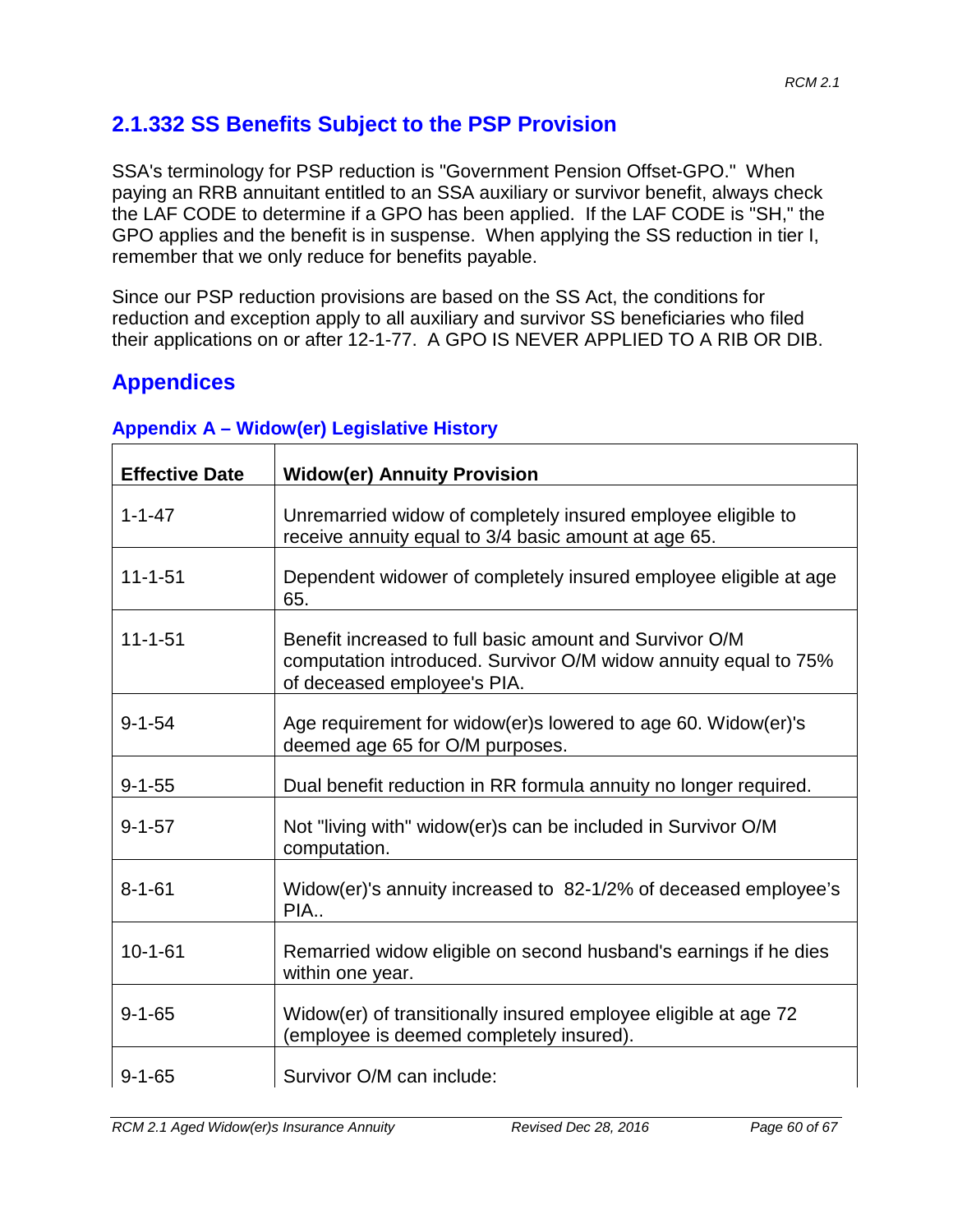## 2.1.332 SS Benefits Subject to the PSP Provision

SSA's terminology for PSP reduction is "Government Pension Offset-GPO." When paying an RRB annuitant entitled to an SSA auxiliary or survivor benefit, always check the LAF CODE to determine if a GPO has been applied. If the LAF CODE is "SH," the GPO applies and the benefit is in suspense. When applying the SS reduction in tier I, remember that we only reduce for benefits payable.

Since our PSP reduction provisions are based on the SS Act, the conditions for reduction and exception apply to all auxiliary and survivor SS beneficiaries who filed their applications on or after 12-1-77. A GPO IS NEVER APPLIED TO A RIB OR DIB.

# Appendices

### Appendix A – Widow(er) Legislative History

| Effective Date | Widow(er) Annuity Provision |
|---|---|
| 1-1-47 | Unremarried widow of completely insured employee eligible to receive annuity equal to 3/4 basic amount at age 65. |
| 11-1-51 | Dependent widower of completely insured employee eligible at age 65. |
| 11-1-51 | Benefit increased to full basic amount and Survivor O/M computation introduced. Survivor O/M widow annuity equal to 75% of deceased employee's PIA. |
| 9-1-54 | Age requirement for widow(er)s lowered to age 60. Widow(er)'s deemed age 65 for O/M purposes. |
| 9-1-55 | Dual benefit reduction in RR formula annuity no longer required. |
| 9-1-57 | Not "living with" widow(er)s can be included in Survivor O/M computation. |
| 8-1-61 | Widow(er)'s annuity increased to 82-1/2% of deceased employee's PIA.. |
| 10-1-61 | Remarried widow eligible on second husband's earnings if he dies within one year. |
| 9-1-65 | Widow(er) of transitionally insured employee eligible at age 72 (employee is deemed completely insured). |
| 9-1-65 | Survivor O/M can include: |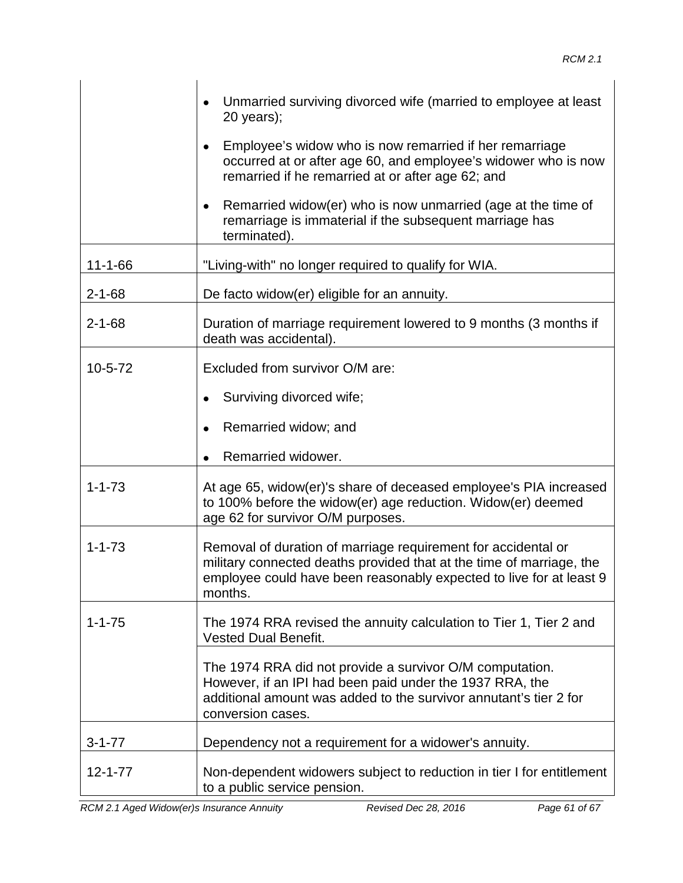| | |
|---|---|
| | • Unmarried surviving divorced wife (married to employee at least 20 years);<br>• Employee's widow who is now remarried if her remarriage occurred at or after age 60, and employee's widower who is now remarried if he remarried at or after age 62; and<br>• Remarried widow(er) who is now unmarried (age at the time of remarriage is immaterial if the subsequent marriage has terminated). |
| 11-1-66 | "Living-with" no longer required to qualify for WIA. |
| 2-1-68 | De facto widow(er) eligible for an annuity. |
| 2-1-68 | Duration of marriage requirement lowered to 9 months (3 months if death was accidental). |
| 10-5-72 | Excluded from survivor O/M are:<br>• Surviving divorced wife;<br>• Remarried widow; and<br>• Remarried widower. |
| 1-1-73 | At age 65, widow(er)'s share of deceased employee's PIA increased to 100% before the widow(er) age reduction. Widow(er) deemed age 62 for survivor O/M purposes. |
| 1-1-73 | Removal of duration of marriage requirement for accidental or military connected deaths provided that at the time of marriage, the employee could have been reasonably expected to live for at least 9 months. |
| 1-1-75 | The 1974 RRA revised the annuity calculation to Tier 1, Tier 2 and Vested Dual Benefit. |
| | The 1974 RRA did not provide a survivor O/M computation. However, if an IPI had been paid under the 1937 RRA, the additional amount was added to the survivor annutant's tier 2 for conversion cases. |
| 3-1-77 | Dependency not a requirement for a widower's annuity. |
| 12-1-77 | Non-dependent widowers subject to reduction in tier I for entitlement to a public service pension. |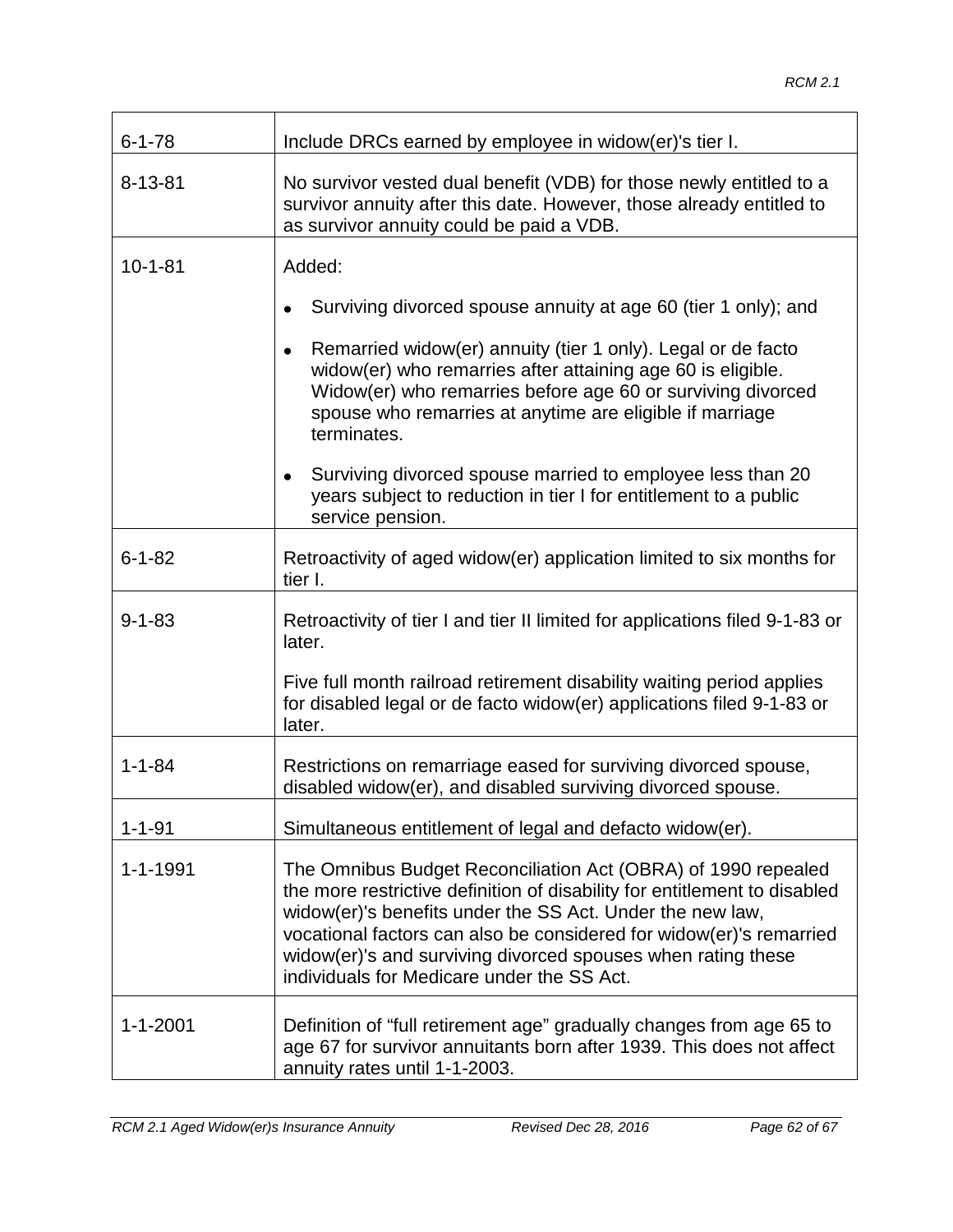| | |
|---|---|
| 6-1-78 | Include DRCs earned by employee in widow(er)'s tier I. |
| 8-13-81 | No survivor vested dual benefit (VDB) for those newly entitled to a survivor annuity after this date. However, those already entitled to as survivor annuity could be paid a VDB. |
| 10-1-81 | Added:<br><br>• Surviving divorced spouse annuity at age 60 (tier 1 only); and<br><br>• Remarried widow(er) annuity (tier 1 only). Legal or de facto widow(er) who remarries after attaining age 60 is eligible. Widow(er) who remarries before age 60 or surviving divorced spouse who remarries at anytime are eligible if marriage terminates.<br><br>• Surviving divorced spouse married to employee less than 20 years subject to reduction in tier I for entitlement to a public service pension. |
| 6-1-82 | Retroactivity of aged widow(er) application limited to six months for tier I. |
| 9-1-83 | Retroactivity of tier I and tier II limited for applications filed 9-1-83 or later.<br><br>Five full month railroad retirement disability waiting period applies for disabled legal or de facto widow(er) applications filed 9-1-83 or later. |
| 1-1-84 | Restrictions on remarriage eased for surviving divorced spouse, disabled widow(er), and disabled surviving divorced spouse. |
| 1-1-91 | Simultaneous entitlement of legal and defacto widow(er). |
| 1-1-1991 | The Omnibus Budget Reconciliation Act (OBRA) of 1990 repealed the more restrictive definition of disability for entitlement to disabled widow(er)'s benefits under the SS Act. Under the new law, vocational factors can also be considered for widow(er)'s remarried widow(er)'s and surviving divorced spouses when rating these individuals for Medicare under the SS Act. |
| 1-1-2001 | Definition of “full retirement age” gradually changes from age 65 to age 67 for survivor annuitants born after 1939. This does not affect annuity rates until 1-1-2003. |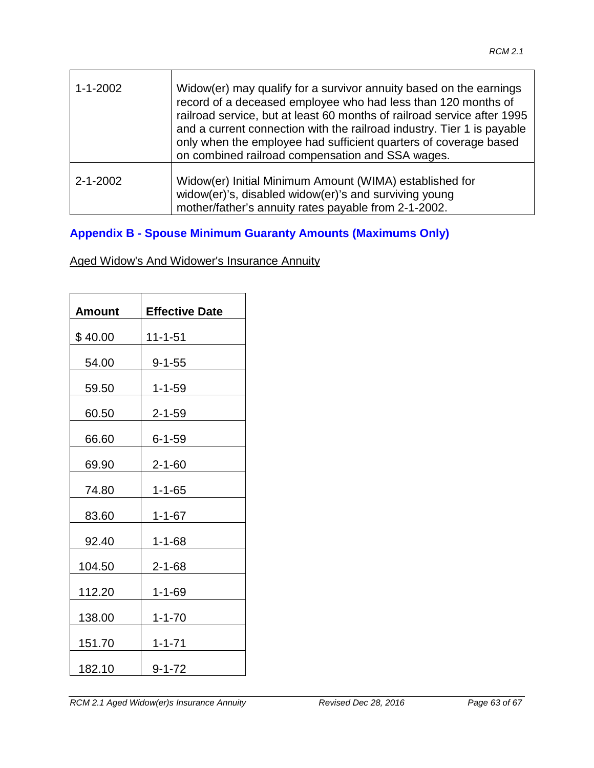| 1-1-2002 | Widow(er) may qualify for a survivor annuity based on the earnings record of a deceased employee who had less than 120 months of railroad service, but at least 60 months of railroad service after 1995 and a current connection with the railroad industry. Tier 1 is payable only when the employee had sufficient quarters of coverage based on combined railroad compensation and SSA wages. |
|---|---|
| 2-1-2002 | Widow(er) Initial Minimum Amount (WIMA) established for widow(er)'s, disabled widow(er)'s and surviving young mother/father's annuity rates payable from 2-1-2002. |

## Appendix B - Spouse Minimum Guaranty Amounts (Maximums Only)

Aged Widow's And Widower's Insurance Annuity

| Amount | Effective Date |
|---|---|
| $ 40.00 | 11-1-51 |
| 54.00 | 9-1-55 |
| 59.50 | 1-1-59 |
| 60.50 | 2-1-59 |
| 66.60 | 6-1-59 |
| 69.90 | 2-1-60 |
| 74.80 | 1-1-65 |
| 83.60 | 1-1-67 |
| 92.40 | 1-1-68 |
| 104.50 | 2-1-68 |
| 112.20 | 1-1-69 |
| 138.00 | 1-1-70 |
| 151.70 | 1-1-71 |
| 182.10 | 9-1-72 |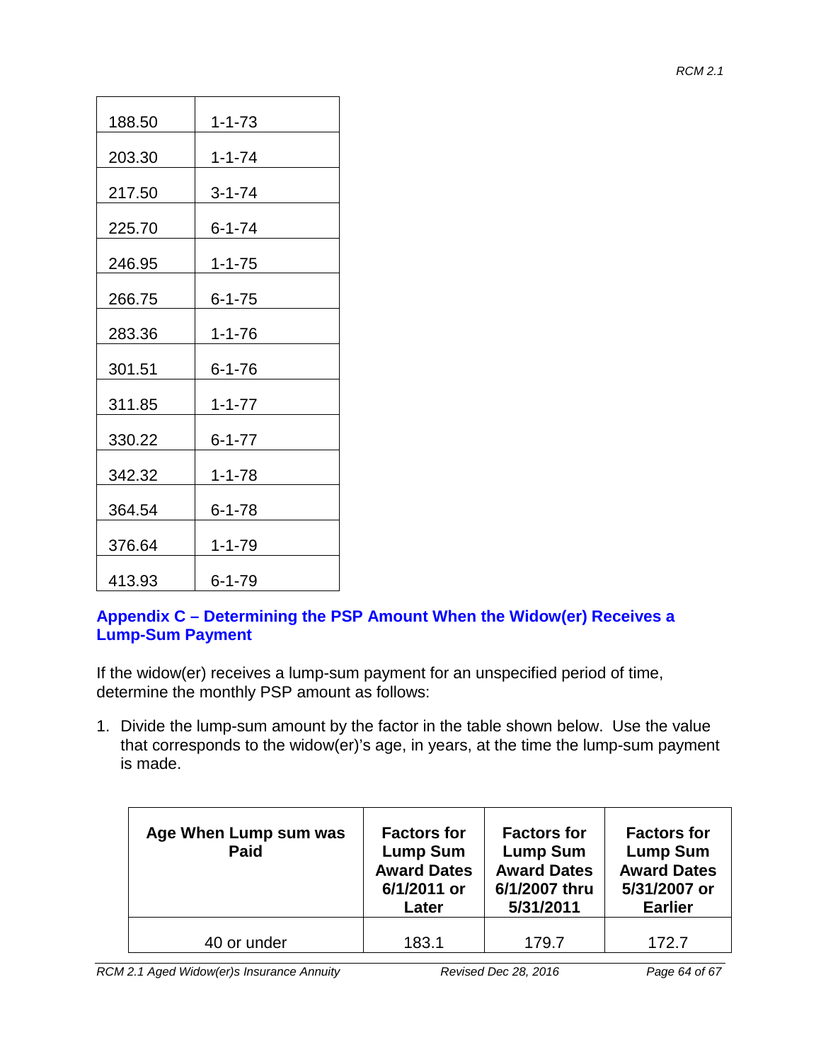| | |
|---|---|
| 188.50 | 1-1-73 |
| 203.30 | 1-1-74 |
| 217.50 | 3-1-74 |
| 225.70 | 6-1-74 |
| 246.95 | 1-1-75 |
| 266.75 | 6-1-75 |
| 283.36 | 1-1-76 |
| 301.51 | 6-1-76 |
| 311.85 | 1-1-77 |
| 330.22 | 6-1-77 |
| 342.32 | 1-1-78 |
| 364.54 | 6-1-78 |
| 376.64 | 1-1-79 |
| 413.93 | 6-1-79 |

## Appendix C – Determining the PSP Amount When the Widow(er) Receives a Lump-Sum Payment

If the widow(er) receives a lump-sum payment for an unspecified period of time, determine the monthly PSP amount as follows:

1. Divide the lump-sum amount by the factor in the table shown below. Use the value that corresponds to the widow(er)'s age, in years, at the time the lump-sum payment is made.

| Age When Lump sum was Paid | Factors for Lump Sum Award Dates 6/1/2011 or Later | Factors for Lump Sum Award Dates 6/1/2007 thru 5/31/2011 | Factors for Lump Sum Award Dates 5/31/2007 or Earlier |
|---|---|---|---|
| 40 or under | 183.1 | 179.7 | 172.7 |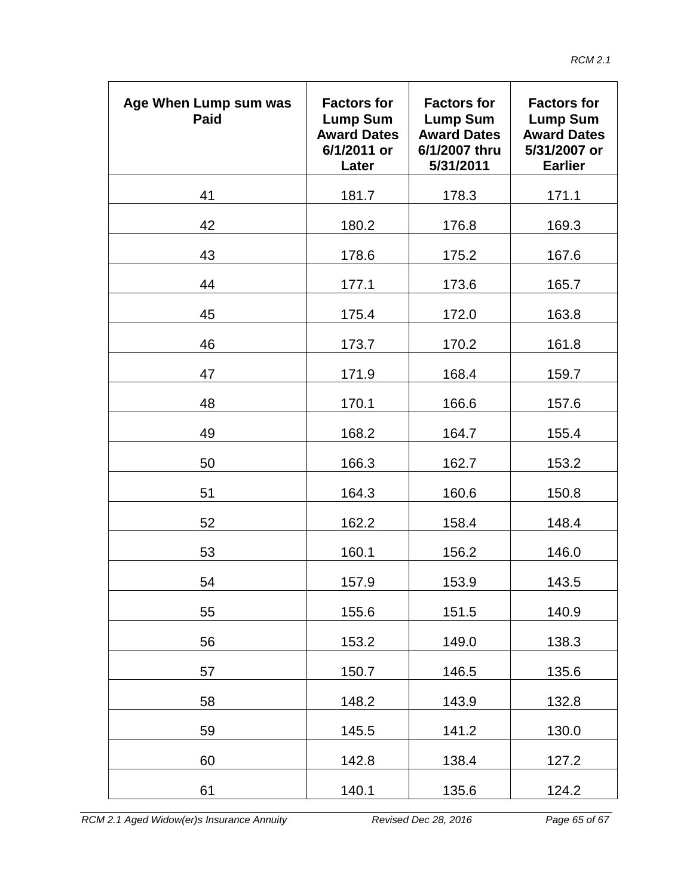| Age When Lump sum was Paid | Factors for Lump Sum Award Dates 6/1/2011 or Later | Factors for Lump Sum Award Dates 6/1/2007 thru 5/31/2011 | Factors for Lump Sum Award Dates 5/31/2007 or Earlier |
|---|---|---|---|
| 41 | 181.7 | 178.3 | 171.1 |
| 42 | 180.2 | 176.8 | 169.3 |
| 43 | 178.6 | 175.2 | 167.6 |
| 44 | 177.1 | 173.6 | 165.7 |
| 45 | 175.4 | 172.0 | 163.8 |
| 46 | 173.7 | 170.2 | 161.8 |
| 47 | 171.9 | 168.4 | 159.7 |
| 48 | 170.1 | 166.6 | 157.6 |
| 49 | 168.2 | 164.7 | 155.4 |
| 50 | 166.3 | 162.7 | 153.2 |
| 51 | 164.3 | 160.6 | 150.8 |
| 52 | 162.2 | 158.4 | 148.4 |
| 53 | 160.1 | 156.2 | 146.0 |
| 54 | 157.9 | 153.9 | 143.5 |
| 55 | 155.6 | 151.5 | 140.9 |
| 56 | 153.2 | 149.0 | 138.3 |
| 57 | 150.7 | 146.5 | 135.6 |
| 58 | 148.2 | 143.9 | 132.8 |
| 59 | 145.5 | 141.2 | 130.0 |
| 60 | 142.8 | 138.4 | 127.2 |
| 61 | 140.1 | 135.6 | 124.2 |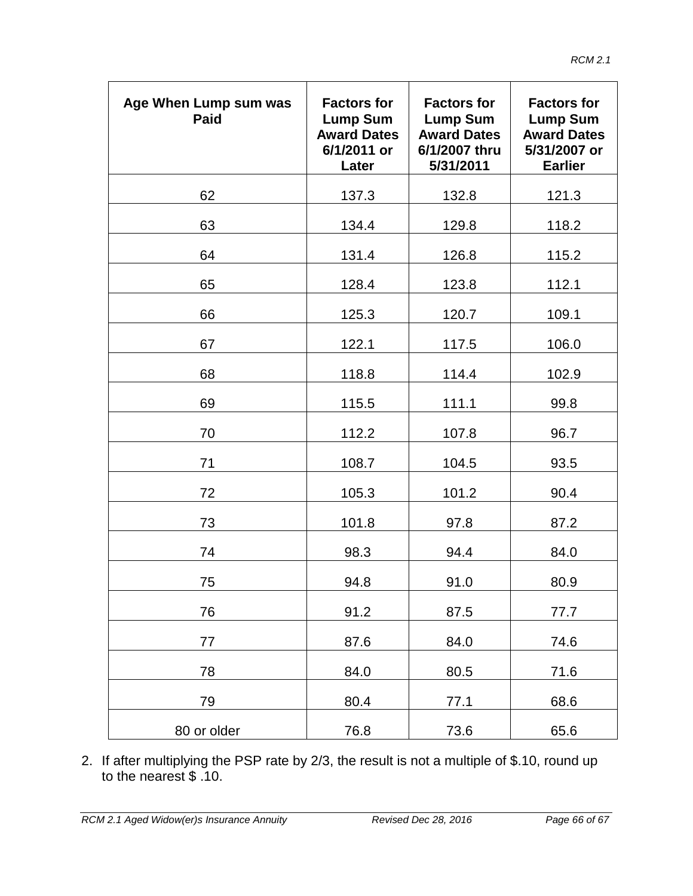| Age When Lump sum was Paid | Factors for Lump Sum Award Dates 6/1/2011 or Later | Factors for Lump Sum Award Dates 6/1/2007 thru 5/31/2011 | Factors for Lump Sum Award Dates 5/31/2007 or Earlier |
|---|---|---|---|
| 62 | 137.3 | 132.8 | 121.3 |
| 63 | 134.4 | 129.8 | 118.2 |
| 64 | 131.4 | 126.8 | 115.2 |
| 65 | 128.4 | 123.8 | 112.1 |
| 66 | 125.3 | 120.7 | 109.1 |
| 67 | 122.1 | 117.5 | 106.0 |
| 68 | 118.8 | 114.4 | 102.9 |
| 69 | 115.5 | 111.1 | 99.8 |
| 70 | 112.2 | 107.8 | 96.7 |
| 71 | 108.7 | 104.5 | 93.5 |
| 72 | 105.3 | 101.2 | 90.4 |
| 73 | 101.8 | 97.8 | 87.2 |
| 74 | 98.3 | 94.4 | 84.0 |
| 75 | 94.8 | 91.0 | 80.9 |
| 76 | 91.2 | 87.5 | 77.7 |
| 77 | 87.6 | 84.0 | 74.6 |
| 78 | 84.0 | 80.5 | 71.6 |
| 79 | 80.4 | 77.1 | 68.6 |
| 80 or older | 76.8 | 73.6 | 65.6 |

2. If after multiplying the PSP rate by 2/3, the result is not a multiple of $.10, round up to the nearest $ .10.